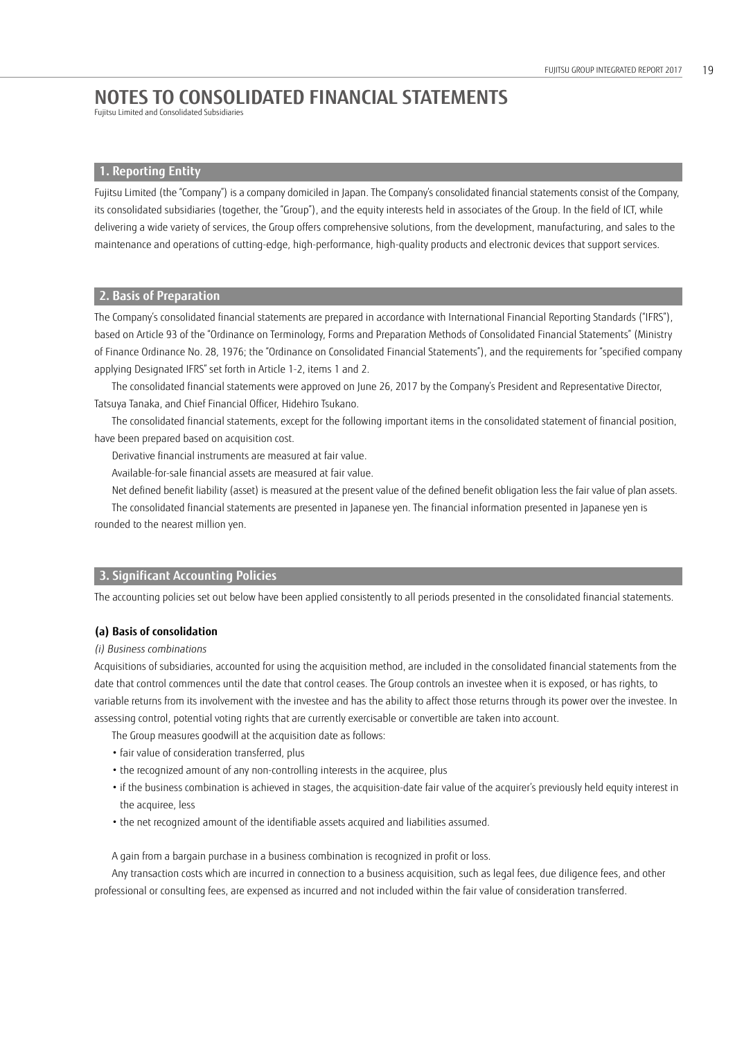# NOTES TO CONSOLIDATED FINANCIAL STATEMENTS

Fujitsu Limited and Consolidated Subsidiaries

## 1. Reporting Entity

Fujitsu Limited (the "Company") is a company domiciled in Japan. The Company's consolidated financial statements consist of the Company, its consolidated subsidiaries (together, the "Group"), and the equity interests held in associates of the Group. In the field of ICT, while delivering a wide variety of services, the Group offers comprehensive solutions, from the development, manufacturing, and sales to the maintenance and operations of cutting-edge, high-performance, high-quality products and electronic devices that support services.

## 2. Basis of Preparation

The Company's consolidated financial statements are prepared in accordance with International Financial Reporting Standards ("IFRS"), based on Article 93 of the "Ordinance on Terminology, Forms and Preparation Methods of Consolidated Financial Statements" (Ministry of Finance Ordinance No. 28, 1976; the "Ordinance on Consolidated Financial Statements"), and the requirements for "specified company applying Designated IFRS" set forth in Article 1-2, items 1 and 2.

The consolidated financial statements were approved on June 26, 2017 by the Company's President and Representative Director, Tatsuya Tanaka, and Chief Financial Officer, Hidehiro Tsukano.

The consolidated financial statements, except for the following important items in the consolidated statement of financial position, have been prepared based on acquisition cost.

Derivative financial instruments are measured at fair value.

Available-for-sale financial assets are measured at fair value.

Net defined benefit liability (asset) is measured at the present value of the defined benefit obligation less the fair value of plan assets.

The consolidated financial statements are presented in Japanese yen. The financial information presented in Japanese yen is rounded to the nearest million yen.

## 3. Significant Accounting Policies

The accounting policies set out below have been applied consistently to all periods presented in the consolidated financial statements.

### (a) Basis of consolidation

*(i) Business combinations*

Acquisitions of subsidiaries, accounted for using the acquisition method, are included in the consolidated financial statements from the date that control commences until the date that control ceases. The Group controls an investee when it is exposed, or has rights, to variable returns from its involvement with the investee and has the ability to affect those returns through its power over the investee. In assessing control, potential voting rights that are currently exercisable or convertible are taken into account.

The Group measures goodwill at the acquisition date as follows:

- fair value of consideration transferred, plus
- the recognized amount of any non-controlling interests in the acquiree, plus
- if the business combination is achieved in stages, the acquisition-date fair value of the acquirer's previously held equity interest in the acquiree, less
- the net recognized amount of the identifiable assets acquired and liabilities assumed.

A gain from a bargain purchase in a business combination is recognized in profit or loss.

Any transaction costs which are incurred in connection to a business acquisition, such as legal fees, due diligence fees, and other professional or consulting fees, are expensed as incurred and not included within the fair value of consideration transferred.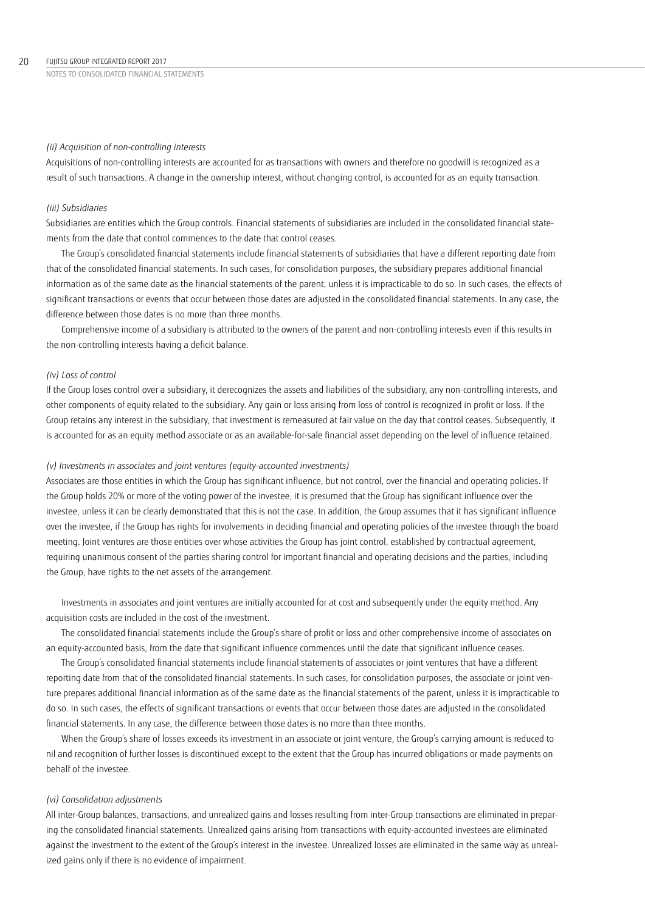*(ii) Acquisition of non-controlling interests*

Acquisitions of non-controlling interests are accounted for as transactions with owners and therefore no goodwill is recognized as a result of such transactions. A change in the ownership interest, without changing control, is accounted for as an equity transaction.

*(iii) Subsidiaries*

Subsidiaries are entities which the Group controls. Financial statements of subsidiaries are included in the consolidated financial statements from the date that control commences to the date that control ceases.

The Group's consolidated financial statements include financial statements of subsidiaries that have a different reporting date from that of the consolidated financial statements. In such cases, for consolidation purposes, the subsidiary prepares additional financial information as of the same date as the financial statements of the parent, unless it is impracticable to do so. In such cases, the effects of significant transactions or events that occur between those dates are adjusted in the consolidated financial statements. In any case, the difference between those dates is no more than three months.

Comprehensive income of a subsidiary is attributed to the owners of the parent and non-controlling interests even if this results in the non-controlling interests having a deficit balance.

*(iv) Loss of control*

If the Group loses control over a subsidiary, it derecognizes the assets and liabilities of the subsidiary, any non-controlling interests, and other components of equity related to the subsidiary. Any gain or loss arising from loss of control is recognized in profit or loss. If the Group retains any interest in the subsidiary, that investment is remeasured at fair value on the day that control ceases. Subsequently, it is accounted for as an equity method associate or as an available-for-sale financial asset depending on the level of influence retained.

*(v) Investments in associates and joint ventures (equity-accounted investments)*

Associates are those entities in which the Group has significant influence, but not control, over the financial and operating policies. If the Group holds 20% or more of the voting power of the investee, it is presumed that the Group has significant influence over the investee, unless it can be clearly demonstrated that this is not the case. In addition, the Group assumes that it has significant influence over the investee, if the Group has rights for involvements in deciding financial and operating policies of the investee through the board meeting. Joint ventures are those entities over whose activities the Group has joint control, established by contractual agreement, requiring unanimous consent of the parties sharing control for important financial and operating decisions and the parties, including the Group, have rights to the net assets of the arrangement.

Investments in associates and joint ventures are initially accounted for at cost and subsequently under the equity method. Any acquisition costs are included in the cost of the investment.

The consolidated financial statements include the Group's share of profit or loss and other comprehensive income of associates on an equity-accounted basis, from the date that significant influence commences until the date that significant influence ceases.

The Group's consolidated financial statements include financial statements of associates or joint ventures that have a different reporting date from that of the consolidated financial statements. In such cases, for consolidation purposes, the associate or joint venture prepares additional financial information as of the same date as the financial statements of the parent, unless it is impracticable to do so. In such cases, the effects of significant transactions or events that occur between those dates are adjusted in the consolidated financial statements. In any case, the difference between those dates is no more than three months.

When the Group's share of losses exceeds its investment in an associate or joint venture, the Group's carrying amount is reduced to nil and recognition of further losses is discontinued except to the extent that the Group has incurred obligations or made payments on behalf of the investee.

*(vi) Consolidation adjustments*

All inter-Group balances, transactions, and unrealized gains and losses resulting from inter-Group transactions are eliminated in preparing the consolidated financial statements. Unrealized gains arising from transactions with equity-accounted investees are eliminated against the investment to the extent of the Group's interest in the investee. Unrealized losses are eliminated in the same way as unrealized gains only if there is no evidence of impairment.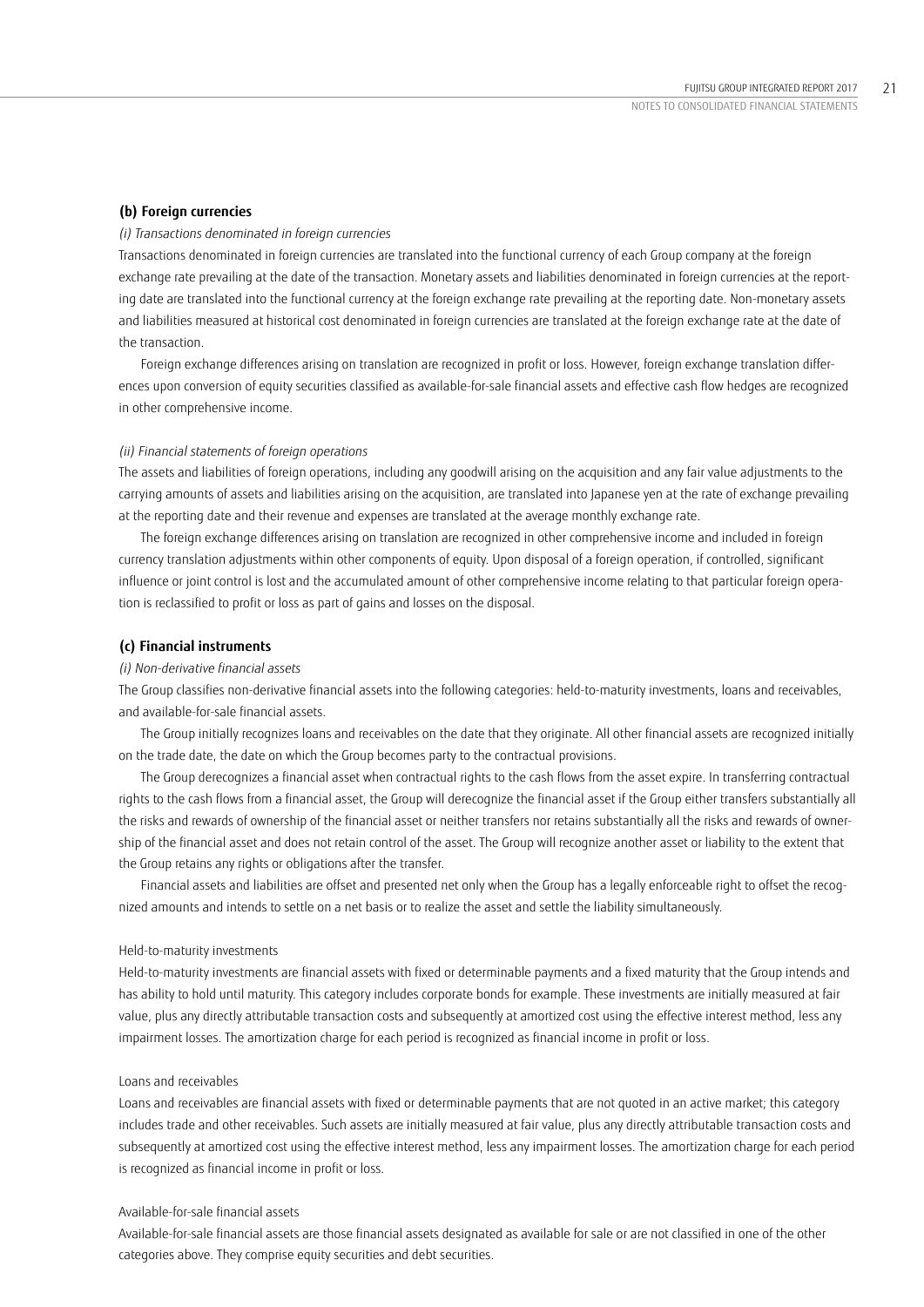### (b) Foreign currencies

*(i) Transactions denominated in foreign currencies*

Transactions denominated in foreign currencies are translated into the functional currency of each Group company at the foreign exchange rate prevailing at the date of the transaction. Monetary assets and liabilities denominated in foreign currencies at the reporting date are translated into the functional currency at the foreign exchange rate prevailing at the reporting date. Non-monetary assets and liabilities measured at historical cost denominated in foreign currencies are translated at the foreign exchange rate at the date of the transaction.

Foreign exchange differences arising on translation are recognized in profit or loss. However, foreign exchange translation differences upon conversion of equity securities classified as available-for-sale financial assets and effective cash flow hedges are recognized in other comprehensive income.

*(ii) Financial statements of foreign operations*

The assets and liabilities of foreign operations, including any goodwill arising on the acquisition and any fair value adjustments to the carrying amounts of assets and liabilities arising on the acquisition, are translated into Japanese yen at the rate of exchange prevailing at the reporting date and their revenue and expenses are translated at the average monthly exchange rate.

The foreign exchange differences arising on translation are recognized in other comprehensive income and included in foreign currency translation adjustments within other components of equity. Upon disposal of a foreign operation, if controlled, significant influence or joint control is lost and the accumulated amount of other comprehensive income relating to that particular foreign operation is reclassified to profit or loss as part of gains and losses on the disposal.

### (c) Financial instruments

*(i) Non-derivative financial assets*

The Group classifies non-derivative financial assets into the following categories: held-to-maturity investments, loans and receivables, and available-for-sale financial assets.

The Group initially recognizes loans and receivables on the date that they originate. All other financial assets are recognized initially on the trade date, the date on which the Group becomes party to the contractual provisions.

The Group derecognizes a financial asset when contractual rights to the cash flows from the asset expire. In transferring contractual rights to the cash flows from a financial asset, the Group will derecognize the financial asset if the Group either transfers substantially all the risks and rewards of ownership of the financial asset or neither transfers nor retains substantially all the risks and rewards of ownership of the financial asset and does not retain control of the asset. The Group will recognize another asset or liability to the extent that the Group retains any rights or obligations after the transfer.

Financial assets and liabilities are offset and presented net only when the Group has a legally enforceable right to offset the recognized amounts and intends to settle on a net basis or to realize the asset and settle the liability simultaneously.

Held-to-maturity investments

Held-to-maturity investments are financial assets with fixed or determinable payments and a fixed maturity that the Group intends and has ability to hold until maturity. This category includes corporate bonds for example. These investments are initially measured at fair value, plus any directly attributable transaction costs and subsequently at amortized cost using the effective interest method, less any impairment losses. The amortization charge for each period is recognized as financial income in profit or loss.

Loans and receivables

Loans and receivables are financial assets with fixed or determinable payments that are not quoted in an active market; this category includes trade and other receivables. Such assets are initially measured at fair value, plus any directly attributable transaction costs and subsequently at amortized cost using the effective interest method, less any impairment losses. The amortization charge for each period is recognized as financial income in profit or loss.

Available-for-sale financial assets

Available-for-sale financial assets are those financial assets designated as available for sale or are not classified in one of the other categories above. They comprise equity securities and debt securities.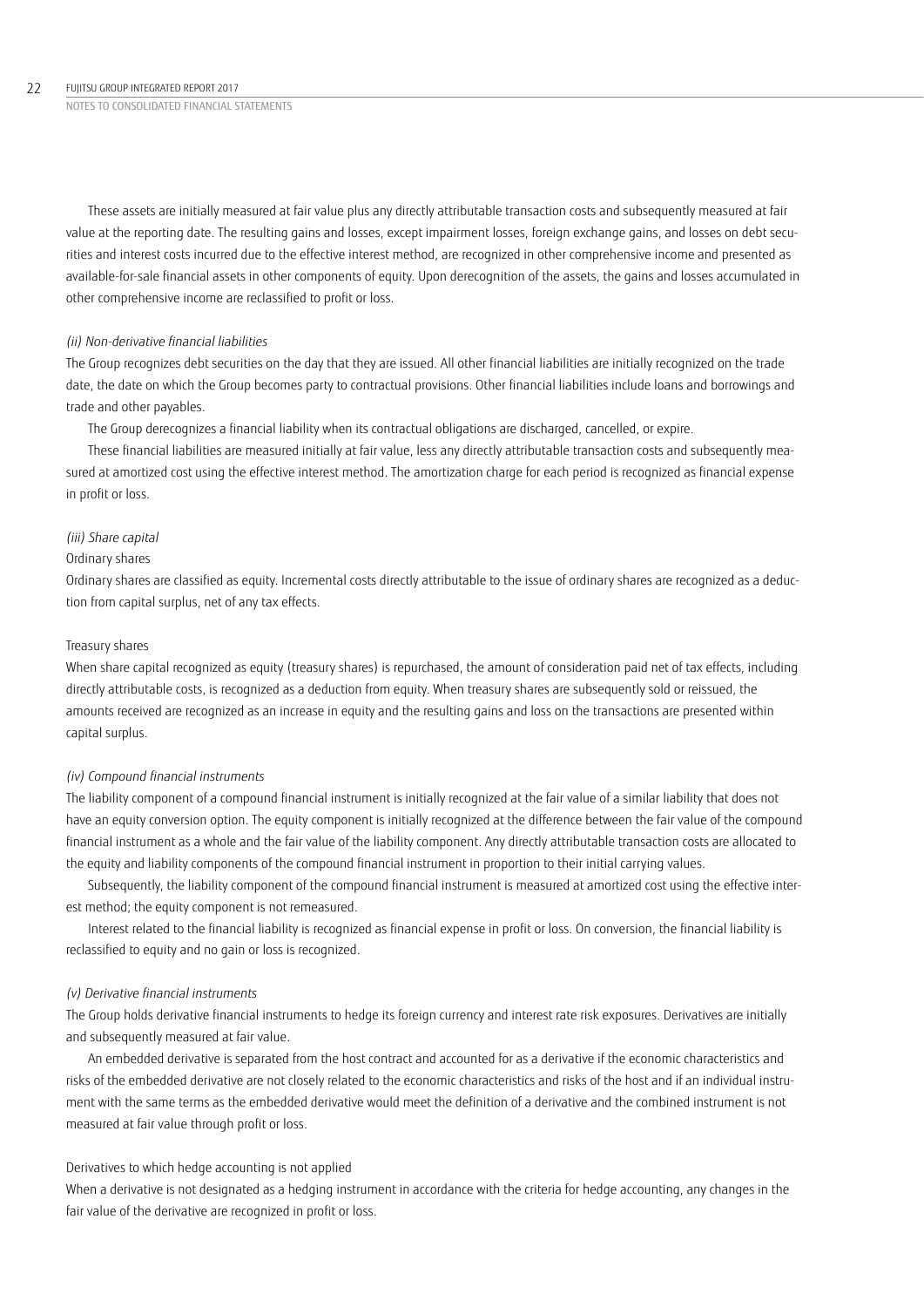These assets are initially measured at fair value plus any directly attributable transaction costs and subsequently measured at fair value at the reporting date. The resulting gains and losses, except impairment losses, foreign exchange gains, and losses on debt securities and interest costs incurred due to the effective interest method, are recognized in other comprehensive income and presented as available-for-sale financial assets in other components of equity. Upon derecognition of the assets, the gains and losses accumulated in other comprehensive income are reclassified to profit or loss.

*(ii) Non-derivative financial liabilities*

The Group recognizes debt securities on the day that they are issued. All other financial liabilities are initially recognized on the trade date, the date on which the Group becomes party to contractual provisions. Other financial liabilities include loans and borrowings and trade and other payables.

The Group derecognizes a financial liability when its contractual obligations are discharged, cancelled, or expire.

These financial liabilities are measured initially at fair value, less any directly attributable transaction costs and subsequently measured at amortized cost using the effective interest method. The amortization charge for each period is recognized as financial expense in profit or loss.

*(iii) Share capital*

Ordinary shares

Ordinary shares are classified as equity. Incremental costs directly attributable to the issue of ordinary shares are recognized as a deduction from capital surplus, net of any tax effects.

Treasury shares

When share capital recognized as equity (treasury shares) is repurchased, the amount of consideration paid net of tax effects, including directly attributable costs, is recognized as a deduction from equity. When treasury shares are subsequently sold or reissued, the amounts received are recognized as an increase in equity and the resulting gains and loss on the transactions are presented within capital surplus.

*(iv) Compound financial instruments*

The liability component of a compound financial instrument is initially recognized at the fair value of a similar liability that does not have an equity conversion option. The equity component is initially recognized at the difference between the fair value of the compound financial instrument as a whole and the fair value of the liability component. Any directly attributable transaction costs are allocated to the equity and liability components of the compound financial instrument in proportion to their initial carrying values.

Subsequently, the liability component of the compound financial instrument is measured at amortized cost using the effective interest method; the equity component is not remeasured.

Interest related to the financial liability is recognized as financial expense in profit or loss. On conversion, the financial liability is reclassified to equity and no gain or loss is recognized.

*(v) Derivative financial instruments*

The Group holds derivative financial instruments to hedge its foreign currency and interest rate risk exposures. Derivatives are initially and subsequently measured at fair value.

An embedded derivative is separated from the host contract and accounted for as a derivative if the economic characteristics and risks of the embedded derivative are not closely related to the economic characteristics and risks of the host and if an individual instrument with the same terms as the embedded derivative would meet the definition of a derivative and the combined instrument is not measured at fair value through profit or loss.

Derivatives to which hedge accounting is not applied

When a derivative is not designated as a hedging instrument in accordance with the criteria for hedge accounting, any changes in the fair value of the derivative are recognized in profit or loss.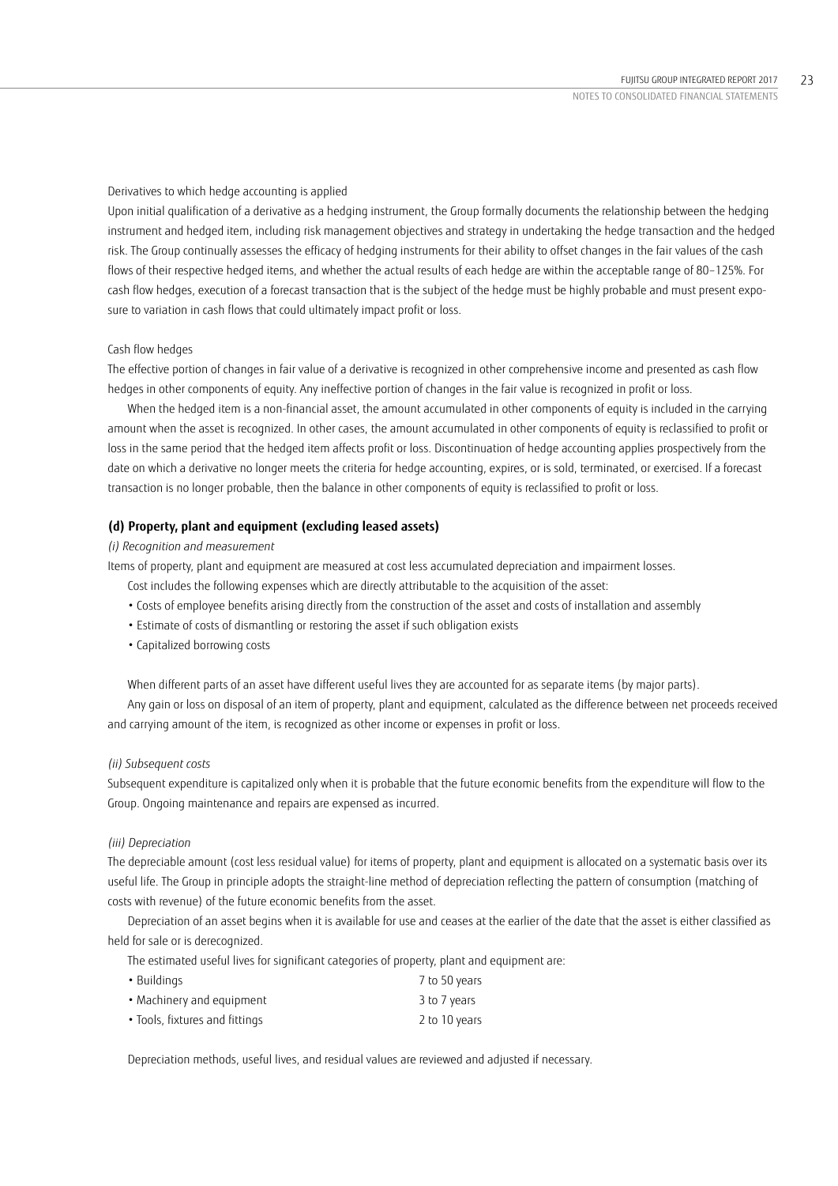Derivatives to which hedge accounting is applied

Upon initial qualification of a derivative as a hedging instrument, the Group formally documents the relationship between the hedging instrument and hedged item, including risk management objectives and strategy in undertaking the hedge transaction and the hedged risk. The Group continually assesses the efficacy of hedging instruments for their ability to offset changes in the fair values of the cash flows of their respective hedged items, and whether the actual results of each hedge are within the acceptable range of 80–125%. For cash flow hedges, execution of a forecast transaction that is the subject of the hedge must be highly probable and must present exposure to variation in cash flows that could ultimately impact profit or loss.

Cash flow hedges

The effective portion of changes in fair value of a derivative is recognized in other comprehensive income and presented as cash flow hedges in other components of equity. Any ineffective portion of changes in the fair value is recognized in profit or loss.

When the hedged item is a non-financial asset, the amount accumulated in other components of equity is included in the carrying amount when the asset is recognized. In other cases, the amount accumulated in other components of equity is reclassified to profit or loss in the same period that the hedged item affects profit or loss. Discontinuation of hedge accounting applies prospectively from the date on which a derivative no longer meets the criteria for hedge accounting, expires, or is sold, terminated, or exercised. If a forecast transaction is no longer probable, then the balance in other components of equity is reclassified to profit or loss.

### (d) Property, plant and equipment (excluding leased assets)

*(i) Recognition and measurement*

Items of property, plant and equipment are measured at cost less accumulated depreciation and impairment losses.

Cost includes the following expenses which are directly attributable to the acquisition of the asset:

- Costs of employee benefits arising directly from the construction of the asset and costs of installation and assembly
- Estimate of costs of dismantling or restoring the asset if such obligation exists
- Capitalized borrowing costs

When different parts of an asset have different useful lives they are accounted for as separate items (by major parts).

Any gain or loss on disposal of an item of property, plant and equipment, calculated as the difference between net proceeds received and carrying amount of the item, is recognized as other income or expenses in profit or loss.

*(ii) Subsequent costs*

Subsequent expenditure is capitalized only when it is probable that the future economic benefits from the expenditure will flow to the Group. Ongoing maintenance and repairs are expensed as incurred.

*(iii) Depreciation*

The depreciable amount (cost less residual value) for items of property, plant and equipment is allocated on a systematic basis over its useful life. The Group in principle adopts the straight-line method of depreciation reflecting the pattern of consumption (matching of costs with revenue) of the future economic benefits from the asset.

Depreciation of an asset begins when it is available for use and ceases at the earlier of the date that the asset is either classified as held for sale or is derecognized.

The estimated useful lives for significant categories of property, plant and equipment are:

- Buildings 7 to 50 years
- Machinery and equipment 3 to 7 years
- Tools, fixtures and fittings 2 to 10 years

Depreciation methods, useful lives, and residual values are reviewed and adjusted if necessary.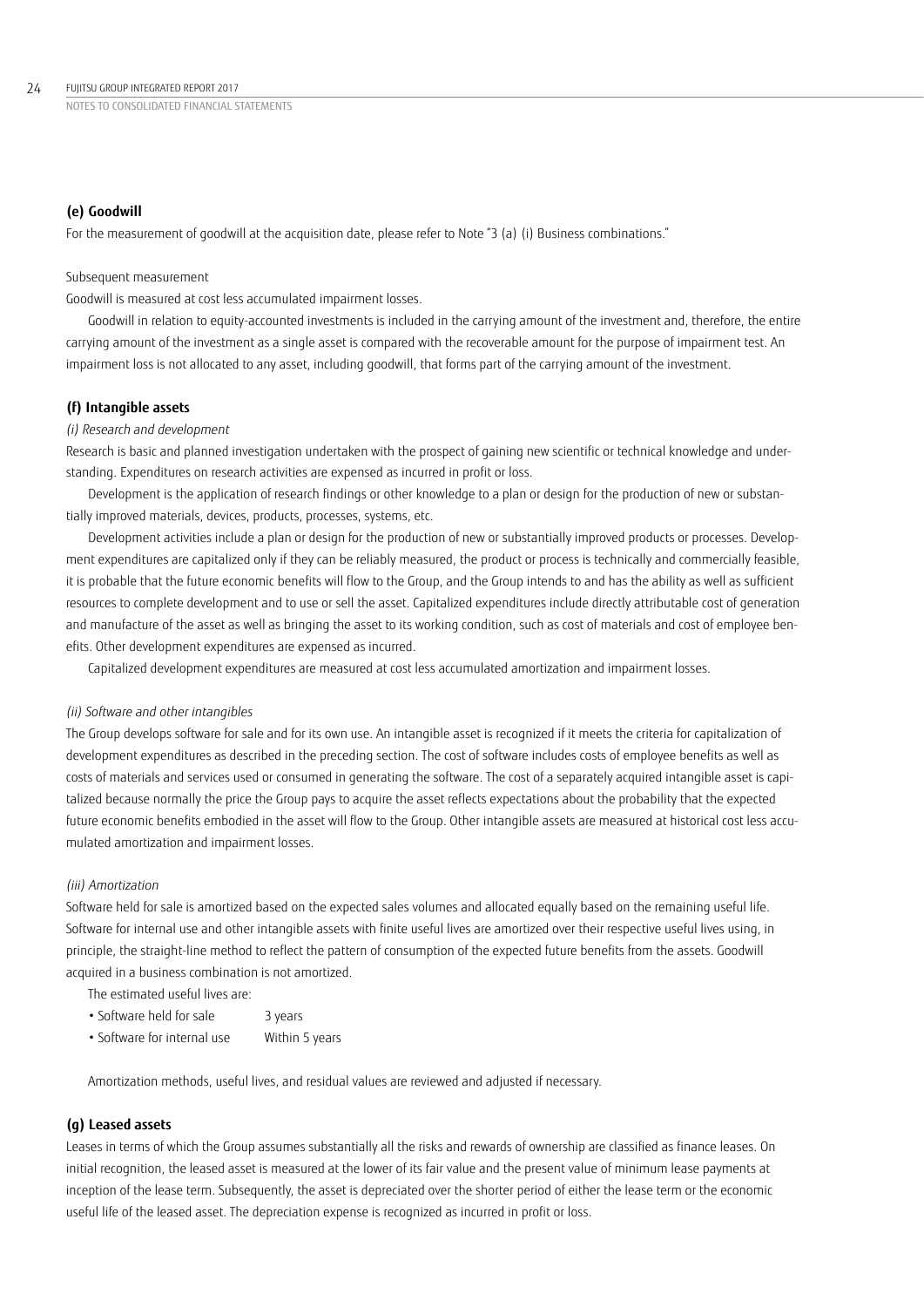### (e) Goodwill

For the measurement of goodwill at the acquisition date, please refer to Note "3 (a) (i) Business combinations."

Subsequent measurement

Goodwill is measured at cost less accumulated impairment losses.

Goodwill in relation to equity-accounted investments is included in the carrying amount of the investment and, therefore, the entire carrying amount of the investment as a single asset is compared with the recoverable amount for the purpose of impairment test. An impairment loss is not allocated to any asset, including goodwill, that forms part of the carrying amount of the investment.

### (f) Intangible assets

*(i) Research and development*

Research is basic and planned investigation undertaken with the prospect of gaining new scientific or technical knowledge and understanding. Expenditures on research activities are expensed as incurred in profit or loss.

Development is the application of research findings or other knowledge to a plan or design for the production of new or substantially improved materials, devices, products, processes, systems, etc.

Development activities include a plan or design for the production of new or substantially improved products or processes. Development expenditures are capitalized only if they can be reliably measured, the product or process is technically and commercially feasible, it is probable that the future economic benefits will flow to the Group, and the Group intends to and has the ability as well as sufficient resources to complete development and to use or sell the asset. Capitalized expenditures include directly attributable cost of generation and manufacture of the asset as well as bringing the asset to its working condition, such as cost of materials and cost of employee benefits. Other development expenditures are expensed as incurred.

Capitalized development expenditures are measured at cost less accumulated amortization and impairment losses.

*(ii) Software and other intangibles*

The Group develops software for sale and for its own use. An intangible asset is recognized if it meets the criteria for capitalization of development expenditures as described in the preceding section. The cost of software includes costs of employee benefits as well as costs of materials and services used or consumed in generating the software. The cost of a separately acquired intangible asset is capitalized because normally the price the Group pays to acquire the asset reflects expectations about the probability that the expected future economic benefits embodied in the asset will flow to the Group. Other intangible assets are measured at historical cost less accumulated amortization and impairment losses.

*(iii) Amortization*

Software held for sale is amortized based on the expected sales volumes and allocated equally based on the remaining useful life. Software for internal use and other intangible assets with finite useful lives are amortized over their respective useful lives using, in principle, the straight-line method to reflect the pattern of consumption of the expected future benefits from the assets. Goodwill acquired in a business combination is not amortized.

The estimated useful lives are:

- Software held for sale 3 years
- Software for internal use Within 5 years

Amortization methods, useful lives, and residual values are reviewed and adjusted if necessary.

### (g) Leased assets

Leases in terms of which the Group assumes substantially all the risks and rewards of ownership are classified as finance leases. On initial recognition, the leased asset is measured at the lower of its fair value and the present value of minimum lease payments at inception of the lease term. Subsequently, the asset is depreciated over the shorter period of either the lease term or the economic useful life of the leased asset. The depreciation expense is recognized as incurred in profit or loss.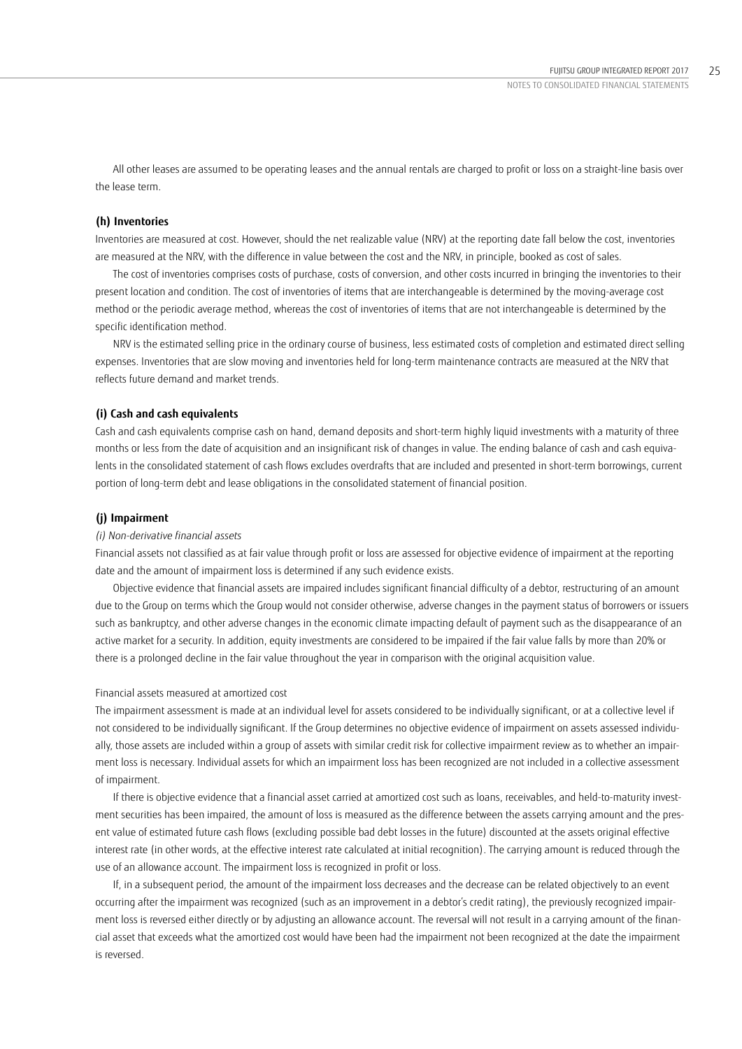All other leases are assumed to be operating leases and the annual rentals are charged to profit or loss on a straight-line basis over the lease term.

### (h) Inventories

Inventories are measured at cost. However, should the net realizable value (NRV) at the reporting date fall below the cost, inventories are measured at the NRV, with the difference in value between the cost and the NRV, in principle, booked as cost of sales.

The cost of inventories comprises costs of purchase, costs of conversion, and other costs incurred in bringing the inventories to their present location and condition. The cost of inventories of items that are interchangeable is determined by the moving-average cost method or the periodic average method, whereas the cost of inventories of items that are not interchangeable is determined by the specific identification method.

NRV is the estimated selling price in the ordinary course of business, less estimated costs of completion and estimated direct selling expenses. Inventories that are slow moving and inventories held for long-term maintenance contracts are measured at the NRV that reflects future demand and market trends.

### (i) Cash and cash equivalents

Cash and cash equivalents comprise cash on hand, demand deposits and short-term highly liquid investments with a maturity of three months or less from the date of acquisition and an insignificant risk of changes in value. The ending balance of cash and cash equivalents in the consolidated statement of cash flows excludes overdrafts that are included and presented in short-term borrowings, current portion of long-term debt and lease obligations in the consolidated statement of financial position.

### (j) Impairment

*(i) Non-derivative financial assets*

Financial assets not classified as at fair value through profit or loss are assessed for objective evidence of impairment at the reporting date and the amount of impairment loss is determined if any such evidence exists.

Objective evidence that financial assets are impaired includes significant financial difficulty of a debtor, restructuring of an amount due to the Group on terms which the Group would not consider otherwise, adverse changes in the payment status of borrowers or issuers such as bankruptcy, and other adverse changes in the economic climate impacting default of payment such as the disappearance of an active market for a security. In addition, equity investments are considered to be impaired if the fair value falls by more than 20% or there is a prolonged decline in the fair value throughout the year in comparison with the original acquisition value.

Financial assets measured at amortized cost

The impairment assessment is made at an individual level for assets considered to be individually significant, or at a collective level if not considered to be individually significant. If the Group determines no objective evidence of impairment on assets assessed individually, those assets are included within a group of assets with similar credit risk for collective impairment review as to whether an impairment loss is necessary. Individual assets for which an impairment loss has been recognized are not included in a collective assessment of impairment.

If there is objective evidence that a financial asset carried at amortized cost such as loans, receivables, and held-to-maturity investment securities has been impaired, the amount of loss is measured as the difference between the assets carrying amount and the present value of estimated future cash flows (excluding possible bad debt losses in the future) discounted at the assets original effective interest rate (in other words, at the effective interest rate calculated at initial recognition). The carrying amount is reduced through the use of an allowance account. The impairment loss is recognized in profit or loss.

If, in a subsequent period, the amount of the impairment loss decreases and the decrease can be related objectively to an event occurring after the impairment was recognized (such as an improvement in a debtor's credit rating), the previously recognized impairment loss is reversed either directly or by adjusting an allowance account. The reversal will not result in a carrying amount of the financial asset that exceeds what the amortized cost would have been had the impairment not been recognized at the date the impairment is reversed.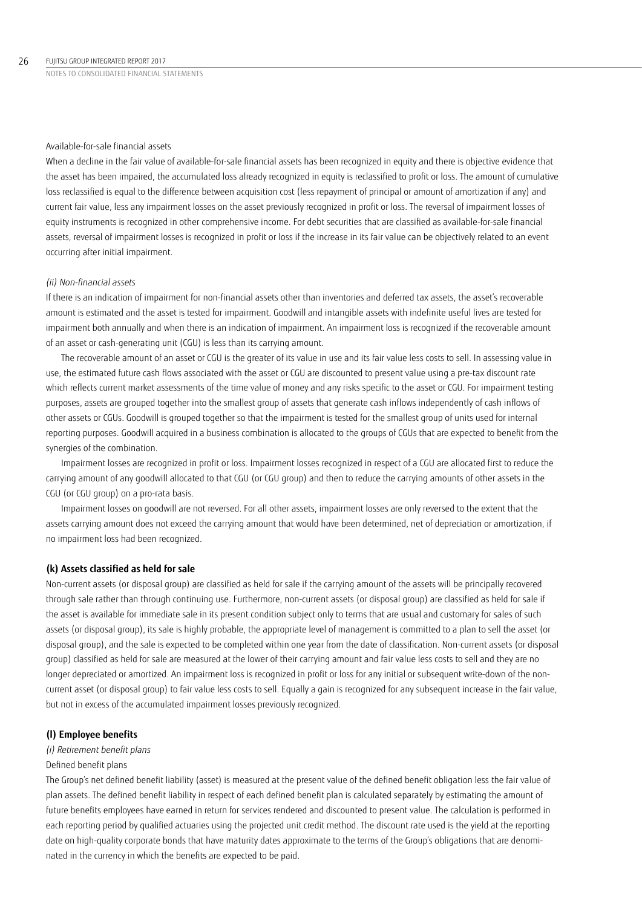Available-for-sale financial assets

When a decline in the fair value of available-for-sale financial assets has been recognized in equity and there is objective evidence that the asset has been impaired, the accumulated loss already recognized in equity is reclassified to profit or loss. The amount of cumulative loss reclassified is equal to the difference between acquisition cost (less repayment of principal or amount of amortization if any) and current fair value, less any impairment losses on the asset previously recognized in profit or loss. The reversal of impairment losses of equity instruments is recognized in other comprehensive income. For debt securities that are classified as available-for-sale financial assets, reversal of impairment losses is recognized in profit or loss if the increase in its fair value can be objectively related to an event occurring after initial impairment.

*(ii) Non-financial assets*

If there is an indication of impairment for non-financial assets other than inventories and deferred tax assets, the asset's recoverable amount is estimated and the asset is tested for impairment. Goodwill and intangible assets with indefinite useful lives are tested for impairment both annually and when there is an indication of impairment. An impairment loss is recognized if the recoverable amount of an asset or cash-generating unit (CGU) is less than its carrying amount.

The recoverable amount of an asset or CGU is the greater of its value in use and its fair value less costs to sell. In assessing value in use, the estimated future cash flows associated with the asset or CGU are discounted to present value using a pre-tax discount rate which reflects current market assessments of the time value of money and any risks specific to the asset or CGU. For impairment testing purposes, assets are grouped together into the smallest group of assets that generate cash inflows independently of cash inflows of other assets or CGUs. Goodwill is grouped together so that the impairment is tested for the smallest group of units used for internal reporting purposes. Goodwill acquired in a business combination is allocated to the groups of CGUs that are expected to benefit from the synergies of the combination.

Impairment losses are recognized in profit or loss. Impairment losses recognized in respect of a CGU are allocated first to reduce the carrying amount of any goodwill allocated to that CGU (or CGU group) and then to reduce the carrying amounts of other assets in the CGU (or CGU group) on a pro-rata basis.

Impairment losses on goodwill are not reversed. For all other assets, impairment losses are only reversed to the extent that the assets carrying amount does not exceed the carrying amount that would have been determined, net of depreciation or amortization, if no impairment loss had been recognized.

### (k) Assets classified as held for sale

Non-current assets (or disposal group) are classified as held for sale if the carrying amount of the assets will be principally recovered through sale rather than through continuing use. Furthermore, non-current assets (or disposal group) are classified as held for sale if the asset is available for immediate sale in its present condition subject only to terms that are usual and customary for sales of such assets (or disposal group), its sale is highly probable, the appropriate level of management is committed to a plan to sell the asset (or disposal group), and the sale is expected to be completed within one year from the date of classification. Non-current assets (or disposal group) classified as held for sale are measured at the lower of their carrying amount and fair value less costs to sell and they are no longer depreciated or amortized. An impairment loss is recognized in profit or loss for any initial or subsequent write-down of the non-current asset (or disposal group) to fair value less costs to sell. Equally a gain is recognized for any subsequent increase in the fair value, but not in excess of the accumulated impairment losses previously recognized.

### (l) Employee benefits

*(i) Retirement benefit plans*

Defined benefit plans

The Group's net defined benefit liability (asset) is measured at the present value of the defined benefit obligation less the fair value of plan assets. The defined benefit liability in respect of each defined benefit plan is calculated separately by estimating the amount of future benefits employees have earned in return for services rendered and discounted to present value. The calculation is performed in each reporting period by qualified actuaries using the projected unit credit method. The discount rate used is the yield at the reporting date on high-quality corporate bonds that have maturity dates approximate to the terms of the Group's obligations that are denominated in the currency in which the benefits are expected to be paid.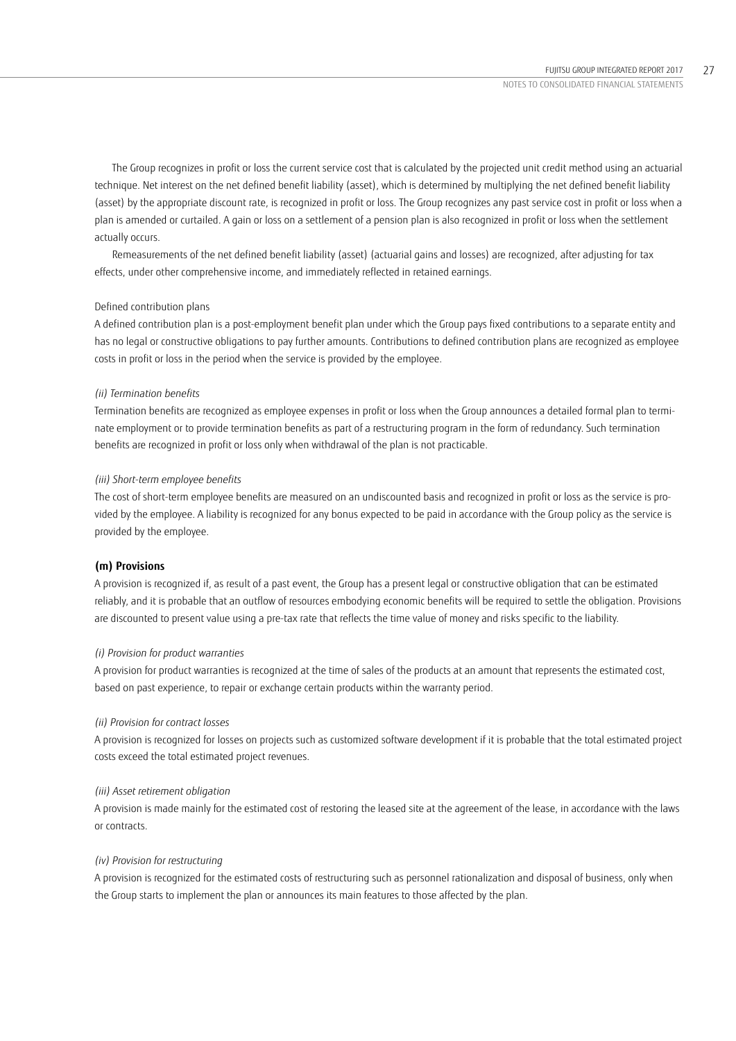The Group recognizes in profit or loss the current service cost that is calculated by the projected unit credit method using an actuarial technique. Net interest on the net defined benefit liability (asset), which is determined by multiplying the net defined benefit liability (asset) by the appropriate discount rate, is recognized in profit or loss. The Group recognizes any past service cost in profit or loss when a plan is amended or curtailed. A gain or loss on a settlement of a pension plan is also recognized in profit or loss when the settlement actually occurs.

Remeasurements of the net defined benefit liability (asset) (actuarial gains and losses) are recognized, after adjusting for tax effects, under other comprehensive income, and immediately reflected in retained earnings.

Defined contribution plans

A defined contribution plan is a post-employment benefit plan under which the Group pays fixed contributions to a separate entity and has no legal or constructive obligations to pay further amounts. Contributions to defined contribution plans are recognized as employee costs in profit or loss in the period when the service is provided by the employee.

*(ii) Termination benefits*

Termination benefits are recognized as employee expenses in profit or loss when the Group announces a detailed formal plan to terminate employment or to provide termination benefits as part of a restructuring program in the form of redundancy. Such termination benefits are recognized in profit or loss only when withdrawal of the plan is not practicable.

*(iii) Short-term employee benefits*

The cost of short-term employee benefits are measured on an undiscounted basis and recognized in profit or loss as the service is provided by the employee. A liability is recognized for any bonus expected to be paid in accordance with the Group policy as the service is provided by the employee.

**(m) Provisions**

A provision is recognized if, as result of a past event, the Group has a present legal or constructive obligation that can be estimated reliably, and it is probable that an outflow of resources embodying economic benefits will be required to settle the obligation. Provisions are discounted to present value using a pre-tax rate that reflects the time value of money and risks specific to the liability.

*(i) Provision for product warranties*

A provision for product warranties is recognized at the time of sales of the products at an amount that represents the estimated cost, based on past experience, to repair or exchange certain products within the warranty period.

*(ii) Provision for contract losses*

A provision is recognized for losses on projects such as customized software development if it is probable that the total estimated project costs exceed the total estimated project revenues.

*(iii) Asset retirement obligation*

A provision is made mainly for the estimated cost of restoring the leased site at the agreement of the lease, in accordance with the laws or contracts.

*(iv) Provision for restructuring*

A provision is recognized for the estimated costs of restructuring such as personnel rationalization and disposal of business, only when the Group starts to implement the plan or announces its main features to those affected by the plan.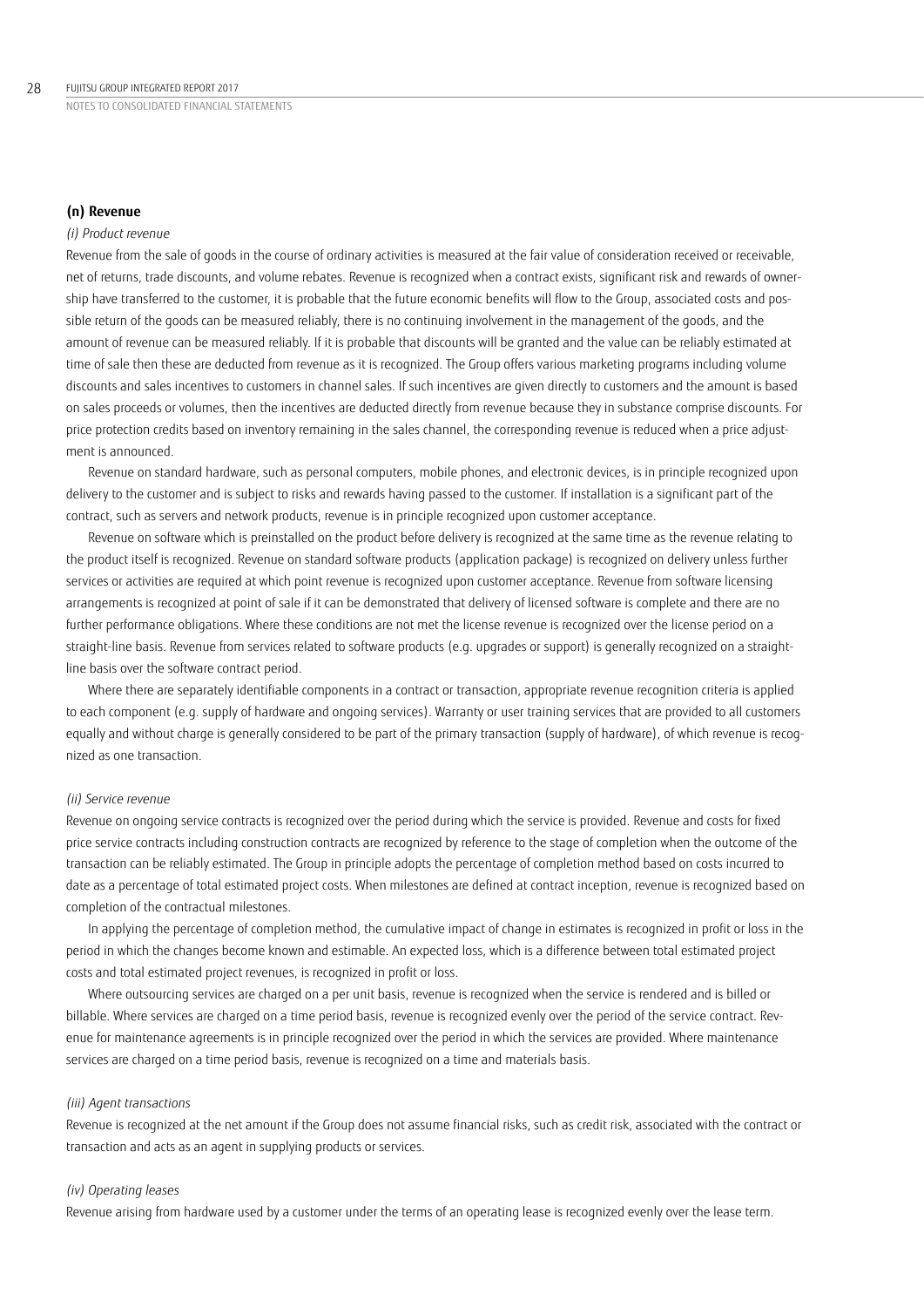### (n) Revenue

*(i) Product revenue*

Revenue from the sale of goods in the course of ordinary activities is measured at the fair value of consideration received or receivable, net of returns, trade discounts, and volume rebates. Revenue is recognized when a contract exists, significant risk and rewards of ownership have transferred to the customer, it is probable that the future economic benefits will flow to the Group, associated costs and possible return of the goods can be measured reliably, there is no continuing involvement in the management of the goods, and the amount of revenue can be measured reliably. If it is probable that discounts will be granted and the value can be reliably estimated at time of sale then these are deducted from revenue as it is recognized. The Group offers various marketing programs including volume discounts and sales incentives to customers in channel sales. If such incentives are given directly to customers and the amount is based on sales proceeds or volumes, then the incentives are deducted directly from revenue because they in substance comprise discounts. For price protection credits based on inventory remaining in the sales channel, the corresponding revenue is reduced when a price adjustment is announced.

Revenue on standard hardware, such as personal computers, mobile phones, and electronic devices, is in principle recognized upon delivery to the customer and is subject to risks and rewards having passed to the customer. If installation is a significant part of the contract, such as servers and network products, revenue is in principle recognized upon customer acceptance.

Revenue on software which is preinstalled on the product before delivery is recognized at the same time as the revenue relating to the product itself is recognized. Revenue on standard software products (application package) is recognized on delivery unless further services or activities are required at which point revenue is recognized upon customer acceptance. Revenue from software licensing arrangements is recognized at point of sale if it can be demonstrated that delivery of licensed software is complete and there are no further performance obligations. Where these conditions are not met the license revenue is recognized over the license period on a straight-line basis. Revenue from services related to software products (e.g. upgrades or support) is generally recognized on a straight-line basis over the software contract period.

Where there are separately identifiable components in a contract or transaction, appropriate revenue recognition criteria is applied to each component (e.g. supply of hardware and ongoing services). Warranty or user training services that are provided to all customers equally and without charge is generally considered to be part of the primary transaction (supply of hardware), of which revenue is recognized as one transaction.

*(ii) Service revenue*

Revenue on ongoing service contracts is recognized over the period during which the service is provided. Revenue and costs for fixed price service contracts including construction contracts are recognized by reference to the stage of completion when the outcome of the transaction can be reliably estimated. The Group in principle adopts the percentage of completion method based on costs incurred to date as a percentage of total estimated project costs. When milestones are defined at contract inception, revenue is recognized based on completion of the contractual milestones.

In applying the percentage of completion method, the cumulative impact of change in estimates is recognized in profit or loss in the period in which the changes become known and estimable. An expected loss, which is a difference between total estimated project costs and total estimated project revenues, is recognized in profit or loss.

Where outsourcing services are charged on a per unit basis, revenue is recognized when the service is rendered and is billed or billable. Where services are charged on a time period basis, revenue is recognized evenly over the period of the service contract. Revenue for maintenance agreements is in principle recognized over the period in which the services are provided. Where maintenance services are charged on a time period basis, revenue is recognized on a time and materials basis.

*(iii) Agent transactions*

Revenue is recognized at the net amount if the Group does not assume financial risks, such as credit risk, associated with the contract or transaction and acts as an agent in supplying products or services.

*(iv) Operating leases*

Revenue arising from hardware used by a customer under the terms of an operating lease is recognized evenly over the lease term.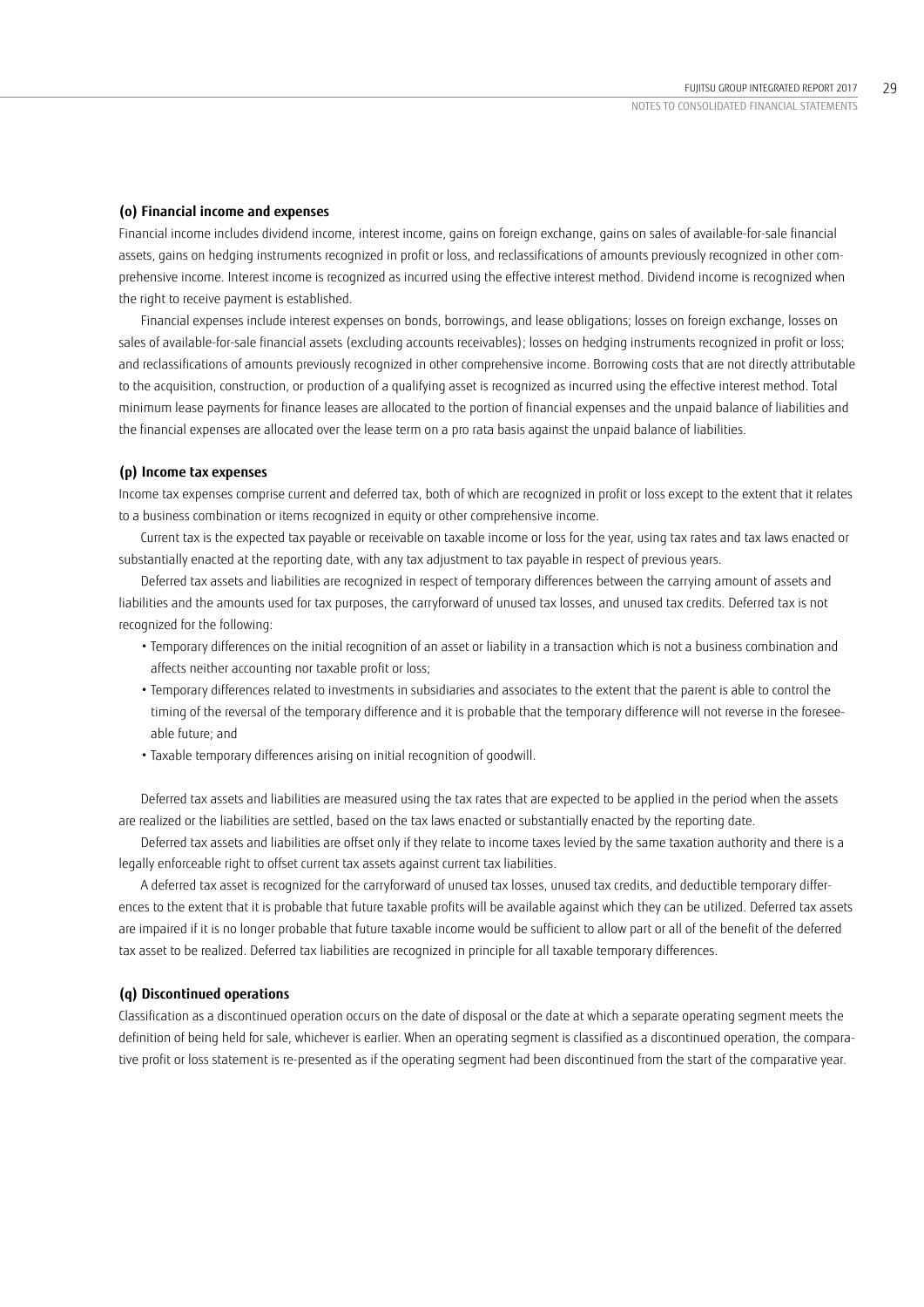### (o) Financial income and expenses

Financial income includes dividend income, interest income, gains on foreign exchange, gains on sales of available-for-sale financial assets, gains on hedging instruments recognized in profit or loss, and reclassifications of amounts previously recognized in other comprehensive income. Interest income is recognized as incurred using the effective interest method. Dividend income is recognized when the right to receive payment is established.

Financial expenses include interest expenses on bonds, borrowings, and lease obligations; losses on foreign exchange, losses on sales of available-for-sale financial assets (excluding accounts receivables); losses on hedging instruments recognized in profit or loss; and reclassifications of amounts previously recognized in other comprehensive income. Borrowing costs that are not directly attributable to the acquisition, construction, or production of a qualifying asset is recognized as incurred using the effective interest method. Total minimum lease payments for finance leases are allocated to the portion of financial expenses and the unpaid balance of liabilities and the financial expenses are allocated over the lease term on a pro rata basis against the unpaid balance of liabilities.

### (p) Income tax expenses

Income tax expenses comprise current and deferred tax, both of which are recognized in profit or loss except to the extent that it relates to a business combination or items recognized in equity or other comprehensive income.

Current tax is the expected tax payable or receivable on taxable income or loss for the year, using tax rates and tax laws enacted or substantially enacted at the reporting date, with any tax adjustment to tax payable in respect of previous years.

Deferred tax assets and liabilities are recognized in respect of temporary differences between the carrying amount of assets and liabilities and the amounts used for tax purposes, the carryforward of unused tax losses, and unused tax credits. Deferred tax is not recognized for the following:

- Temporary differences on the initial recognition of an asset or liability in a transaction which is not a business combination and affects neither accounting nor taxable profit or loss;
- Temporary differences related to investments in subsidiaries and associates to the extent that the parent is able to control the timing of the reversal of the temporary difference and it is probable that the temporary difference will not reverse in the foreseeable future; and
- Taxable temporary differences arising on initial recognition of goodwill.

Deferred tax assets and liabilities are measured using the tax rates that are expected to be applied in the period when the assets are realized or the liabilities are settled, based on the tax laws enacted or substantially enacted by the reporting date.

Deferred tax assets and liabilities are offset only if they relate to income taxes levied by the same taxation authority and there is a legally enforceable right to offset current tax assets against current tax liabilities.

A deferred tax asset is recognized for the carryforward of unused tax losses, unused tax credits, and deductible temporary differences to the extent that it is probable that future taxable profits will be available against which they can be utilized. Deferred tax assets are impaired if it is no longer probable that future taxable income would be sufficient to allow part or all of the benefit of the deferred tax asset to be realized. Deferred tax liabilities are recognized in principle for all taxable temporary differences.

### (q) Discontinued operations

Classification as a discontinued operation occurs on the date of disposal or the date at which a separate operating segment meets the definition of being held for sale, whichever is earlier. When an operating segment is classified as a discontinued operation, the comparative profit or loss statement is re-presented as if the operating segment had been discontinued from the start of the comparative year.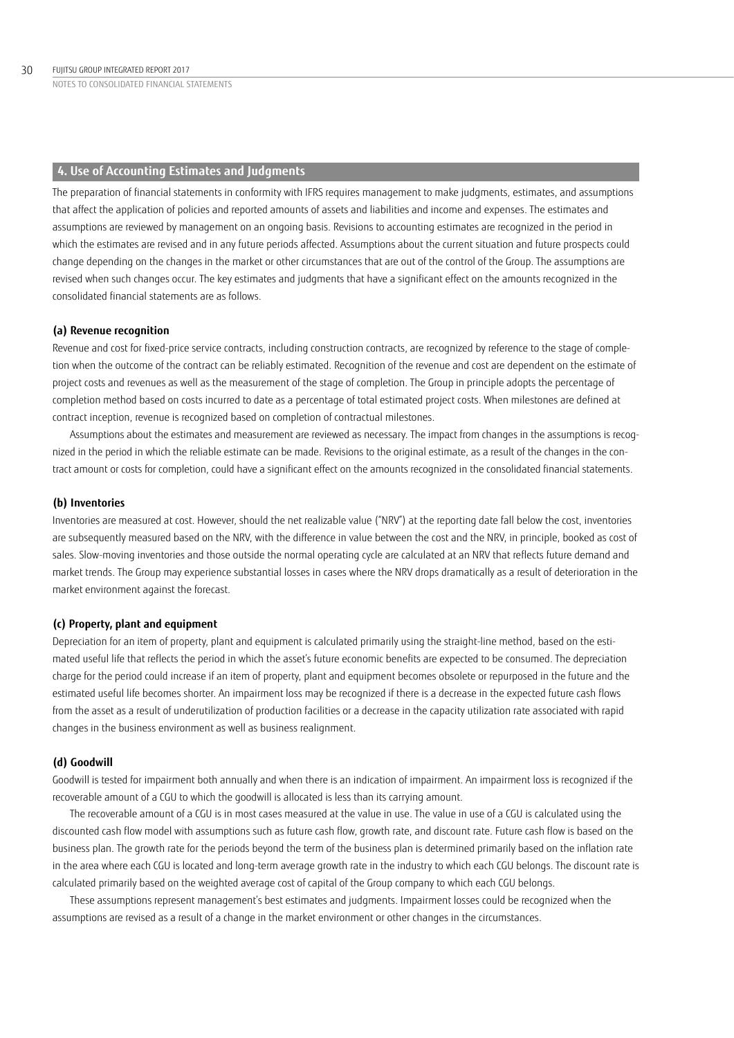## 4. Use of Accounting Estimates and Judgments

The preparation of financial statements in conformity with IFRS requires management to make judgments, estimates, and assumptions that affect the application of policies and reported amounts of assets and liabilities and income and expenses. The estimates and assumptions are reviewed by management on an ongoing basis. Revisions to accounting estimates are recognized in the period in which the estimates are revised and in any future periods affected. Assumptions about the current situation and future prospects could change depending on the changes in the market or other circumstances that are out of the control of the Group. The assumptions are revised when such changes occur. The key estimates and judgments that have a significant effect on the amounts recognized in the consolidated financial statements are as follows.

### (a) Revenue recognition

Revenue and cost for fixed-price service contracts, including construction contracts, are recognized by reference to the stage of completion when the outcome of the contract can be reliably estimated. Recognition of the revenue and cost are dependent on the estimate of project costs and revenues as well as the measurement of the stage of completion. The Group in principle adopts the percentage of completion method based on costs incurred to date as a percentage of total estimated project costs. When milestones are defined at contract inception, revenue is recognized based on completion of contractual milestones.

Assumptions about the estimates and measurement are reviewed as necessary. The impact from changes in the assumptions is recognized in the period in which the reliable estimate can be made. Revisions to the original estimate, as a result of the changes in the contract amount or costs for completion, could have a significant effect on the amounts recognized in the consolidated financial statements.

### (b) Inventories

Inventories are measured at cost. However, should the net realizable value ("NRV") at the reporting date fall below the cost, inventories are subsequently measured based on the NRV, with the difference in value between the cost and the NRV, in principle, booked as cost of sales. Slow-moving inventories and those outside the normal operating cycle are calculated at an NRV that reflects future demand and market trends. The Group may experience substantial losses in cases where the NRV drops dramatically as a result of deterioration in the market environment against the forecast.

### (c) Property, plant and equipment

Depreciation for an item of property, plant and equipment is calculated primarily using the straight-line method, based on the estimated useful life that reflects the period in which the asset's future economic benefits are expected to be consumed. The depreciation charge for the period could increase if an item of property, plant and equipment becomes obsolete or repurposed in the future and the estimated useful life becomes shorter. An impairment loss may be recognized if there is a decrease in the expected future cash flows from the asset as a result of underutilization of production facilities or a decrease in the capacity utilization rate associated with rapid changes in the business environment as well as business realignment.

### (d) Goodwill

Goodwill is tested for impairment both annually and when there is an indication of impairment. An impairment loss is recognized if the recoverable amount of a CGU to which the goodwill is allocated is less than its carrying amount.

The recoverable amount of a CGU is in most cases measured at the value in use. The value in use of a CGU is calculated using the discounted cash flow model with assumptions such as future cash flow, growth rate, and discount rate. Future cash flow is based on the business plan. The growth rate for the periods beyond the term of the business plan is determined primarily based on the inflation rate in the area where each CGU is located and long-term average growth rate in the industry to which each CGU belongs. The discount rate is calculated primarily based on the weighted average cost of capital of the Group company to which each CGU belongs.

These assumptions represent management's best estimates and judgments. Impairment losses could be recognized when the assumptions are revised as a result of a change in the market environment or other changes in the circumstances.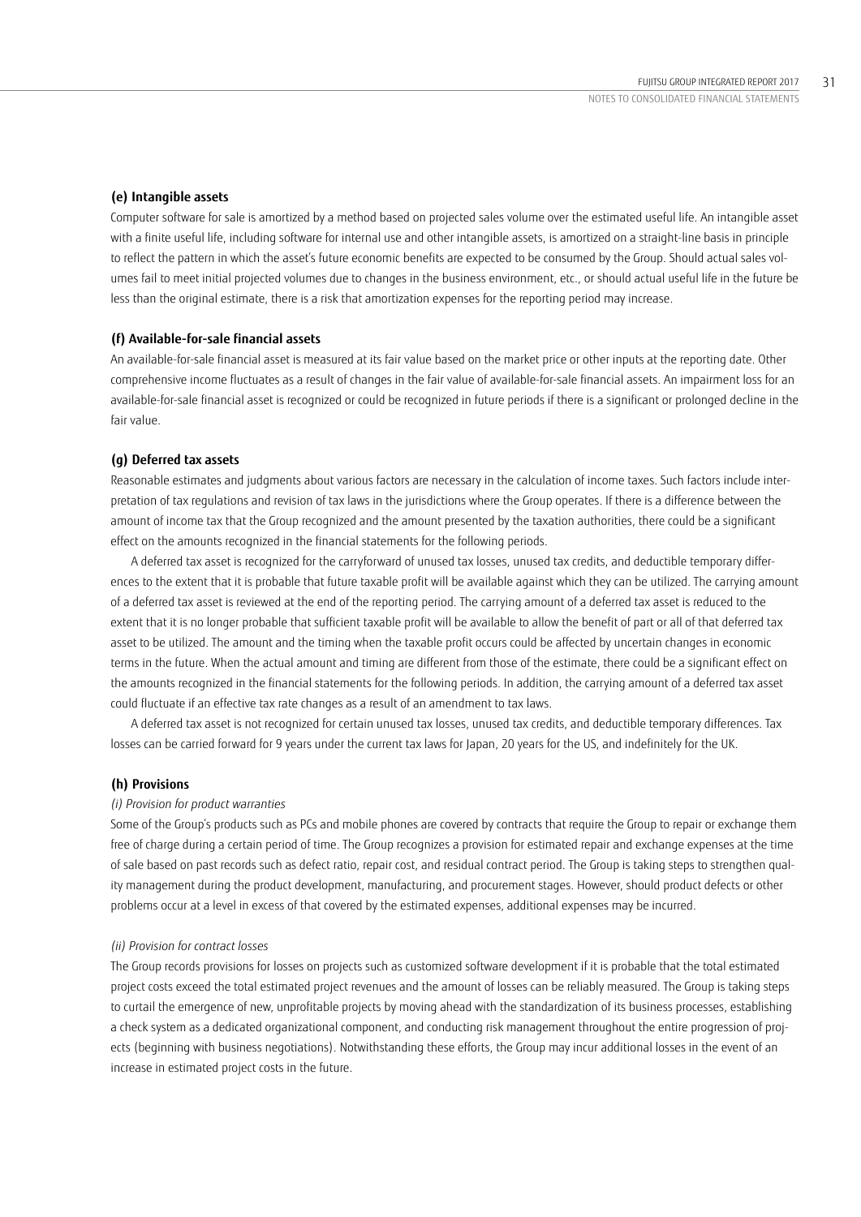### (e) Intangible assets

Computer software for sale is amortized by a method based on projected sales volume over the estimated useful life. An intangible asset with a finite useful life, including software for internal use and other intangible assets, is amortized on a straight-line basis in principle to reflect the pattern in which the asset's future economic benefits are expected to be consumed by the Group. Should actual sales volumes fail to meet initial projected volumes due to changes in the business environment, etc., or should actual useful life in the future be less than the original estimate, there is a risk that amortization expenses for the reporting period may increase.

### (f) Available-for-sale financial assets

An available-for-sale financial asset is measured at its fair value based on the market price or other inputs at the reporting date. Other comprehensive income fluctuates as a result of changes in the fair value of available-for-sale financial assets. An impairment loss for an available-for-sale financial asset is recognized or could be recognized in future periods if there is a significant or prolonged decline in the fair value.

### (g) Deferred tax assets

Reasonable estimates and judgments about various factors are necessary in the calculation of income taxes. Such factors include interpretation of tax regulations and revision of tax laws in the jurisdictions where the Group operates. If there is a difference between the amount of income tax that the Group recognized and the amount presented by the taxation authorities, there could be a significant effect on the amounts recognized in the financial statements for the following periods.

A deferred tax asset is recognized for the carryforward of unused tax losses, unused tax credits, and deductible temporary differences to the extent that it is probable that future taxable profit will be available against which they can be utilized. The carrying amount of a deferred tax asset is reviewed at the end of the reporting period. The carrying amount of a deferred tax asset is reduced to the extent that it is no longer probable that sufficient taxable profit will be available to allow the benefit of part or all of that deferred tax asset to be utilized. The amount and the timing when the taxable profit occurs could be affected by uncertain changes in economic terms in the future. When the actual amount and timing are different from those of the estimate, there could be a significant effect on the amounts recognized in the financial statements for the following periods. In addition, the carrying amount of a deferred tax asset could fluctuate if an effective tax rate changes as a result of an amendment to tax laws.

A deferred tax asset is not recognized for certain unused tax losses, unused tax credits, and deductible temporary differences. Tax losses can be carried forward for 9 years under the current tax laws for Japan, 20 years for the US, and indefinitely for the UK.

### (h) Provisions

*(i) Provision for product warranties*

Some of the Group's products such as PCs and mobile phones are covered by contracts that require the Group to repair or exchange them free of charge during a certain period of time. The Group recognizes a provision for estimated repair and exchange expenses at the time of sale based on past records such as defect ratio, repair cost, and residual contract period. The Group is taking steps to strengthen quality management during the product development, manufacturing, and procurement stages. However, should product defects or other problems occur at a level in excess of that covered by the estimated expenses, additional expenses may be incurred.

*(ii) Provision for contract losses*

The Group records provisions for losses on projects such as customized software development if it is probable that the total estimated project costs exceed the total estimated project revenues and the amount of losses can be reliably measured. The Group is taking steps to curtail the emergence of new, unprofitable projects by moving ahead with the standardization of its business processes, establishing a check system as a dedicated organizational component, and conducting risk management throughout the entire progression of projects (beginning with business negotiations). Notwithstanding these efforts, the Group may incur additional losses in the event of an increase in estimated project costs in the future.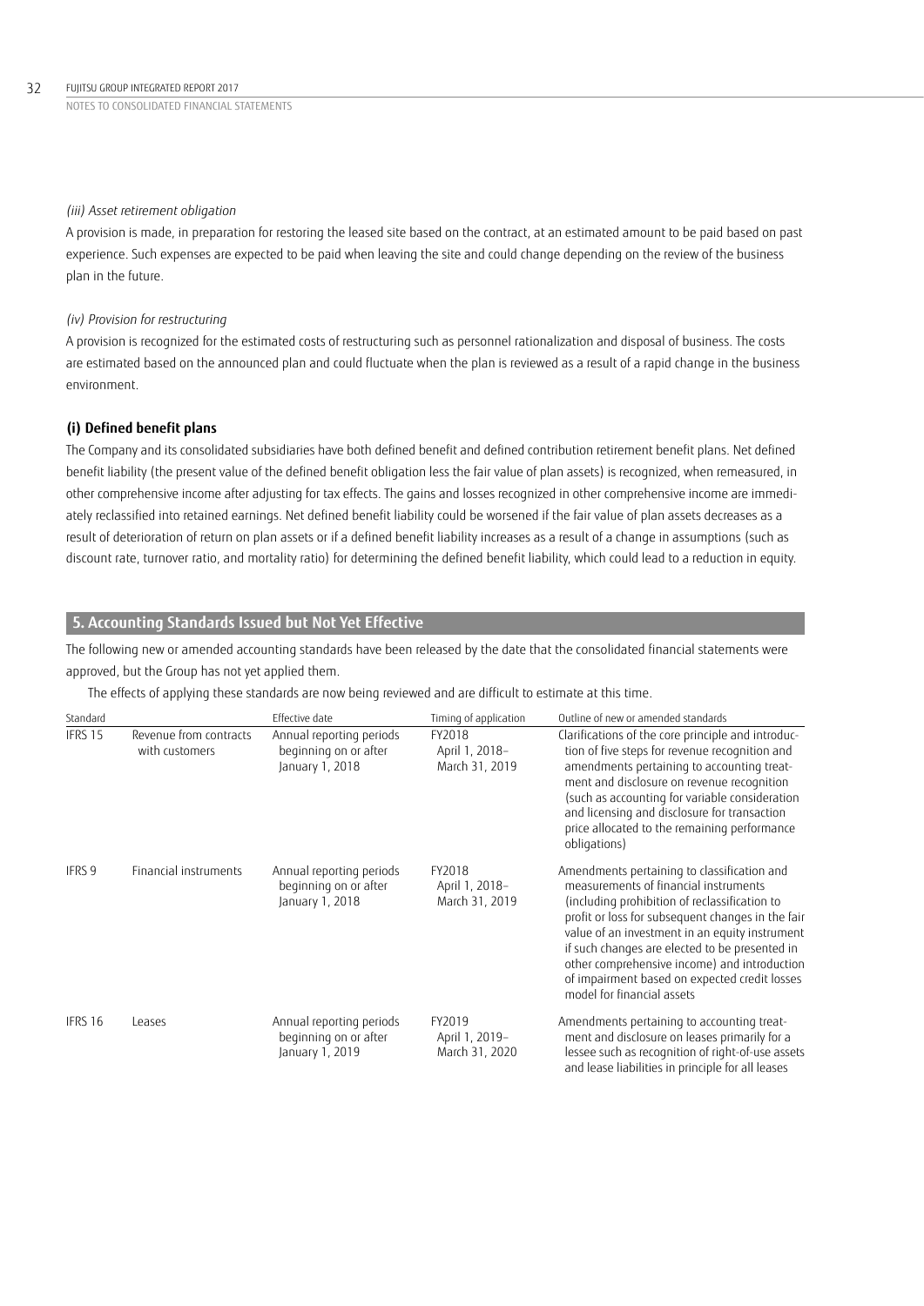*(iii) Asset retirement obligation*

A provision is made, in preparation for restoring the leased site based on the contract, at an estimated amount to be paid based on past experience. Such expenses are expected to be paid when leaving the site and could change depending on the review of the business plan in the future.

*(iv) Provision for restructuring*

A provision is recognized for the estimated costs of restructuring such as personnel rationalization and disposal of business. The costs are estimated based on the announced plan and could fluctuate when the plan is reviewed as a result of a rapid change in the business environment.

**(i) Defined benefit plans**

The Company and its consolidated subsidiaries have both defined benefit and defined contribution retirement benefit plans. Net defined benefit liability (the present value of the defined benefit obligation less the fair value of plan assets) is recognized, when remeasured, in other comprehensive income after adjusting for tax effects. The gains and losses recognized in other comprehensive income are immediately reclassified into retained earnings. Net defined benefit liability could be worsened if the fair value of plan assets decreases as a result of deterioration of return on plan assets or if a defined benefit liability increases as a result of a change in assumptions (such as discount rate, turnover ratio, and mortality ratio) for determining the defined benefit liability, which could lead to a reduction in equity.

## 5. Accounting Standards Issued but Not Yet Effective

The following new or amended accounting standards have been released by the date that the consolidated financial statements were approved, but the Group has not yet applied them.

The effects of applying these standards are now being reviewed and are difficult to estimate at this time.

| Standard | | Effective date | Timing of application | Outline of new or amended standards |
|---|---|---|---|---|
| IFRS 15 | Revenue from contracts with customers | Annual reporting periods beginning on or after January 1, 2018 | FY2018 April 1, 2018–March 31, 2019 | Clarifications of the core principle and introduction of five steps for revenue recognition and amendments pertaining to accounting treatment and disclosure on revenue recognition (such as accounting for variable consideration and licensing and disclosure for transaction price allocated to the remaining performance obligations) |
| IFRS 9 | Financial instruments | Annual reporting periods beginning on or after January 1, 2018 | FY2018 April 1, 2018–March 31, 2019 | Amendments pertaining to classification and measurements of financial instruments (including prohibition of reclassification to profit or loss for subsequent changes in the fair value of an investment in an equity instrument if such changes are elected to be presented in other comprehensive income) and introduction of impairment based on expected credit losses model for financial assets |
| IFRS 16 | Leases | Annual reporting periods beginning on or after January 1, 2019 | FY2019 April 1, 2019–March 31, 2020 | Amendments pertaining to accounting treatment and disclosure on leases primarily for a lessee such as recognition of right-of-use assets and lease liabilities in principle for all leases |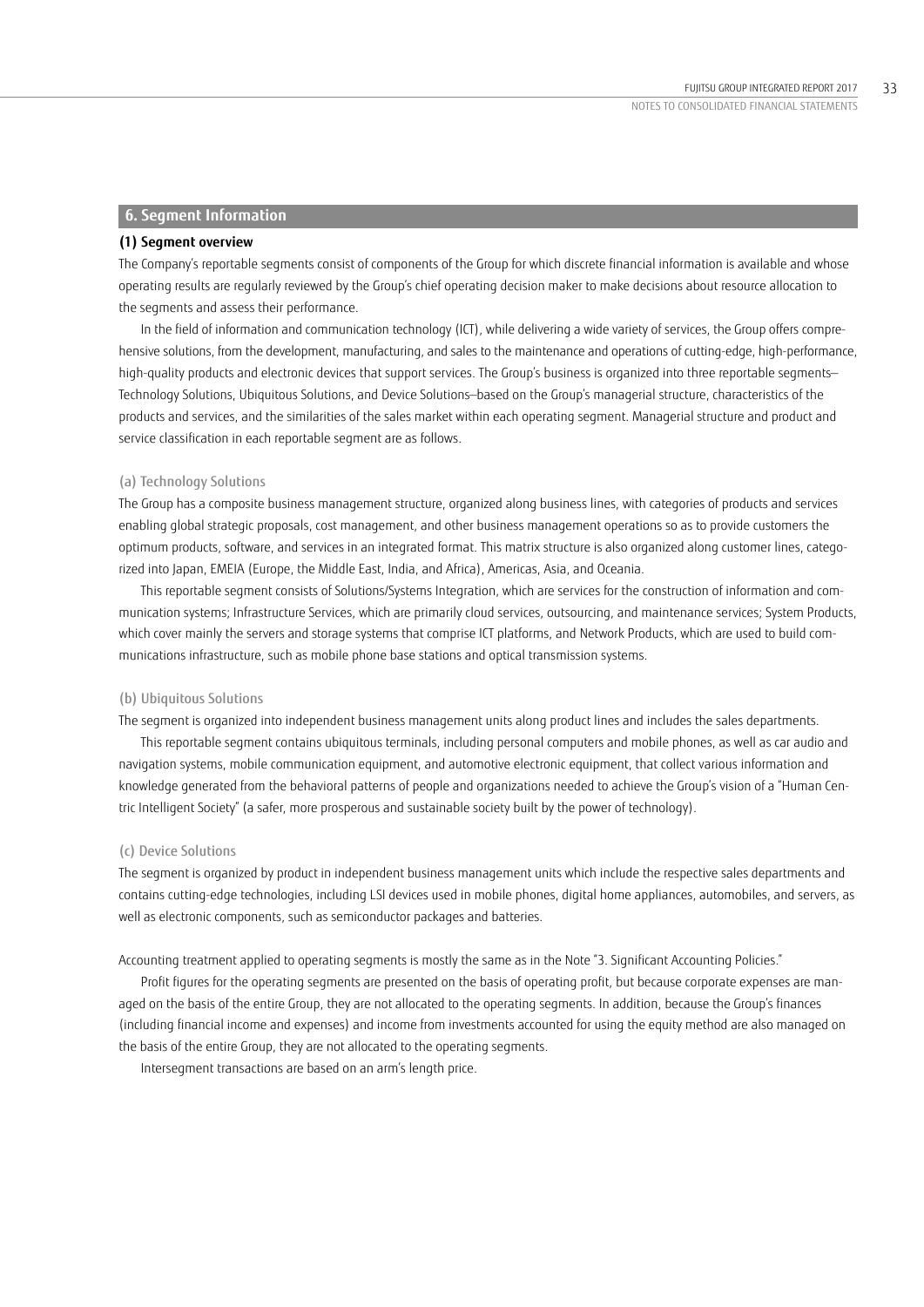## 6. Segment Information

### (1) Segment overview

The Company's reportable segments consist of components of the Group for which discrete financial information is available and whose operating results are regularly reviewed by the Group's chief operating decision maker to make decisions about resource allocation to the segments and assess their performance.

In the field of information and communication technology (ICT), while delivering a wide variety of services, the Group offers comprehensive solutions, from the development, manufacturing, and sales to the maintenance and operations of cutting-edge, high-performance, high-quality products and electronic devices that support services. The Group's business is organized into three reportable segments—Technology Solutions, Ubiquitous Solutions, and Device Solutions—based on the Group's managerial structure, characteristics of the products and services, and the similarities of the sales market within each operating segment. Managerial structure and product and service classification in each reportable segment are as follows.

#### (a) Technology Solutions

The Group has a composite business management structure, organized along business lines, with categories of products and services enabling global strategic proposals, cost management, and other business management operations so as to provide customers the optimum products, software, and services in an integrated format. This matrix structure is also organized along customer lines, categorized into Japan, EMEIA (Europe, the Middle East, India, and Africa), Americas, Asia, and Oceania.

This reportable segment consists of Solutions/Systems Integration, which are services for the construction of information and communication systems; Infrastructure Services, which are primarily cloud services, outsourcing, and maintenance services; System Products, which cover mainly the servers and storage systems that comprise ICT platforms, and Network Products, which are used to build communications infrastructure, such as mobile phone base stations and optical transmission systems.

#### (b) Ubiquitous Solutions

The segment is organized into independent business management units along product lines and includes the sales departments.

This reportable segment contains ubiquitous terminals, including personal computers and mobile phones, as well as car audio and navigation systems, mobile communication equipment, and automotive electronic equipment, that collect various information and knowledge generated from the behavioral patterns of people and organizations needed to achieve the Group's vision of a "Human Centric Intelligent Society" (a safer, more prosperous and sustainable society built by the power of technology).

#### (c) Device Solutions

The segment is organized by product in independent business management units which include the respective sales departments and contains cutting-edge technologies, including LSI devices used in mobile phones, digital home appliances, automobiles, and servers, as well as electronic components, such as semiconductor packages and batteries.

Accounting treatment applied to operating segments is mostly the same as in the Note "3. Significant Accounting Policies."

Profit figures for the operating segments are presented on the basis of operating profit, but because corporate expenses are managed on the basis of the entire Group, they are not allocated to the operating segments. In addition, because the Group's finances (including financial income and expenses) and income from investments accounted for using the equity method are also managed on the basis of the entire Group, they are not allocated to the operating segments.

Intersegment transactions are based on an arm's length price.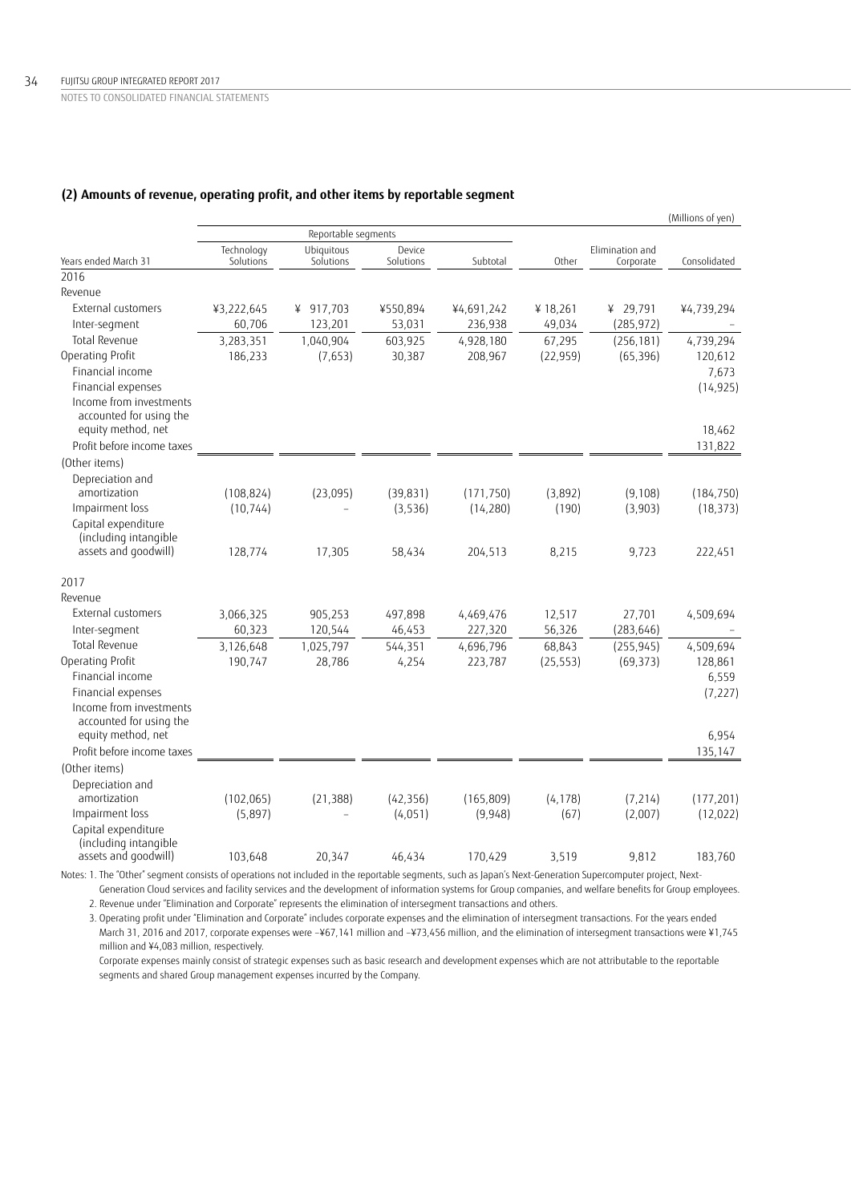### (2) Amounts of revenue, operating profit, and other items by reportable segment

(Millions of yen)

| Years ended March 31 | Reportable segments | | | | Other | Elimination and Corporate | Consolidated |
|---|---|---|---|---|---|---|---|
| | Technology Solutions | Ubiquitous Solutions | Device Solutions | Subtotal | | | |
| **2016** | | | | | | | |
| Revenue | | | | | | | |
| External customers | ¥3,222,645 | ¥ 917,703 | ¥550,894 | ¥4,691,242 | ¥ 18,261 | ¥ 29,791 | ¥4,739,294 |
| Inter-segment | 60,706 | 123,201 | 53,031 | 236,938 | 49,034 | (285,972) | – |
| Total Revenue | 3,283,351 | 1,040,904 | 603,925 | 4,928,180 | 67,295 | (256,181) | 4,739,294 |
| Operating Profit | 186,233 | (7,653) | 30,387 | 208,967 | (22,959) | (65,396) | 120,612 |
| Financial income | | | | | | | 7,673 |
| Financial expenses | | | | | | | (14,925) |
| Income from investments accounted for using the equity method, net | | | | | | | 18,462 |
| Profit before income taxes | | | | | | | 131,822 |
| (Other items) | | | | | | | |
| Depreciation and amortization | (108,824) | (23,095) | (39,831) | (171,750) | (3,892) | (9,108) | (184,750) |
| Impairment loss | (10,744) | – | (3,536) | (14,280) | (190) | (3,903) | (18,373) |
| Capital expenditure (including intangible assets and goodwill) | 128,774 | 17,305 | 58,434 | 204,513 | 8,215 | 9,723 | 222,451 |
| **2017** | | | | | | | |
| Revenue | | | | | | | |
| External customers | 3,066,325 | 905,253 | 497,898 | 4,469,476 | 12,517 | 27,701 | 4,509,694 |
| Inter-segment | 60,323 | 120,544 | 46,453 | 227,320 | 56,326 | (283,646) | – |
| Total Revenue | 3,126,648 | 1,025,797 | 544,351 | 4,696,796 | 68,843 | (255,945) | 4,509,694 |
| Operating Profit | 190,747 | 28,786 | 4,254 | 223,787 | (25,553) | (69,373) | 128,861 |
| Financial income | | | | | | | 6,559 |
| Financial expenses | | | | | | | (7,227) |
| Income from investments accounted for using the equity method, net | | | | | | | 6,954 |
| Profit before income taxes | | | | | | | 135,147 |
| (Other items) | | | | | | | |
| Depreciation and amortization | (102,065) | (21,388) | (42,356) | (165,809) | (4,178) | (7,214) | (177,201) |
| Impairment loss | (5,897) | – | (4,051) | (9,948) | (67) | (2,007) | (12,022) |
| Capital expenditure (including intangible assets and goodwill) | 103,648 | 20,347 | 46,434 | 170,429 | 3,519 | 9,812 | 183,760 |

Notes: 1. The "Other" segment consists of operations not included in the reportable segments, such as Japan's Next-Generation Supercomputer project, Next-Generation Cloud services and facility services and the development of information systems for Group companies, and welfare benefits for Group employees.

2. Revenue under "Elimination and Corporate" represents the elimination of intersegment transactions and others.

3. Operating profit under "Elimination and Corporate" includes corporate expenses and the elimination of intersegment transactions. For the years ended March 31, 2016 and 2017, corporate expenses were –¥67,141 million and –¥73,456 million, and the elimination of intersegment transactions were ¥1,745 million and ¥4,083 million, respectively.

Corporate expenses mainly consist of strategic expenses such as basic research and development expenses which are not attributable to the reportable segments and shared Group management expenses incurred by the Company.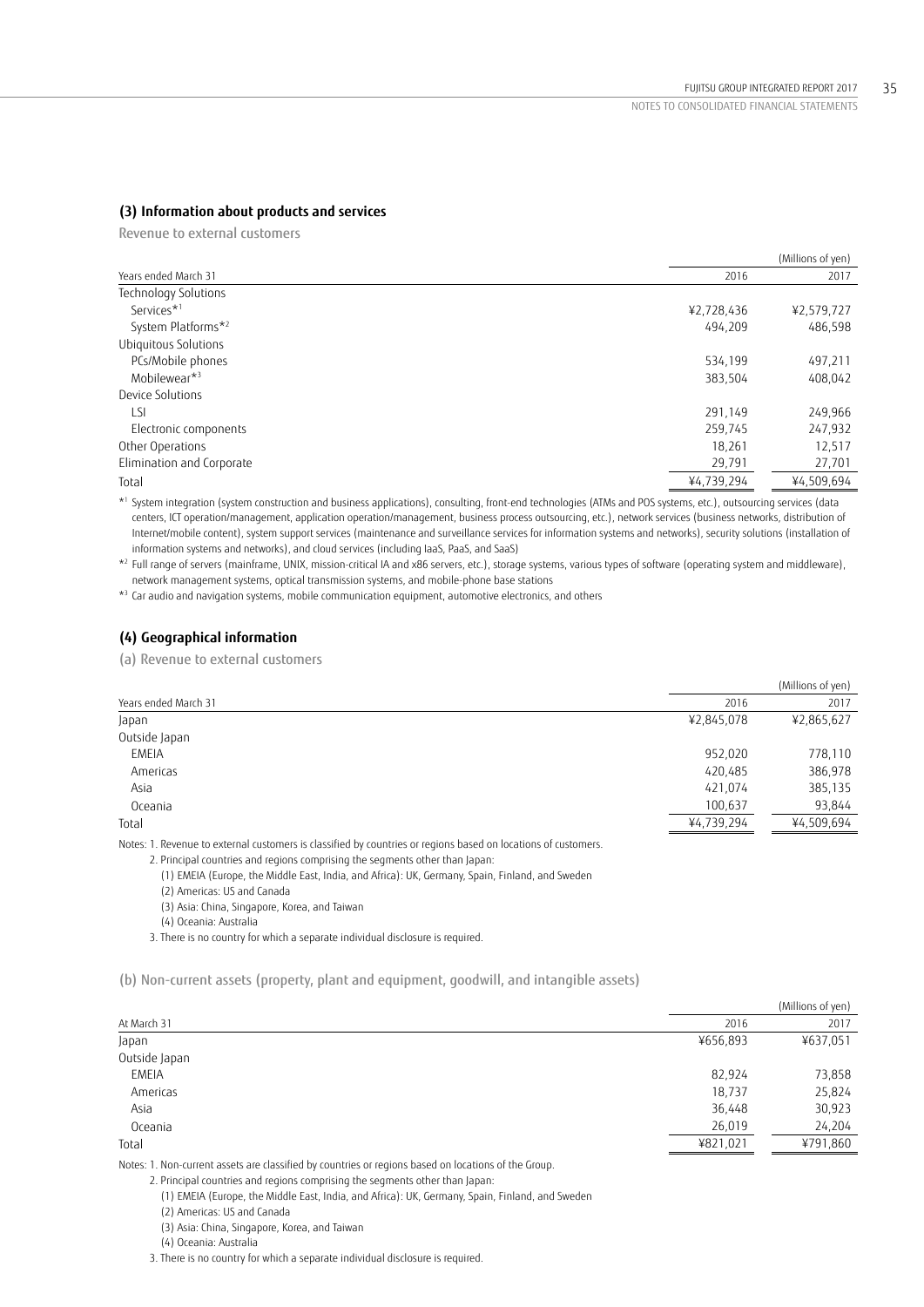### (3) Information about products and services

Revenue to external customers

| Years ended March 31 | 2016 | 2017 |
|---|---|---|
| | | (Millions of yen) |
| Technology Solutions | | |
| Services*[1] | ¥2,728,436 | ¥2,579,727 |
| System Platforms*[2] | 494,209 | 486,598 |
| Ubiquitous Solutions | | |
| PCs/Mobile phones | 534,199 | 497,211 |
| Mobilewear*[3] | 383,504 | 408,042 |
| Device Solutions | | |
| LSI | 291,149 | 249,966 |
| Electronic components | 259,745 | 247,932 |
| Other Operations | 18,261 | 12,517 |
| Elimination and Corporate | 29,791 | 27,701 |
| Total | ¥4,739,294 | ¥4,509,694 |

*[1] System integration (system construction and business applications), consulting, front-end technologies (ATMs and POS systems, etc.), outsourcing services (data centers, ICT operation/management, application operation/management, business process outsourcing, etc.), network services (business networks, distribution of Internet/mobile content), system support services (maintenance and surveillance services for information systems and networks), security solutions (installation of information systems and networks), and cloud services (including IaaS, PaaS, and SaaS)

*[2] Full range of servers (mainframe, UNIX, mission-critical IA and x86 servers, etc.), storage systems, various types of software (operating system and middleware), network management systems, optical transmission systems, and mobile-phone base stations

*[3] Car audio and navigation systems, mobile communication equipment, automotive electronics, and others

### (4) Geographical information

(a) Revenue to external customers

| Years ended March 31 | 2016 | 2017 |
|---|---|---|
| | | (Millions of yen) |
| Japan | ¥2,845,078 | ¥2,865,627 |
| Outside Japan | | |
| EMEIA | 952,020 | 778,110 |
| Americas | 420,485 | 386,978 |
| Asia | 421,074 | 385,135 |
| Oceania | 100,637 | 93,844 |
| Total | ¥4,739,294 | ¥4,509,694 |

Notes: 1. Revenue to external customers is classified by countries or regions based on locations of customers.

2. Principal countries and regions comprising the segments other than Japan:

(1) EMEIA (Europe, the Middle East, India, and Africa): UK, Germany, Spain, Finland, and Sweden

(2) Americas: US and Canada

(3) Asia: China, Singapore, Korea, and Taiwan

(4) Oceania: Australia

3. There is no country for which a separate individual disclosure is required.

(b) Non-current assets (property, plant and equipment, goodwill, and intangible assets)

| At March 31 | 2016 | 2017 |
|---|---|---|
| | | (Millions of yen) |
| Japan | ¥656,893 | ¥637,051 |
| Outside Japan | | |
| EMEIA | 82,924 | 73,858 |
| Americas | 18,737 | 25,824 |
| Asia | 36,448 | 30,923 |
| Oceania | 26,019 | 24,204 |
| Total | ¥821,021 | ¥791,860 |

Notes: 1. Non-current assets are classified by countries or regions based on locations of the Group.

2. Principal countries and regions comprising the segments other than Japan:

(1) EMEIA (Europe, the Middle East, India, and Africa): UK, Germany, Spain, Finland, and Sweden

(2) Americas: US and Canada

(3) Asia: China, Singapore, Korea, and Taiwan

(4) Oceania: Australia

3. There is no country for which a separate individual disclosure is required.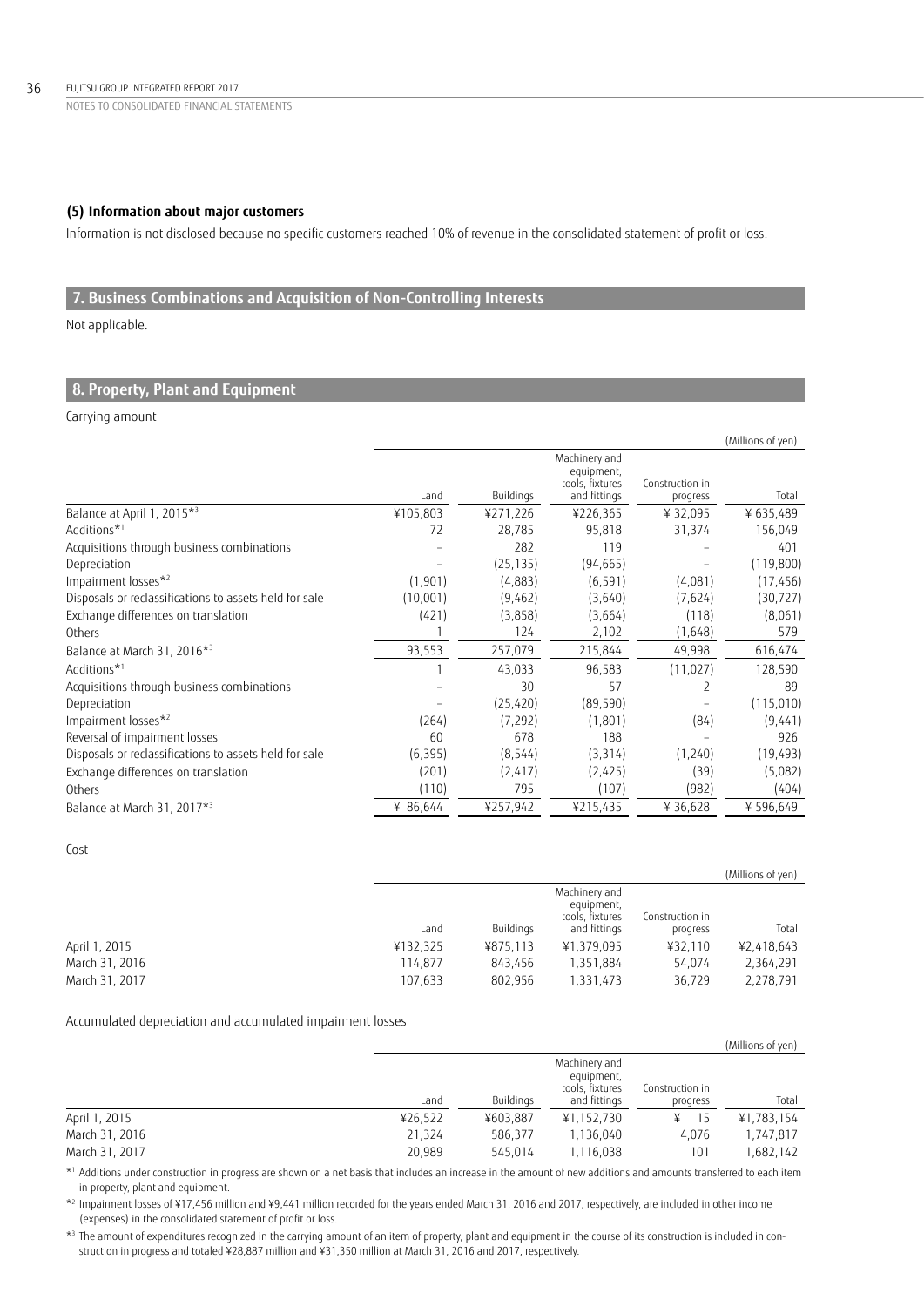### (5) Information about major customers

Information is not disclosed because no specific customers reached 10% of revenue in the consolidated statement of profit or loss.

## 7. Business Combinations and Acquisition of Non-Controlling Interests

Not applicable.

## 8. Property, Plant and Equipment

Carrying amount

(Millions of yen)

| | Land | Buildings | Machinery and equipment, tools, fixtures and fittings | Construction in progress | Total |
|---|---|---|---|---|---|
| Balance at April 1, 2015*[3] | ¥105,803 | ¥271,226 | ¥226,365 | ¥ 32,095 | ¥ 635,489 |
| Additions*[1] | 72 | 28,785 | 95,818 | 31,374 | 156,049 |
| Acquisitions through business combinations | – | 282 | 119 | – | 401 |
| Depreciation | – | (25,135) | (94,665) | – | (119,800) |
| Impairment losses*[2] | (1,901) | (4,883) | (6,591) | (4,081) | (17,456) |
| Disposals or reclassifications to assets held for sale | (10,001) | (9,462) | (3,640) | (7,624) | (30,727) |
| Exchange differences on translation | (421) | (3,858) | (3,664) | (118) | (8,061) |
| Others | 1 | 124 | 2,102 | (1,648) | 579 |
| Balance at March 31, 2016*[3] | 93,553 | 257,079 | 215,844 | 49,998 | 616,474 |
| Additions*[1] | 1 | 43,033 | 96,583 | (11,027) | 128,590 |
| Acquisitions through business combinations | – | 30 | 57 | 2 | 89 |
| Depreciation | – | (25,420) | (89,590) | – | (115,010) |
| Impairment losses*[2] | (264) | (7,292) | (1,801) | (84) | (9,441) |
| Reversal of impairment losses | 60 | 678 | 188 | – | 926 |
| Disposals or reclassifications to assets held for sale | (6,395) | (8,544) | (3,314) | (1,240) | (19,493) |
| Exchange differences on translation | (201) | (2,417) | (2,425) | (39) | (5,082) |
| Others | (110) | 795 | (107) | (982) | (404) |
| Balance at March 31, 2017*[3] | ¥ 86,644 | ¥257,942 | ¥215,435 | ¥ 36,628 | ¥ 596,649 |

Cost

(Millions of yen)

| | Land | Buildings | Machinery and equipment, tools, fixtures and fittings | Construction in progress | Total |
|---|---|---|---|---|---|
| April 1, 2015 | ¥132,325 | ¥875,113 | ¥1,379,095 | ¥32,110 | ¥2,418,643 |
| March 31, 2016 | 114,877 | 843,456 | 1,351,884 | 54,074 | 2,364,291 |
| March 31, 2017 | 107,633 | 802,956 | 1,331,473 | 36,729 | 2,278,791 |

Accumulated depreciation and accumulated impairment losses

(Millions of yen)

| | Land | Buildings | Machinery and equipment, tools, fixtures and fittings | Construction in progress | Total |
|---|---|---|---|---|---|
| April 1, 2015 | ¥26,522 | ¥603,887 | ¥1,152,730 | ¥ 15 | ¥1,783,154 |
| March 31, 2016 | 21,324 | 586,377 | 1,136,040 | 4,076 | 1,747,817 |
| March 31, 2017 | 20,989 | 545,014 | 1,116,038 | 101 | 1,682,142 |

*[1] Additions under construction in progress are shown on a net basis that includes an increase in the amount of new additions and amounts transferred to each item in property, plant and equipment.

*[2] Impairment losses of ¥17,456 million and ¥9,441 million recorded for the years ended March 31, 2016 and 2017, respectively, are included in other income (expenses) in the consolidated statement of profit or loss.

*[3] The amount of expenditures recognized in the carrying amount of an item of property, plant and equipment in the course of its construction is included in construction in progress and totaled ¥28,887 million and ¥31,350 million at March 31, 2016 and 2017, respectively.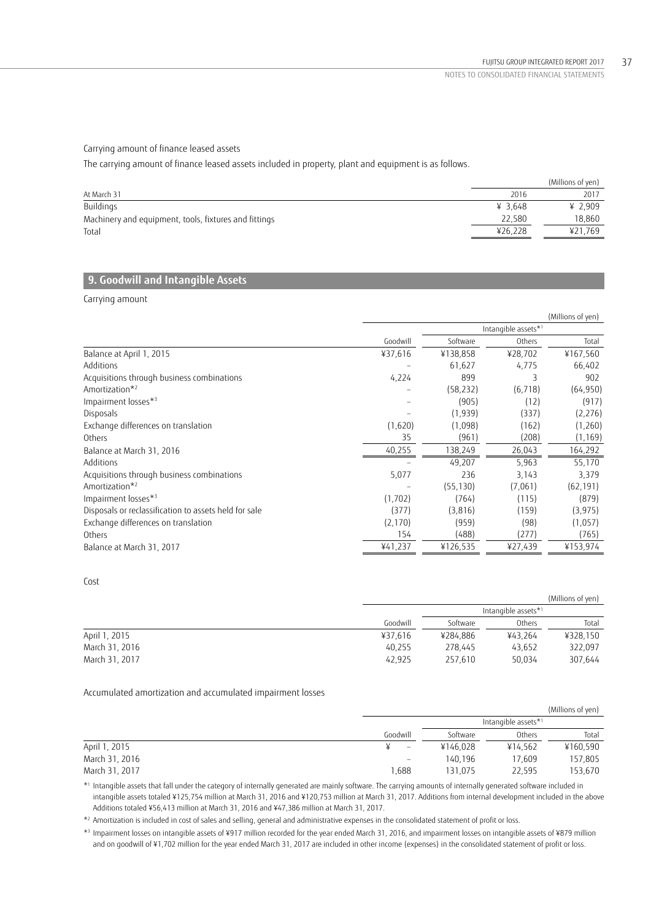Carrying amount of finance leased assets

The carrying amount of finance leased assets included in property, plant and equipment is as follows.

| | | (Millions of yen) |
|---|---|---|
| At March 31 | 2016 | 2017 |
| Buildings | ¥ 3,648 | ¥ 2,909 |
| Machinery and equipment, tools, fixtures and fittings | 22,580 | 18,860 |
| Total | ¥26,228 | ¥21,769 |

## 9. Goodwill and Intangible Assets

Carrying amount

| | | | | (Millions of yen) |
|---|---|---|---|---|
| | | Intangible assets*[1] | | |
| | Goodwill | Software | Others | Total |
| Balance at April 1, 2015 | ¥37,616 | ¥138,858 | ¥28,702 | ¥167,560 |
| Additions | – | 61,627 | 4,775 | 66,402 |
| Acquisitions through business combinations | 4,224 | 899 | 3 | 902 |
| Amortization*[2] | – | (58,232) | (6,718) | (64,950) |
| Impairment losses*[3] | – | (905) | (12) | (917) |
| Disposals | – | (1,939) | (337) | (2,276) |
| Exchange differences on translation | (1,620) | (1,098) | (162) | (1,260) |
| Others | 35 | (961) | (208) | (1,169) |
| Balance at March 31, 2016 | 40,255 | 138,249 | 26,043 | 164,292 |
| Additions | – | 49,207 | 5,963 | 55,170 |
| Acquisitions through business combinations | 5,077 | 236 | 3,143 | 3,379 |
| Amortization*[2] | – | (55,130) | (7,061) | (62,191) |
| Impairment losses*[3] | (1,702) | (764) | (115) | (879) |
| Disposals or reclassification to assets held for sale | (377) | (3,816) | (159) | (3,975) |
| Exchange differences on translation | (2,170) | (959) | (98) | (1,057) |
| Others | 154 | (488) | (277) | (765) |
| Balance at March 31, 2017 | ¥41,237 | ¥126,535 | ¥27,439 | ¥153,974 |

Cost

| | | | | (Millions of yen) |
|---|---|---|---|---|
| | | Intangible assets*[1] | | |
| | Goodwill | Software | Others | Total |
| April 1, 2015 | ¥37,616 | ¥284,886 | ¥43,264 | ¥328,150 |
| March 31, 2016 | 40,255 | 278,445 | 43,652 | 322,097 |
| March 31, 2017 | 42,925 | 257,610 | 50,034 | 307,644 |

Accumulated amortization and accumulated impairment losses

| | | | | (Millions of yen) |
|---|---|---|---|---|
| | | Intangible assets*[1] | | |
| | Goodwill | Software | Others | Total |
| April 1, 2015 | ¥ – | ¥146,028 | ¥14,562 | ¥160,590 |
| March 31, 2016 | – | 140,196 | 17,609 | 157,805 |
| March 31, 2017 | 1,688 | 131,075 | 22,595 | 153,670 |

*[1] Intangible assets that fall under the category of internally generated are mainly software. The carrying amounts of internally generated software included in intangible assets totaled ¥125,754 million at March 31, 2016 and ¥120,753 million at March 31, 2017. Additions from internal development included in the above Additions totaled ¥56,413 million at March 31, 2016 and ¥47,386 million at March 31, 2017.

*[2] Amortization is included in cost of sales and selling, general and administrative expenses in the consolidated statement of profit or loss.

*[3] Impairment losses on intangible assets of ¥917 million recorded for the year ended March 31, 2016, and impairment losses on intangible assets of ¥879 million and on goodwill of ¥1,702 million for the year ended March 31, 2017 are included in other income (expenses) in the consolidated statement of profit or loss.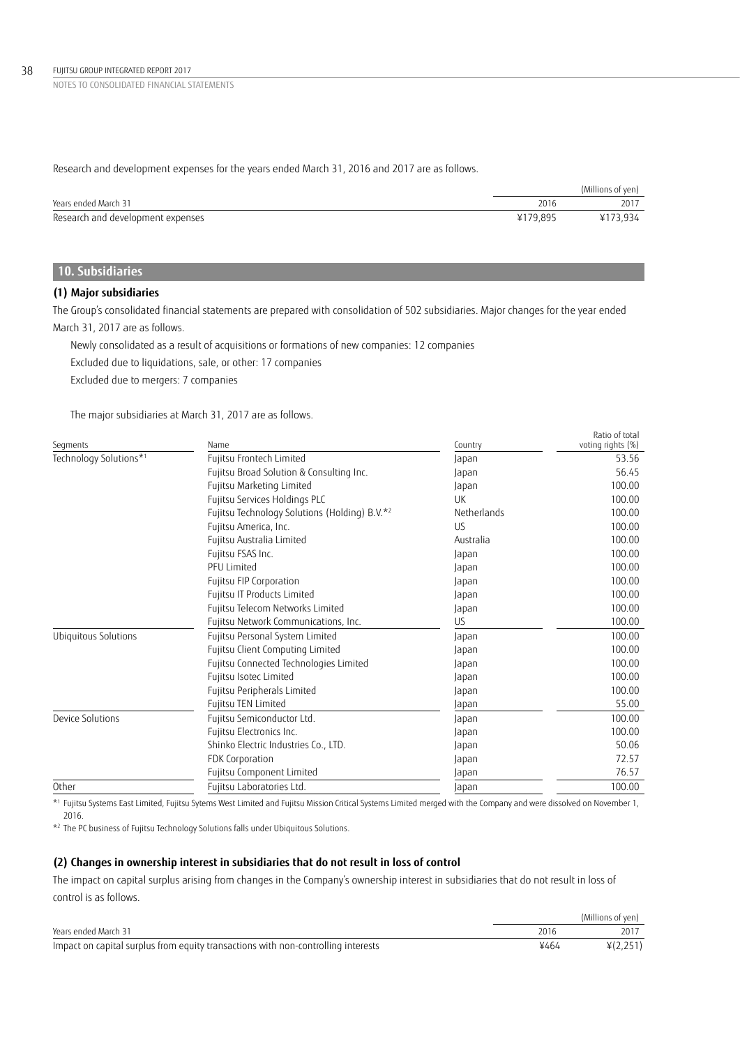Research and development expenses for the years ended March 31, 2016 and 2017 are as follows.

| Years ended March 31 | 2016 | 2017 |
|---|---|---|
| | | (Millions of yen) |
| Research and development expenses | ¥179,895 | ¥173,934 |

## 10. Subsidiaries

### (1) Major subsidiaries

The Group's consolidated financial statements are prepared with consolidation of 502 subsidiaries. Major changes for the year ended March 31, 2017 are as follows.

Newly consolidated as a result of acquisitions or formations of new companies: 12 companies

Excluded due to liquidations, sale, or other: 17 companies

Excluded due to mergers: 7 companies

The major subsidiaries at March 31, 2017 are as follows.

| Segments | Name | Country | Ratio of total voting rights (%) |
|---|---|---|---|
| Technology Solutions*[1] | Fujitsu Frontech Limited | Japan | 53.56 |
| | Fujitsu Broad Solution & Consulting Inc. | Japan | 56.45 |
| | Fujitsu Marketing Limited | Japan | 100.00 |
| | Fujitsu Services Holdings PLC | UK | 100.00 |
| | Fujitsu Technology Solutions (Holding) B.V.*[2] | Netherlands | 100.00 |
| | Fujitsu America, Inc. | US | 100.00 |
| | Fujitsu Australia Limited | Australia | 100.00 |
| | Fujitsu FSAS Inc. | Japan | 100.00 |
| | PFU Limited | Japan | 100.00 |
| | Fujitsu FIP Corporation | Japan | 100.00 |
| | Fujitsu IT Products Limited | Japan | 100.00 |
| | Fujitsu Telecom Networks Limited | Japan | 100.00 |
| | Fujitsu Network Communications, Inc. | US | 100.00 |
| Ubiquitous Solutions | Fujitsu Personal System Limited | Japan | 100.00 |
| | Fujitsu Client Computing Limited | Japan | 100.00 |
| | Fujitsu Connected Technologies Limited | Japan | 100.00 |
| | Fujitsu Isotec Limited | Japan | 100.00 |
| | Fujitsu Peripherals Limited | Japan | 100.00 |
| | Fujitsu TEN Limited | Japan | 55.00 |
| Device Solutions | Fujitsu Semiconductor Ltd. | Japan | 100.00 |
| | Fujitsu Electronics Inc. | Japan | 100.00 |
| | Shinko Electric Industries Co., LTD. | Japan | 50.06 |
| | FDK Corporation | Japan | 72.57 |
| | Fujitsu Component Limited | Japan | 76.57 |
| Other | Fujitsu Laboratories Ltd. | Japan | 100.00 |

*[1] Fujitsu Systems East Limited, Fujitsu Sytems West Limited and Fujitsu Mission Critical Systems Limited merged with the Company and were dissolved on November 1, 2016.

*[2] The PC business of Fujitsu Technology Solutions falls under Ubiquitous Solutions.

### (2) Changes in ownership interest in subsidiaries that do not result in loss of control

The impact on capital surplus arising from changes in the Company's ownership interest in subsidiaries that do not result in loss of control is as follows.

| Years ended March 31 | 2016 | 2017 |
|---|---|---|
| | | (Millions of yen) |
| Impact on capital surplus from equity transactions with non-controlling interests | ¥464 | ¥(2,251) |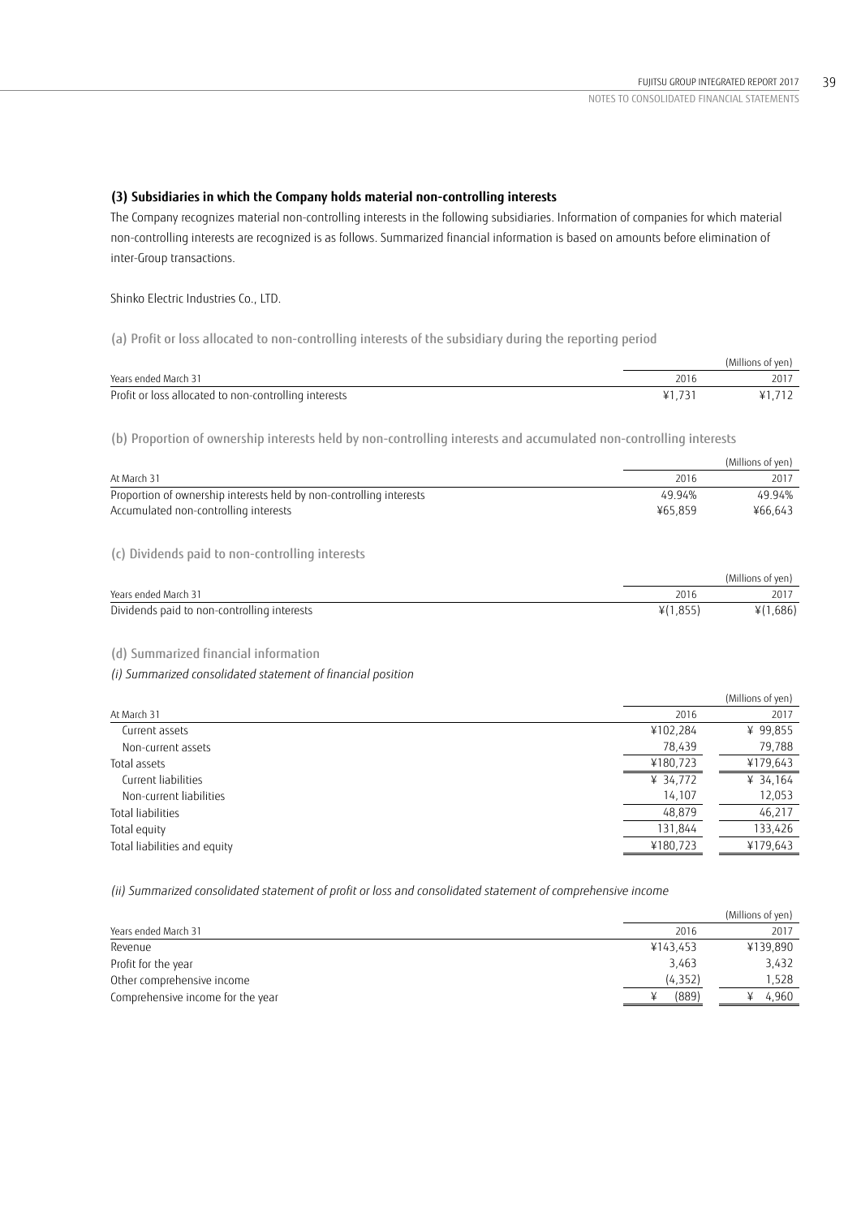### (3) Subsidiaries in which the Company holds material non-controlling interests

The Company recognizes material non-controlling interests in the following subsidiaries. Information of companies for which material non-controlling interests are recognized is as follows. Summarized financial information is based on amounts before elimination of inter-Group transactions.

Shinko Electric Industries Co., LTD.

(a) Profit or loss allocated to non-controlling interests of the subsidiary during the reporting period

| | | (Millions of yen) |
|---|---|---|
| Years ended March 31 | 2016 | 2017 |
| Profit or loss allocated to non-controlling interests | ¥1,731 | ¥1,712 |

(b) Proportion of ownership interests held by non-controlling interests and accumulated non-controlling interests

| | | (Millions of yen) |
|---|---|---|
| At March 31 | 2016 | 2017 |
| Proportion of ownership interests held by non-controlling interests | 49.94% | 49.94% |
| Accumulated non-controlling interests | ¥65,859 | ¥66,643 |

(c) Dividends paid to non-controlling interests

| | | (Millions of yen) |
|---|---|---|
| Years ended March 31 | 2016 | 2017 |
| Dividends paid to non-controlling interests | ¥(1,855) | ¥(1,686) |

(d) Summarized financial information

*(i) Summarized consolidated statement of financial position*

| | | (Millions of yen) |
|---|---|---|
| At March 31 | 2016 | 2017 |
| Current assets | ¥102,284 | ¥ 99,855 |
| Non-current assets | 78,439 | 79,788 |
| Total assets | ¥180,723 | ¥179,643 |
| Current liabilities | ¥ 34,772 | ¥ 34,164 |
| Non-current liabilities | 14,107 | 12,053 |
| Total liabilities | 48,879 | 46,217 |
| Total equity | 131,844 | 133,426 |
| Total liabilities and equity | ¥180,723 | ¥179,643 |

*(ii) Summarized consolidated statement of profit or loss and consolidated statement of comprehensive income*

| | | (Millions of yen) |
|---|---|---|
| Years ended March 31 | 2016 | 2017 |
| Revenue | ¥143,453 | ¥139,890 |
| Profit for the year | 3,463 | 3,432 |
| Other comprehensive income | (4,352) | 1,528 |
| Comprehensive income for the year | ¥ (889) | ¥ 4,960 |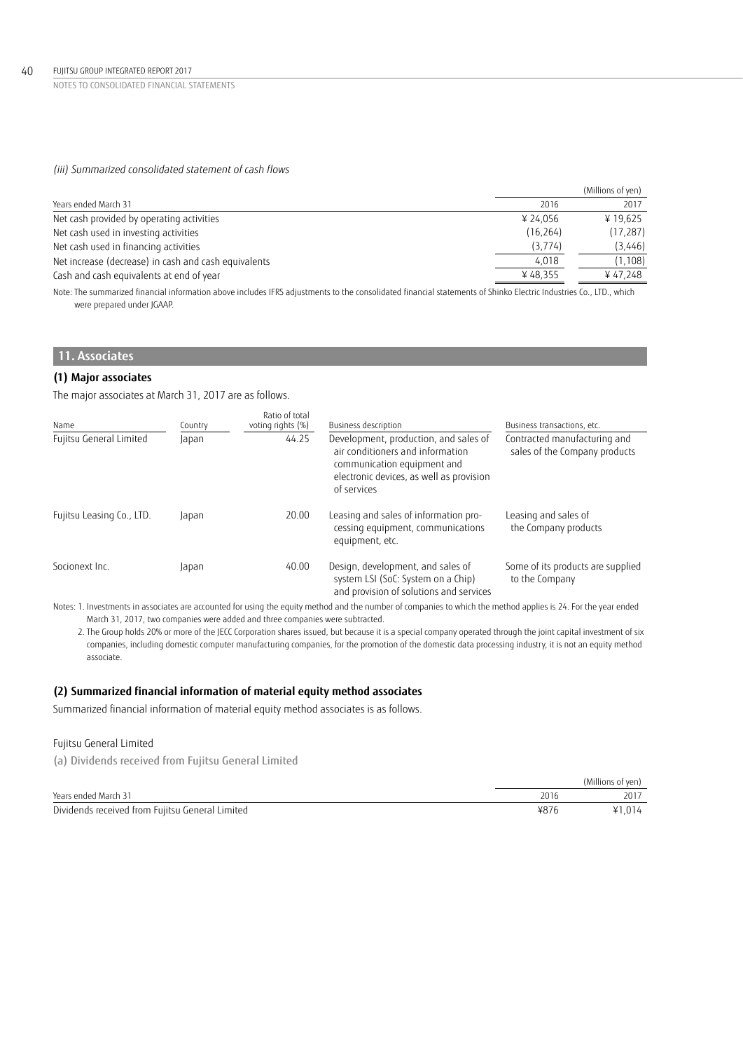*(iii) Summarized consolidated statement of cash flows*

| Years ended March 31 | 2016 | 2017 |
|---|---|---|
| | | (Millions of yen) |
| Net cash provided by operating activities | ¥ 24,056 | ¥ 19,625 |
| Net cash used in investing activities | (16,264) | (17,287) |
| Net cash used in financing activities | (3,774) | (3,446) |
| Net increase (decrease) in cash and cash equivalents | 4,018 | (1,108) |
| Cash and cash equivalents at end of year | ¥ 48,355 | ¥ 47,248 |

Note: The summarized financial information above includes IFRS adjustments to the consolidated financial statements of Shinko Electric Industries Co., LTD., which were prepared under JGAAP.

## 11. Associates

### (1) Major associates

The major associates at March 31, 2017 are as follows.

| Name | Country | Ratio of total voting rights (%) | Business description | Business transactions, etc. |
|---|---|---|---|---|
| Fujitsu General Limited | Japan | 44.25 | Development, production, and sales of air conditioners and information communication equipment and electronic devices, as well as provision of services | Contracted manufacturing and sales of the Company products |
| Fujitsu Leasing Co., LTD. | Japan | 20.00 | Leasing and sales of information processing equipment, communications equipment, etc. | Leasing and sales of the Company products |
| Socionext Inc. | Japan | 40.00 | Design, development, and sales of system LSI (SoC: System on a Chip) and provision of solutions and services | Some of its products are supplied to the Company |

Notes: 1. Investments in associates are accounted for using the equity method and the number of companies to which the method applies is 24. For the year ended March 31, 2017, two companies were added and three companies were subtracted.

2. The Group holds 20% or more of the JECC Corporation shares issued, but because it is a special company operated through the joint capital investment of six companies, including domestic computer manufacturing companies, for the promotion of the domestic data processing industry, it is not an equity method associate.

### (2) Summarized financial information of material equity method associates

Summarized financial information of material equity method associates is as follows.

Fujitsu General Limited

(a) Dividends received from Fujitsu General Limited

| Years ended March 31 | 2016 | 2017 |
|---|---|---|
| | | (Millions of yen) |
| Dividends received from Fujitsu General Limited | ¥876 | ¥1,014 |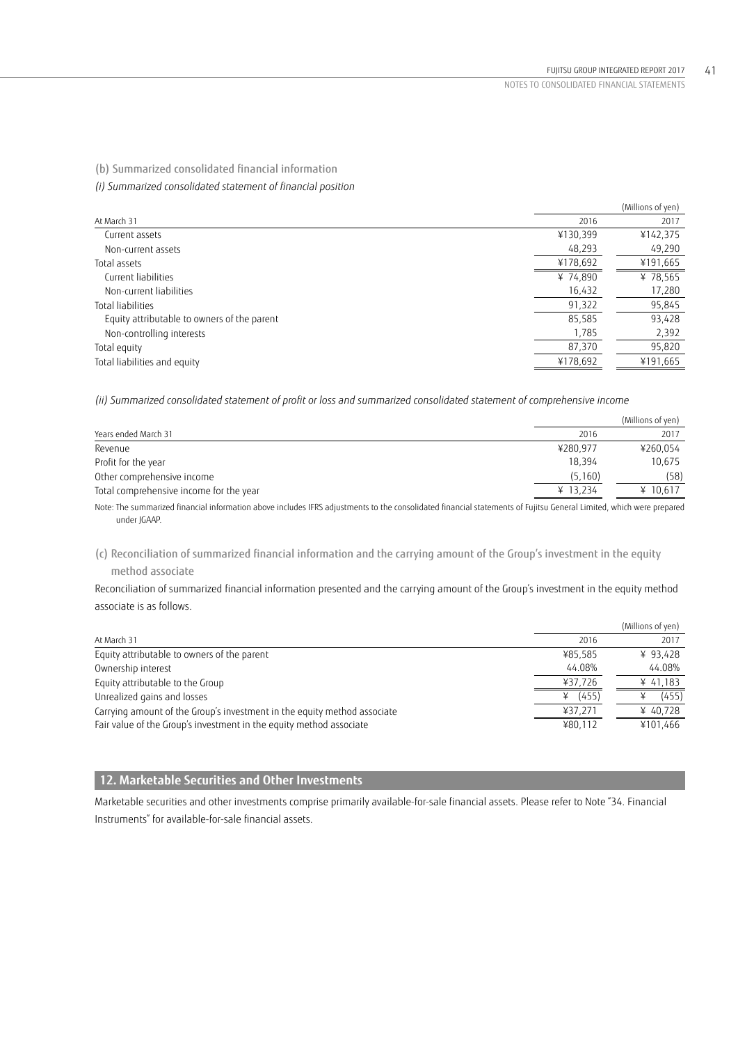(b) Summarized consolidated financial information

*(i) Summarized consolidated statement of financial position*

(Millions of yen)

| At March 31 | 2016 | 2017 |
|---|---|---|
| Current assets | ¥130,399 | ¥142,375 |
| Non-current assets | 48,293 | 49,290 |
| Total assets | ¥178,692 | ¥191,665 |
| Current liabilities | ¥ 74,890 | ¥ 78,565 |
| Non-current liabilities | 16,432 | 17,280 |
| Total liabilities | 91,322 | 95,845 |
| Equity attributable to owners of the parent | 85,585 | 93,428 |
| Non-controlling interests | 1,785 | 2,392 |
| Total equity | 87,370 | 95,820 |
| Total liabilities and equity | ¥178,692 | ¥191,665 |

*(ii) Summarized consolidated statement of profit or loss and summarized consolidated statement of comprehensive income*

(Millions of yen)

| Years ended March 31 | 2016 | 2017 |
|---|---|---|
| Revenue | ¥280,977 | ¥260,054 |
| Profit for the year | 18,394 | 10,675 |
| Other comprehensive income | (5,160) | (58) |
| Total comprehensive income for the year | ¥ 13,234 | ¥ 10,617 |

Note: The summarized financial information above includes IFRS adjustments to the consolidated financial statements of Fujitsu General Limited, which were prepared under JGAAP.

(c) Reconciliation of summarized financial information and the carrying amount of the Group's investment in the equity method associate

Reconciliation of summarized financial information presented and the carrying amount of the Group's investment in the equity method associate is as follows.

(Millions of yen)

| At March 31 | 2016 | 2017 |
|---|---|---|
| Equity attributable to owners of the parent | ¥85,585 | ¥ 93,428 |
| Ownership interest | 44.08% | 44.08% |
| Equity attributable to the Group | ¥37,726 | ¥ 41,183 |
| Unrealized gains and losses | ¥ (455) | ¥ (455) |
| Carrying amount of the Group's investment in the equity method associate | ¥37,271 | ¥ 40,728 |
| Fair value of the Group's investment in the equity method associate | ¥80,112 | ¥101,466 |

## 12. Marketable Securities and Other Investments

Marketable securities and other investments comprise primarily available-for-sale financial assets. Please refer to Note "34. Financial Instruments" for available-for-sale financial assets.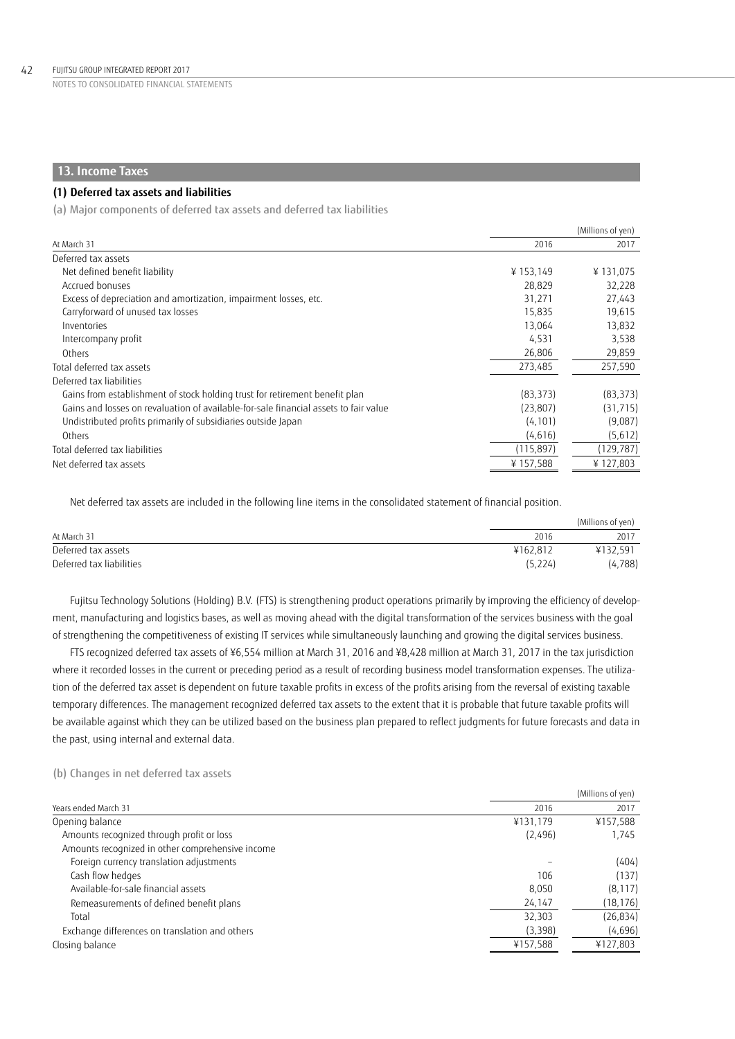## 13. Income Taxes

### (1) Deferred tax assets and liabilities

(a) Major components of deferred tax assets and deferred tax liabilities

(Millions of yen)

| At March 31 | 2016 | 2017 |
|---|---|---|
| Deferred tax assets | | |
| Net defined benefit liability | ¥ 153,149 | ¥ 131,075 |
| Accrued bonuses | 28,829 | 32,228 |
| Excess of depreciation and amortization, impairment losses, etc. | 31,271 | 27,443 |
| Carryforward of unused tax losses | 15,835 | 19,615 |
| Inventories | 13,064 | 13,832 |
| Intercompany profit | 4,531 | 3,538 |
| Others | 26,806 | 29,859 |
| Total deferred tax assets | 273,485 | 257,590 |
| Deferred tax liabilities | | |
| Gains from establishment of stock holding trust for retirement benefit plan | (83,373) | (83,373) |
| Gains and losses on revaluation of available-for-sale financial assets to fair value | (23,807) | (31,715) |
| Undistributed profits primarily of subsidiaries outside Japan | (4,101) | (9,087) |
| Others | (4,616) | (5,612) |
| Total deferred tax liabilities | (115,897) | (129,787) |
| Net deferred tax assets | ¥ 157,588 | ¥ 127,803 |

Net deferred tax assets are included in the following line items in the consolidated statement of financial position.

(Millions of yen)

| At March 31 | 2016 | 2017 |
|---|---|---|
| Deferred tax assets | ¥162,812 | ¥132,591 |
| Deferred tax liabilities | (5,224) | (4,788) |

Fujitsu Technology Solutions (Holding) B.V. (FTS) is strengthening product operations primarily by improving the efficiency of development, manufacturing and logistics bases, as well as moving ahead with the digital transformation of the services business with the goal of strengthening the competitiveness of existing IT services while simultaneously launching and growing the digital services business.

FTS recognized deferred tax assets of ¥6,554 million at March 31, 2016 and ¥8,428 million at March 31, 2017 in the tax jurisdiction where it recorded losses in the current or preceding period as a result of recording business model transformation expenses. The utilization of the deferred tax asset is dependent on future taxable profits in excess of the profits arising from the reversal of existing taxable temporary differences. The management recognized deferred tax assets to the extent that it is probable that future taxable profits will be available against which they can be utilized based on the business plan prepared to reflect judgments for future forecasts and data in the past, using internal and external data.

(b) Changes in net deferred tax assets

(Millions of yen)

| Years ended March 31 | 2016 | 2017 |
|---|---|---|
| Opening balance | ¥131,179 | ¥157,588 |
| Amounts recognized through profit or loss | (2,496) | 1,745 |
| Amounts recognized in other comprehensive income | | |
| Foreign currency translation adjustments | – | (404) |
| Cash flow hedges | 106 | (137) |
| Available-for-sale financial assets | 8,050 | (8,117) |
| Remeasurements of defined benefit plans | 24,147 | (18,176) |
| Total | 32,303 | (26,834) |
| Exchange differences on translation and others | (3,398) | (4,696) |
| Closing balance | ¥157,588 | ¥127,803 |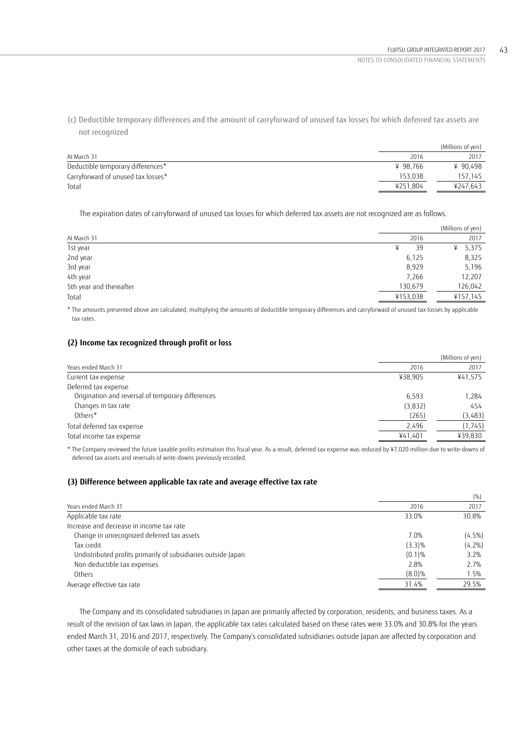(c) Deductible temporary differences and the amount of carryforward of unused tax losses for which deferred tax assets are not recognized

| At March 31 | 2016 | 2017 |
|---|---|---|
| | | (Millions of yen) |
| Deductible temporary differences* | ¥ 98,766 | ¥ 90,498 |
| Carryforward of unused tax losses* | 153,038 | 157,145 |
| Total | ¥251,804 | ¥247,643 |

The expiration dates of carryforward of unused tax losses for which deferred tax assets are not recognized are as follows.

| At March 31 | 2016 | 2017 |
|---|---|---|
| | | (Millions of yen) |
| 1st year | ¥ 39 | ¥ 5,375 |
| 2nd year | 6,125 | 8,325 |
| 3rd year | 8,929 | 5,196 |
| 4th year | 7,266 | 12,207 |
| 5th year and thereafter | 130,679 | 126,042 |
| Total | ¥153,038 | ¥157,145 |

* The amounts presented above are calculated, multiplying the amounts of deductible temporary differences and carryforward of unused tax losses by applicable tax rates.

### (2) Income tax recognized through profit or loss

| Years ended March 31 | 2016 | 2017 |
|---|---|---|
| | | (Millions of yen) |
| Current tax expense | ¥38,905 | ¥41,575 |
| Deferred tax expense | | |
| Origination and reversal of temporary differences | 6,593 | 1,284 |
| Changes in tax rate | (3,832) | 454 |
| Others* | (265) | (3,483) |
| Total deferred tax expense | 2,496 | (1,745) |
| Total income tax expense | ¥41,401 | ¥39,830 |

* The Company reviewed the future taxable profits estimation this fiscal year. As a result, deferred tax expense was reduced by ¥7,020 million due to write-downs of deferred tax assets and reversals of write-downs previously recorded.

### (3) Difference between applicable tax rate and average effective tax rate

| Years ended March 31 | 2016 | 2017 |
|---|---|---|
| | | (%) |
| Applicable tax rate | 33.0% | 30.8% |
| Increase and decrease in income tax rate | | |
| Change in unrecognized deferred tax assets | 7.0% | (4.5%) |
| Tax credit | (3.3)% | (4.2%) |
| Undistributed profits primarily of subsidiaries outside Japan | (0.1)% | 3.2% |
| Non-deductible tax expenses | 2.8% | 2.7% |
| Others | (8.0)% | 1.5% |
| Average effective tax rate | 31.4% | 29.5% |

The Company and its consolidated subsidiaries in Japan are primarily affected by corporation, residents, and business taxes. As a result of the revision of tax laws in Japan, the applicable tax rates calculated based on these rates were 33.0% and 30.8% for the years ended March 31, 2016 and 2017, respectively. The Company's consolidated subsidiaries outside Japan are affected by corporation and other taxes at the domicile of each subsidiary.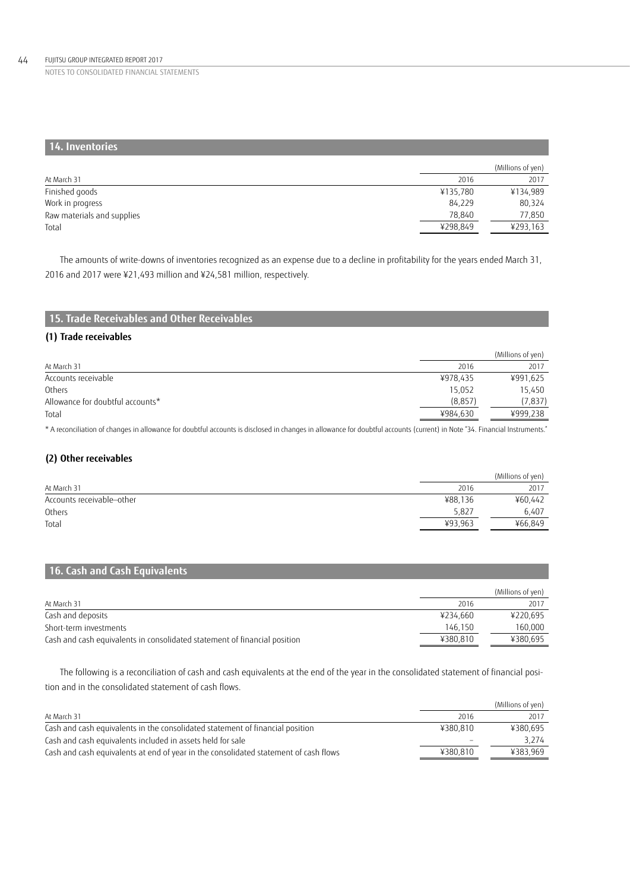## 14. Inventories

(Millions of yen)

| At March 31 | 2016 | 2017 |
|---|---|---|
| Finished goods | ¥135,780 | ¥134,989 |
| Work in progress | 84,229 | 80,324 |
| Raw materials and supplies | 78,840 | 77,850 |
| Total | ¥298,849 | ¥293,163 |

The amounts of write-downs of inventories recognized as an expense due to a decline in profitability for the years ended March 31, 2016 and 2017 were ¥21,493 million and ¥24,581 million, respectively.

## 15. Trade Receivables and Other Receivables

### (1) Trade receivables

(Millions of yen)

| At March 31 | 2016 | 2017 |
|---|---|---|
| Accounts receivable | ¥978,435 | ¥991,625 |
| Others | 15,052 | 15,450 |
| Allowance for doubtful accounts* | (8,857) | (7,837) |
| Total | ¥984,630 | ¥999,238 |

* A reconciliation of changes in allowance for doubtful accounts is disclosed in changes in allowance for doubtful accounts (current) in Note "34. Financial Instruments."

### (2) Other receivables

(Millions of yen)

| At March 31 | 2016 | 2017 |
|---|---|---|
| Accounts receivable–other | ¥88,136 | ¥60,442 |
| Others | 5,827 | 6,407 |
| Total | ¥93,963 | ¥66,849 |

## 16. Cash and Cash Equivalents

(Millions of yen)

| At March 31 | 2016 | 2017 |
|---|---|---|
| Cash and deposits | ¥234,660 | ¥220,695 |
| Short-term investments | 146,150 | 160,000 |
| Cash and cash equivalents in consolidated statement of financial position | ¥380,810 | ¥380,695 |

The following is a reconciliation of cash and cash equivalents at the end of the year in the consolidated statement of financial position and in the consolidated statement of cash flows.

(Millions of yen)

| At March 31 | 2016 | 2017 |
|---|---|---|
| Cash and cash equivalents in the consolidated statement of financial position | ¥380,810 | ¥380,695 |
| Cash and cash equivalents included in assets held for sale | – | 3,274 |
| Cash and cash equivalents at end of year in the consolidated statement of cash flows | ¥380,810 | ¥383,969 |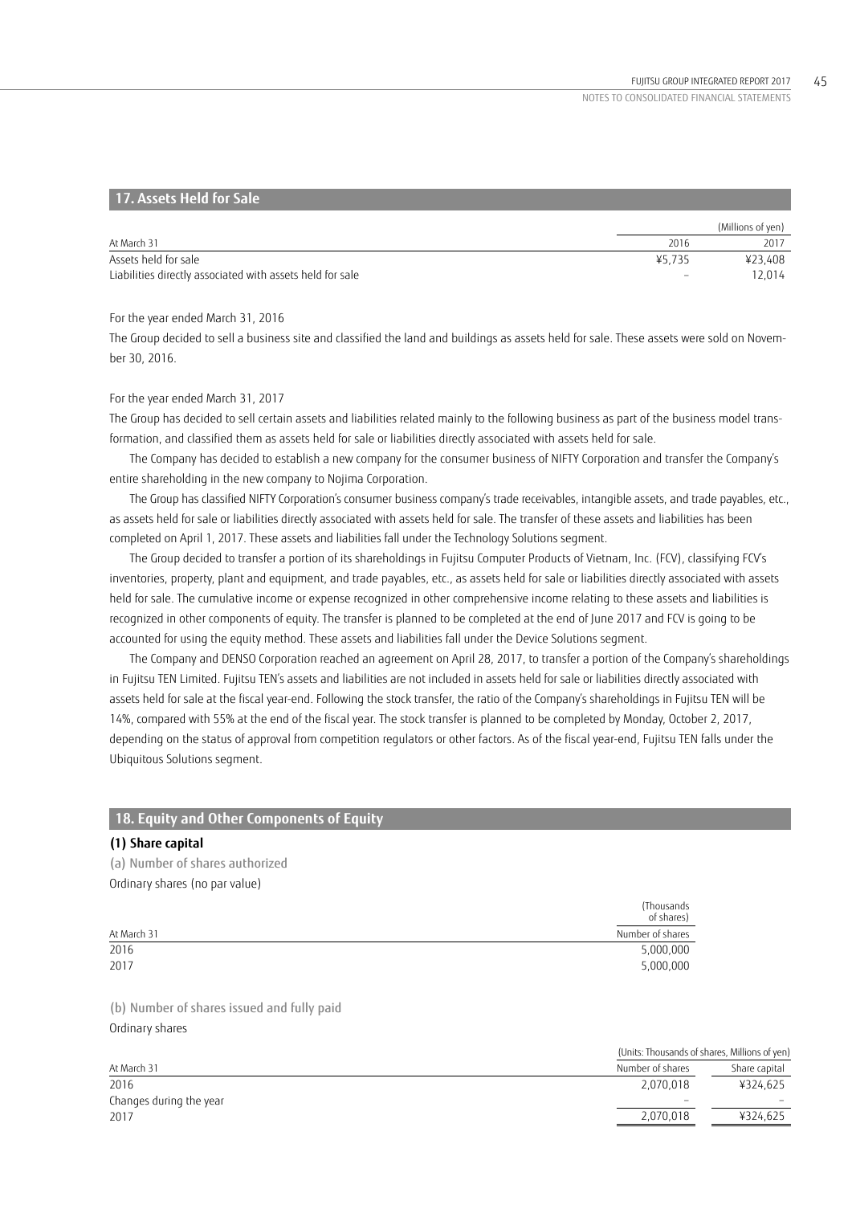## 17. Assets Held for Sale

| At March 31 | 2016 | 2017 |
|---|---|---|
| | | (Millions of yen) |
| Assets held for sale | ¥5,735 | ¥23,408 |
| Liabilities directly associated with assets held for sale | – | 12,014 |

For the year ended March 31, 2016

The Group decided to sell a business site and classified the land and buildings as assets held for sale. These assets were sold on November 30, 2016.

For the year ended March 31, 2017

The Group has decided to sell certain assets and liabilities related mainly to the following business as part of the business model transformation, and classified them as assets held for sale or liabilities directly associated with assets held for sale.

The Company has decided to establish a new company for the consumer business of NIFTY Corporation and transfer the Company's entire shareholding in the new company to Nojima Corporation.

The Group has classified NIFTY Corporation's consumer business company's trade receivables, intangible assets, and trade payables, etc., as assets held for sale or liabilities directly associated with assets held for sale. The transfer of these assets and liabilities has been completed on April 1, 2017. These assets and liabilities fall under the Technology Solutions segment.

The Group decided to transfer a portion of its shareholdings in Fujitsu Computer Products of Vietnam, Inc. (FCV), classifying FCV's inventories, property, plant and equipment, and trade payables, etc., as assets held for sale or liabilities directly associated with assets held for sale. The cumulative income or expense recognized in other comprehensive income relating to these assets and liabilities is recognized in other components of equity. The transfer is planned to be completed at the end of June 2017 and FCV is going to be accounted for using the equity method. These assets and liabilities fall under the Device Solutions segment.

The Company and DENSO Corporation reached an agreement on April 28, 2017, to transfer a portion of the Company's shareholdings in Fujitsu TEN Limited. Fujitsu TEN's assets and liabilities are not included in assets held for sale or liabilities directly associated with assets held for sale at the fiscal year-end. Following the stock transfer, the ratio of the Company's shareholdings in Fujitsu TEN will be 14%, compared with 55% at the end of the fiscal year. The stock transfer is planned to be completed by Monday, October 2, 2017, depending on the status of approval from competition regulators or other factors. As of the fiscal year-end, Fujitsu TEN falls under the Ubiquitous Solutions segment.

## 18. Equity and Other Components of Equity

### (1) Share capital

(a) Number of shares authorized

Ordinary shares (no par value)

| At March 31 | Number of shares (Thousands of shares) |
|---|---|
| 2016 | 5,000,000 |
| 2017 | 5,000,000 |

(b) Number of shares issued and fully paid

Ordinary shares

(Units: Thousands of shares, Millions of yen)

| At March 31 | Number of shares | Share capital |
|---|---|---|
| 2016 | 2,070,018 | ¥324,625 |
| Changes during the year | – | – |
| 2017 | 2,070,018 | ¥324,625 |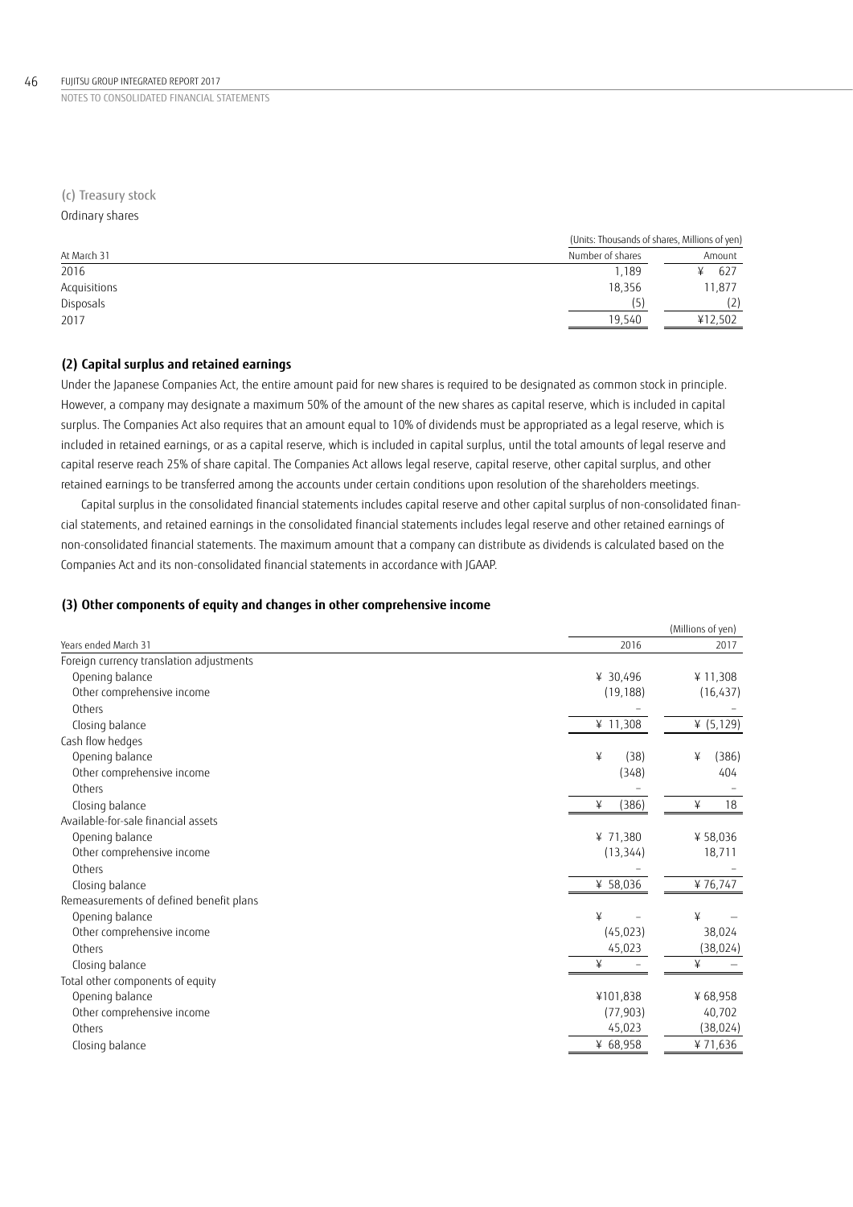(c) Treasury stock

Ordinary shares

| | (Units: Thousands of shares, Millions of yen) | |
|---|---|---|
| At March 31 | Number of shares | Amount |
| 2016 | 1,189 | ¥ 627 |
| Acquisitions | 18,356 | 11,877 |
| Disposals | (5) | (2) |
| 2017 | 19,540 | ¥12,502 |

**(2) Capital surplus and retained earnings**

Under the Japanese Companies Act, the entire amount paid for new shares is required to be designated as common stock in principle. However, a company may designate a maximum 50% of the amount of the new shares as capital reserve, which is included in capital surplus. The Companies Act also requires that an amount equal to 10% of dividends must be appropriated as a legal reserve, which is included in retained earnings, or as a capital reserve, which is included in capital surplus, until the total amounts of legal reserve and capital reserve reach 25% of share capital. The Companies Act allows legal reserve, capital reserve, other capital surplus, and other retained earnings to be transferred among the accounts under certain conditions upon resolution of the shareholders meetings.

Capital surplus in the consolidated financial statements includes capital reserve and other capital surplus of non-consolidated financial statements, and retained earnings in the consolidated financial statements includes legal reserve and other retained earnings of non-consolidated financial statements. The maximum amount that a company can distribute as dividends is calculated based on the Companies Act and its non-consolidated financial statements in accordance with JGAAP.

**(3) Other components of equity and changes in other comprehensive income**

| | | (Millions of yen) |
|---|---|---|
| Years ended March 31 | 2016 | 2017 |
| Foreign currency translation adjustments | | |
| Opening balance | ¥ 30,496 | ¥ 11,308 |
| Other comprehensive income | (19,188) | (16,437) |
| Others | – | – |
| Closing balance | ¥ 11,308 | ¥ (5,129) |
| Cash flow hedges | | |
| Opening balance | ¥ (38) | ¥ (386) |
| Other comprehensive income | (348) | 404 |
| Others | – | – |
| Closing balance | ¥ (386) | ¥ 18 |
| Available-for-sale financial assets | | |
| Opening balance | ¥ 71,380 | ¥ 58,036 |
| Other comprehensive income | (13,344) | 18,711 |
| Others | – | – |
| Closing balance | ¥ 58,036 | ¥ 76,747 |
| Remeasurements of defined benefit plans | | |
| Opening balance | ¥ – | ¥ – |
| Other comprehensive income | (45,023) | 38,024 |
| Others | 45,023 | (38,024) |
| Closing balance | ¥ – | ¥ – |
| Total other components of equity | | |
| Opening balance | ¥101,838 | ¥ 68,958 |
| Other comprehensive income | (77,903) | 40,702 |
| Others | 45,023 | (38,024) |
| Closing balance | ¥ 68,958 | ¥ 71,636 |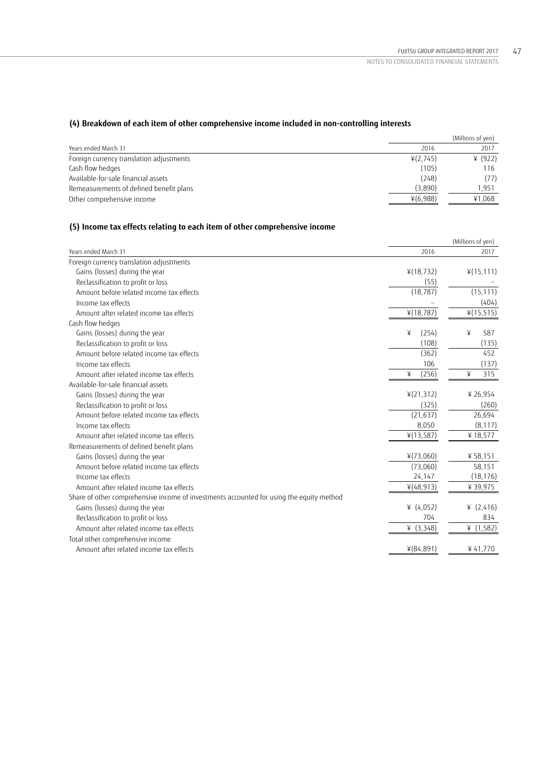### (4) Breakdown of each item of other comprehensive income included in non-controlling interests

(Millions of yen)

| Years ended March 31 | 2016 | 2017 |
|---|---|---|
| Foreign currency translation adjustments | ¥(2,745) | ¥ (922) |
| Cash flow hedges | (105) | 116 |
| Available-for-sale financial assets | (248) | (77) |
| Remeasurements of defined benefit plans | (3,890) | 1,951 |
| Other comprehensive income | ¥(6,988) | ¥1,068 |

### (5) Income tax effects relating to each item of other comprehensive income

(Millions of yen)

| Years ended March 31 | 2016 | 2017 |
|---|---|---|
| Foreign currency translation adjustments | | |
| Gains (losses) during the year | ¥(18,732) | ¥(15,111) |
| Reclassification to profit or loss | (55) | – |
| Amount before related income tax effects | (18,787) | (15,111) |
| Income tax effects | – | (404) |
| Amount after related income tax effects | ¥(18,787) | ¥(15,515) |
| Cash flow hedges | | |
| Gains (losses) during the year | ¥ (254) | ¥ 587 |
| Reclassification to profit or loss | (108) | (135) |
| Amount before related income tax effects | (362) | 452 |
| Income tax effects | 106 | (137) |
| Amount after related income tax effects | ¥ (256) | ¥ 315 |
| Available-for-sale financial assets | | |
| Gains (losses) during the year | ¥(21,312) | ¥ 26,954 |
| Reclassification to profit or loss | (325) | (260) |
| Amount before related income tax effects | (21,637) | 26,694 |
| Income tax effects | 8,050 | (8,117) |
| Amount after related income tax effects | ¥(13,587) | ¥ 18,577 |
| Remeasurements of defined benefit plans | | |
| Gains (losses) during the year | ¥(73,060) | ¥ 58,151 |
| Amount before related income tax effects | (73,060) | 58,151 |
| Income tax effects | 24,147 | (18,176) |
| Amount after related income tax effects | ¥(48,913) | ¥ 39,975 |
| Share of other comprehensive income of investments accounted for using the equity method | | |
| Gains (losses) during the year | ¥ (4,052) | ¥ (2,416) |
| Reclassification to profit or loss | 704 | 834 |
| Amount after related income tax effects | ¥ (3,348) | ¥ (1,582) |
| Total other comprehensive income | | |
| Amount after related income tax effects | ¥(84,891) | ¥ 41,770 |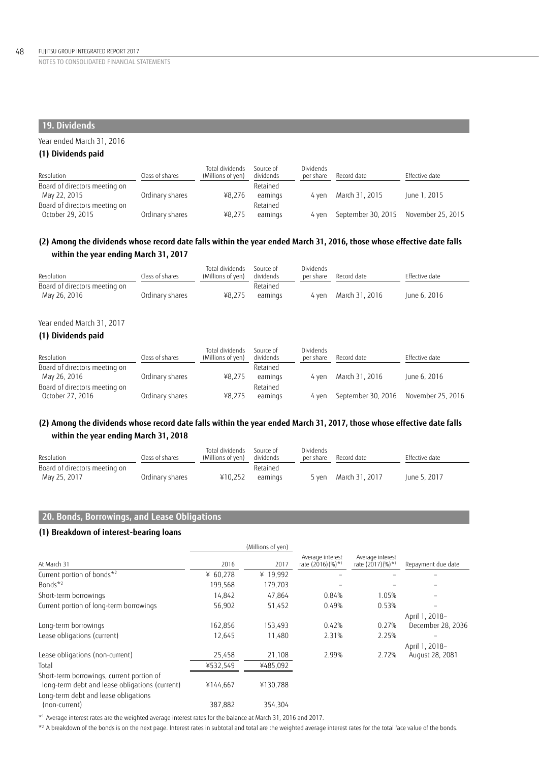## 19. Dividends

Year ended March 31, 2016

### (1) Dividends paid

| Resolution | Class of shares | Total dividends (Millions of yen) | Source of dividends | Dividends per share | Record date | Effective date |
|---|---|---|---|---|---|---|
| Board of directors meeting on May 22, 2015 | Ordinary shares | ¥8,276 | Retained earnings | 4 yen | March 31, 2015 | June 1, 2015 |
| Board of directors meeting on October 29, 2015 | Ordinary shares | ¥8,275 | Retained earnings | 4 yen | September 30, 2015 | November 25, 2015 |

### (2) Among the dividends whose record date falls within the year ended March 31, 2016, those whose effective date falls within the year ending March 31, 2017

| Resolution | Class of shares | Total dividends (Millions of yen) | Source of dividends | Dividends per share | Record date | Effective date |
|---|---|---|---|---|---|---|
| Board of directors meeting on May 26, 2016 | Ordinary shares | ¥8,275 | Retained earnings | 4 yen | March 31, 2016 | June 6, 2016 |

Year ended March 31, 2017

### (1) Dividends paid

| Resolution | Class of shares | Total dividends (Millions of yen) | Source of dividends | Dividends per share | Record date | Effective date |
|---|---|---|---|---|---|---|
| Board of directors meeting on May 26, 2016 | Ordinary shares | ¥8,275 | Retained earnings | 4 yen | March 31, 2016 | June 6, 2016 |
| Board of directors meeting on October 27, 2016 | Ordinary shares | ¥8,275 | Retained earnings | 4 yen | September 30, 2016 | November 25, 2016 |

### (2) Among the dividends whose record date falls within the year ended March 31, 2017, those whose effective date falls within the year ending March 31, 2018

| Resolution | Class of shares | Total dividends (Millions of yen) | Source of dividends | Dividends per share | Record date | Effective date |
|---|---|---|---|---|---|---|
| Board of directors meeting on May 25, 2017 | Ordinary shares | ¥10,252 | Retained earnings | 5 yen | March 31, 2017 | June 5, 2017 |

## 20. Bonds, Borrowings, and Lease Obligations

### (1) Breakdown of interest-bearing loans

| At March 31 | 2016 (Millions of yen) | 2017 (Millions of yen) | Average interest rate (2016)(%)*[1] | Average interest rate (2017)(%)*[1] | Repayment due date |
|---|---|---|---|---|---|
| Current portion of bonds*[2] | ¥ 60,278 | ¥ 19,992 | – | – | – |
| Bonds*[2] | 199,568 | 179,703 | – | – | – |
| Short-term borrowings | 14,842 | 47,864 | 0.84% | 1.05% | – |
| Current portion of long-term borrowings | 56,902 | 51,452 | 0.49% | 0.53% | – |
| Long-term borrowings | 162,856 | 153,493 | 0.42% | 0.27% | April 1, 2018– December 28, 2036 |
| Lease obligations (current) | 12,645 | 11,480 | 2.31% | 2.25% | – |
| Lease obligations (non-current) | 25,458 | 21,108 | 2.99% | 2.72% | April 1, 2018– August 28, 2081 |
| Total | ¥532,549 | ¥485,092 | | | |
| Short-term borrowings, current portion of long-term debt and lease obligations (current) | ¥144,667 | ¥130,788 | | | |
| Long-term debt and lease obligations (non-current) | 387,882 | 354,304 | | | |

*[1] Average interest rates are the weighted average interest rates for the balance at March 31, 2016 and 2017.

*[2] A breakdown of the bonds is on the next page. Interest rates in subtotal and total are the weighted average interest rates for the total face value of the bonds.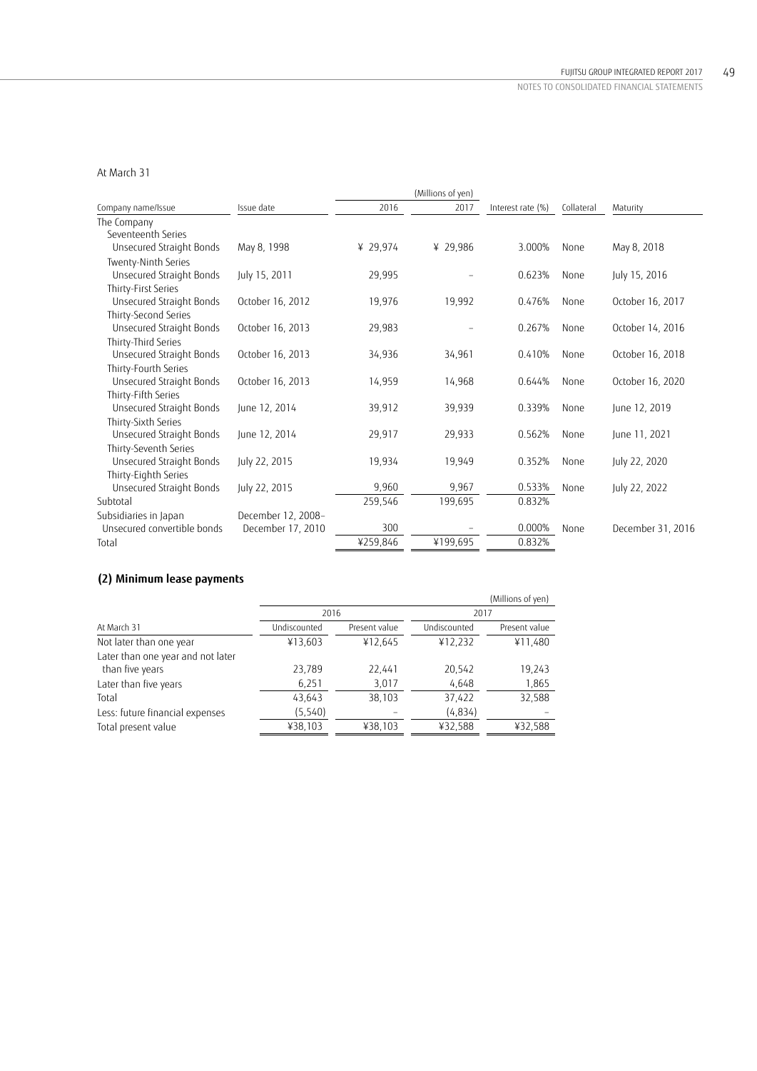At March 31

| Company name/Issue | Issue date | (Millions of yen) 2016 | 2017 | Interest rate (%) | Collateral | Maturity |
|---|---|---|---|---|---|---|
| The Company | | | | | | |
| Seventeenth Series | | | | | | |
| Unsecured Straight Bonds | May 8, 1998 | ¥ 29,974 | ¥ 29,986 | 3.000% | None | May 8, 2018 |
| Twenty-Ninth Series | | | | | | |
| Unsecured Straight Bonds | July 15, 2011 | 29,995 | – | 0.623% | None | July 15, 2016 |
| Thirty-First Series | | | | | | |
| Unsecured Straight Bonds | October 16, 2012 | 19,976 | 19,992 | 0.476% | None | October 16, 2017 |
| Thirty-Second Series | | | | | | |
| Unsecured Straight Bonds | October 16, 2013 | 29,983 | – | 0.267% | None | October 14, 2016 |
| Thirty-Third Series | | | | | | |
| Unsecured Straight Bonds | October 16, 2013 | 34,936 | 34,961 | 0.410% | None | October 16, 2018 |
| Thirty-Fourth Series | | | | | | |
| Unsecured Straight Bonds | October 16, 2013 | 14,959 | 14,968 | 0.644% | None | October 16, 2020 |
| Thirty-Fifth Series | | | | | | |
| Unsecured Straight Bonds | June 12, 2014 | 39,912 | 39,939 | 0.339% | None | June 12, 2019 |
| Thirty-Sixth Series | | | | | | |
| Unsecured Straight Bonds | June 12, 2014 | 29,917 | 29,933 | 0.562% | None | June 11, 2021 |
| Thirty-Seventh Series | | | | | | |
| Unsecured Straight Bonds | July 22, 2015 | 19,934 | 19,949 | 0.352% | None | July 22, 2020 |
| Thirty-Eighth Series | | | | | | |
| Unsecured Straight Bonds | July 22, 2015 | 9,960 | 9,967 | 0.533% | None | July 22, 2022 |
| Subtotal | | 259,546 | 199,695 | 0.832% | | |
| Subsidiaries in Japan | December 12, 2008– | | | | | |
| Unsecured convertible bonds | December 17, 2010 | 300 | – | 0.000% | None | December 31, 2016 |
| Total | | ¥259,846 | ¥199,695 | 0.832% | | |

## (2) Minimum lease payments

(Millions of yen)

| At March 31 | 2016 Undiscounted | 2016 Present value | 2017 Undiscounted | 2017 Present value |
|---|---|---|---|---|
| Not later than one year | ¥13,603 | ¥12,645 | ¥12,232 | ¥11,480 |
| Later than one year and not later than five years | 23,789 | 22,441 | 20,542 | 19,243 |
| Later than five years | 6,251 | 3,017 | 4,648 | 1,865 |
| Total | 43,643 | 38,103 | 37,422 | 32,588 |
| Less: future financial expenses | (5,540) | – | (4,834) | – |
| Total present value | ¥38,103 | ¥38,103 | ¥32,588 | ¥32,588 |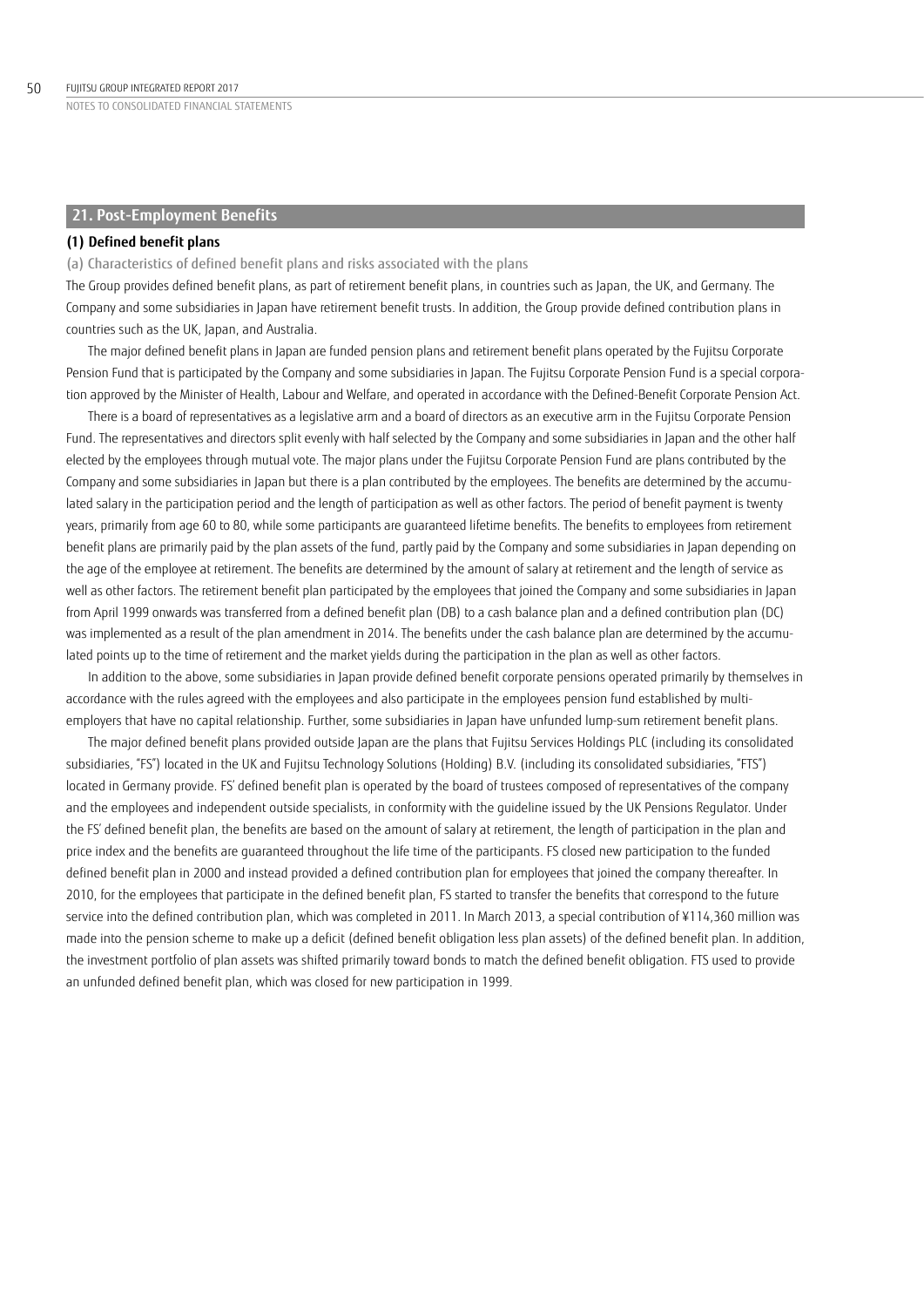## 21. Post-Employment Benefits

### (1) Defined benefit plans

(a) Characteristics of defined benefit plans and risks associated with the plans

The Group provides defined benefit plans, as part of retirement benefit plans, in countries such as Japan, the UK, and Germany. The Company and some subsidiaries in Japan have retirement benefit trusts. In addition, the Group provide defined contribution plans in countries such as the UK, Japan, and Australia.

The major defined benefit plans in Japan are funded pension plans and retirement benefit plans operated by the Fujitsu Corporate Pension Fund that is participated by the Company and some subsidiaries in Japan. The Fujitsu Corporate Pension Fund is a special corporation approved by the Minister of Health, Labour and Welfare, and operated in accordance with the Defined-Benefit Corporate Pension Act.

There is a board of representatives as a legislative arm and a board of directors as an executive arm in the Fujitsu Corporate Pension Fund. The representatives and directors split evenly with half selected by the Company and some subsidiaries in Japan and the other half elected by the employees through mutual vote. The major plans under the Fujitsu Corporate Pension Fund are plans contributed by the Company and some subsidiaries in Japan but there is a plan contributed by the employees. The benefits are determined by the accumulated salary in the participation period and the length of participation as well as other factors. The period of benefit payment is twenty years, primarily from age 60 to 80, while some participants are guaranteed lifetime benefits. The benefits to employees from retirement benefit plans are primarily paid by the plan assets of the fund, partly paid by the Company and some subsidiaries in Japan depending on the age of the employee at retirement. The benefits are determined by the amount of salary at retirement and the length of service as well as other factors. The retirement benefit plan participated by the employees that joined the Company and some subsidiaries in Japan from April 1999 onwards was transferred from a defined benefit plan (DB) to a cash balance plan and a defined contribution plan (DC) was implemented as a result of the plan amendment in 2014. The benefits under the cash balance plan are determined by the accumulated points up to the time of retirement and the market yields during the participation in the plan as well as other factors.

In addition to the above, some subsidiaries in Japan provide defined benefit corporate pensions operated primarily by themselves in accordance with the rules agreed with the employees and also participate in the employees pension fund established by multi-employers that have no capital relationship. Further, some subsidiaries in Japan have unfunded lump-sum retirement benefit plans.

The major defined benefit plans provided outside Japan are the plans that Fujitsu Services Holdings PLC (including its consolidated subsidiaries, "FS") located in the UK and Fujitsu Technology Solutions (Holding) B.V. (including its consolidated subsidiaries, "FTS") located in Germany provide. FS' defined benefit plan is operated by the board of trustees composed of representatives of the company and the employees and independent outside specialists, in conformity with the guideline issued by the UK Pensions Regulator. Under the FS' defined benefit plan, the benefits are based on the amount of salary at retirement, the length of participation in the plan and price index and the benefits are guaranteed throughout the life time of the participants. FS closed new participation to the funded defined benefit plan in 2000 and instead provided a defined contribution plan for employees that joined the company thereafter. In 2010, for the employees that participate in the defined benefit plan, FS started to transfer the benefits that correspond to the future service into the defined contribution plan, which was completed in 2011. In March 2013, a special contribution of ¥114,360 million was made into the pension scheme to make up a deficit (defined benefit obligation less plan assets) of the defined benefit plan. In addition, the investment portfolio of plan assets was shifted primarily toward bonds to match the defined benefit obligation. FTS used to provide an unfunded defined benefit plan, which was closed for new participation in 1999.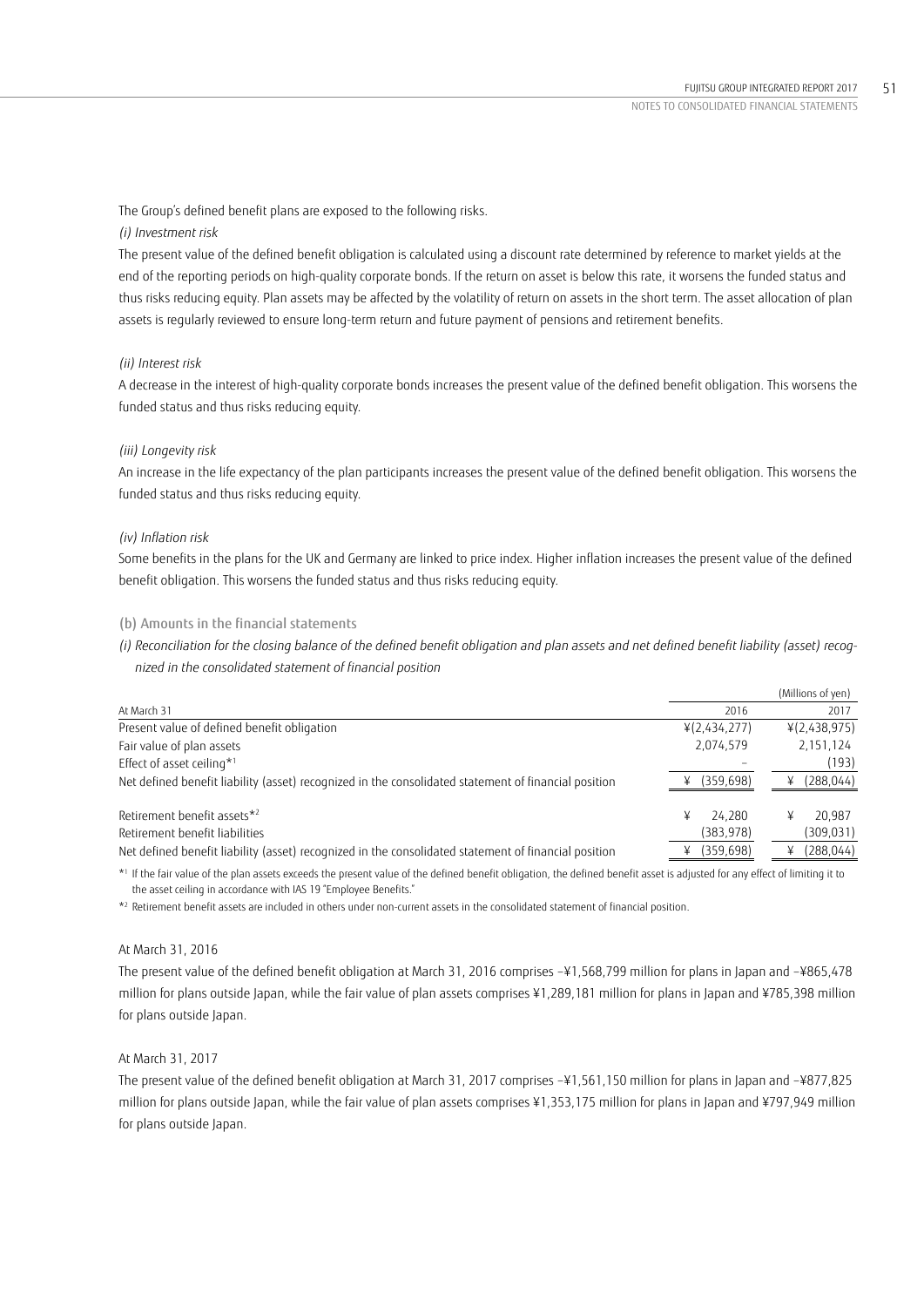The Group's defined benefit plans are exposed to the following risks.

*(i) Investment risk*

The present value of the defined benefit obligation is calculated using a discount rate determined by reference to market yields at the end of the reporting periods on high-quality corporate bonds. If the return on asset is below this rate, it worsens the funded status and thus risks reducing equity. Plan assets may be affected by the volatility of return on assets in the short term. The asset allocation of plan assets is regularly reviewed to ensure long-term return and future payment of pensions and retirement benefits.

*(ii) Interest risk*

A decrease in the interest of high-quality corporate bonds increases the present value of the defined benefit obligation. This worsens the funded status and thus risks reducing equity.

*(iii) Longevity risk*

An increase in the life expectancy of the plan participants increases the present value of the defined benefit obligation. This worsens the funded status and thus risks reducing equity.

*(iv) Inflation risk*

Some benefits in the plans for the UK and Germany are linked to price index. Higher inflation increases the present value of the defined benefit obligation. This worsens the funded status and thus risks reducing equity.

### (b) Amounts in the financial statements

*(i) Reconciliation for the closing balance of the defined benefit obligation and plan assets and net defined benefit liability (asset) recognized in the consolidated statement of financial position*

| | | (Millions of yen) |
|---|---|---|
| At March 31 | 2016 | 2017 |
| Present value of defined benefit obligation | ¥(2,434,277) | ¥(2,438,975) |
| Fair value of plan assets | 2,074,579 | 2,151,124 |
| Effect of asset ceiling*1 | – | (193) |
| Net defined benefit liability (asset) recognized in the consolidated statement of financial position | ¥ (359,698) | ¥ (288,044) |
| Retirement benefit assets*2 | ¥ 24,280 | ¥ 20,987 |
| Retirement benefit liabilities | (383,978) | (309,031) |
| Net defined benefit liability (asset) recognized in the consolidated statement of financial position | ¥ (359,698) | ¥ (288,044) |

*1 If the fair value of the plan assets exceeds the present value of the defined benefit obligation, the defined benefit asset is adjusted for any effect of limiting it to the asset ceiling in accordance with IAS 19 "Employee Benefits."

*2 Retirement benefit assets are included in others under non-current assets in the consolidated statement of financial position.

At March 31, 2016

The present value of the defined benefit obligation at March 31, 2016 comprises –¥1,568,799 million for plans in Japan and –¥865,478 million for plans outside Japan, while the fair value of plan assets comprises ¥1,289,181 million for plans in Japan and ¥785,398 million for plans outside Japan.

At March 31, 2017

The present value of the defined benefit obligation at March 31, 2017 comprises –¥1,561,150 million for plans in Japan and –¥877,825 million for plans outside Japan, while the fair value of plan assets comprises ¥1,353,175 million for plans in Japan and ¥797,949 million for plans outside Japan.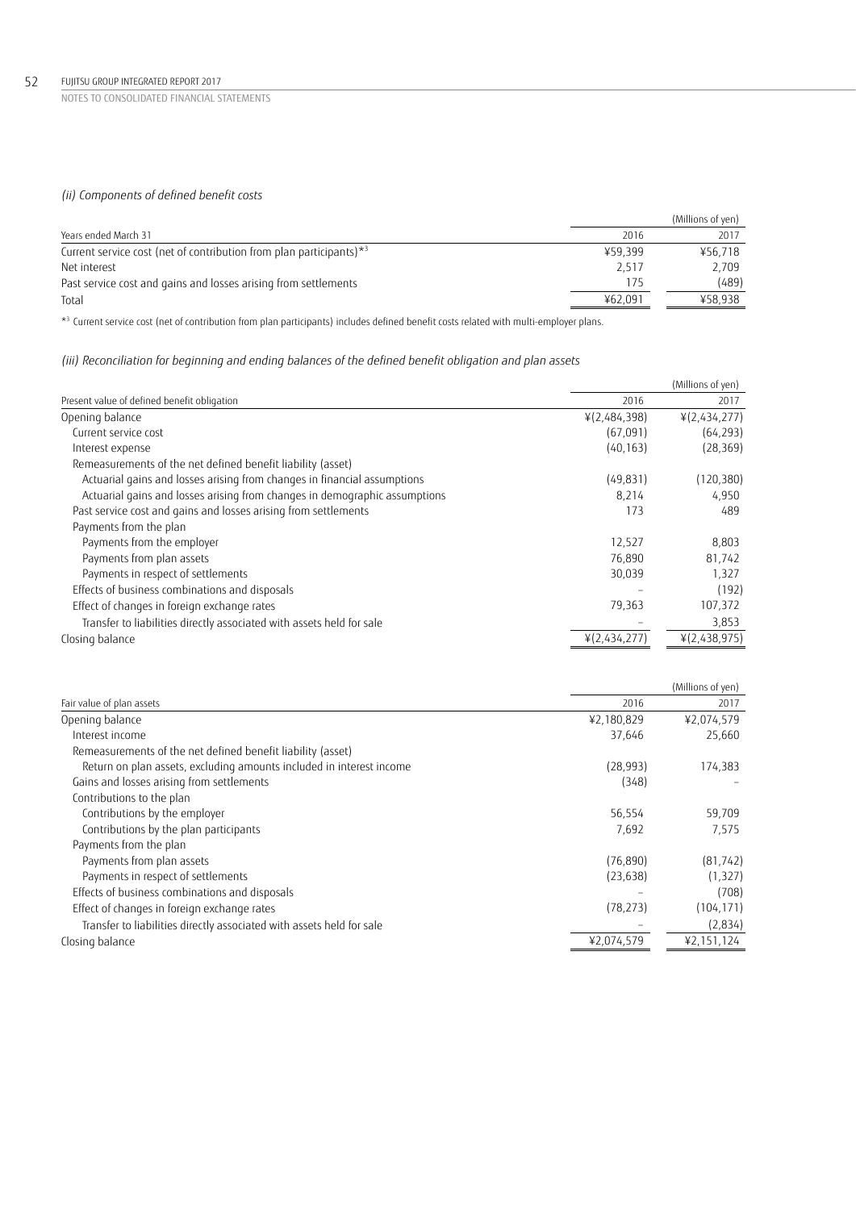*(ii) Components of defined benefit costs*

| Years ended March 31 | 2016 | 2017 |
|---|---|---|
| | | (Millions of yen) |
| Current service cost (net of contribution from plan participants)*[3] | ¥59,399 | ¥56,718 |
| Net interest | 2,517 | 2,709 |
| Past service cost and gains and losses arising from settlements | 175 | (489) |
| Total | ¥62,091 | ¥58,938 |

*[3] Current service cost (net of contribution from plan participants) includes defined benefit costs related with multi-employer plans.

*(iii) Reconciliation for beginning and ending balances of the defined benefit obligation and plan assets*

| Present value of defined benefit obligation | 2016 | 2017 |
|---|---|---|
| | | (Millions of yen) |
| Opening balance | ¥(2,484,398) | ¥(2,434,277) |
| Current service cost | (67,091) | (64,293) |
| Interest expense | (40,163) | (28,369) |
| Remeasurements of the net defined benefit liability (asset) | | |
| Actuarial gains and losses arising from changes in financial assumptions | (49,831) | (120,380) |
| Actuarial gains and losses arising from changes in demographic assumptions | 8,214 | 4,950 |
| Past service cost and gains and losses arising from settlements | 173 | 489 |
| Payments from the plan | | |
| Payments from the employer | 12,527 | 8,803 |
| Payments from plan assets | 76,890 | 81,742 |
| Payments in respect of settlements | 30,039 | 1,327 |
| Effects of business combinations and disposals | – | (192) |
| Effect of changes in foreign exchange rates | 79,363 | 107,372 |
| Transfer to liabilities directly associated with assets held for sale | – | 3,853 |
| Closing balance | ¥(2,434,277) | ¥(2,438,975) |

| Fair value of plan assets | 2016 | 2017 |
|---|---|---|
| | | (Millions of yen) |
| Opening balance | ¥2,180,829 | ¥2,074,579 |
| Interest income | 37,646 | 25,660 |
| Remeasurements of the net defined benefit liability (asset) | | |
| Return on plan assets, excluding amounts included in interest income | (28,993) | 174,383 |
| Gains and losses arising from settlements | (348) | – |
| Contributions to the plan | | |
| Contributions by the employer | 56,554 | 59,709 |
| Contributions by the plan participants | 7,692 | 7,575 |
| Payments from the plan | | |
| Payments from plan assets | (76,890) | (81,742) |
| Payments in respect of settlements | (23,638) | (1,327) |
| Effects of business combinations and disposals | – | (708) |
| Effect of changes in foreign exchange rates | (78,273) | (104,171) |
| Transfer to liabilities directly associated with assets held for sale | – | (2,834) |
| Closing balance | ¥2,074,579 | ¥2,151,124 |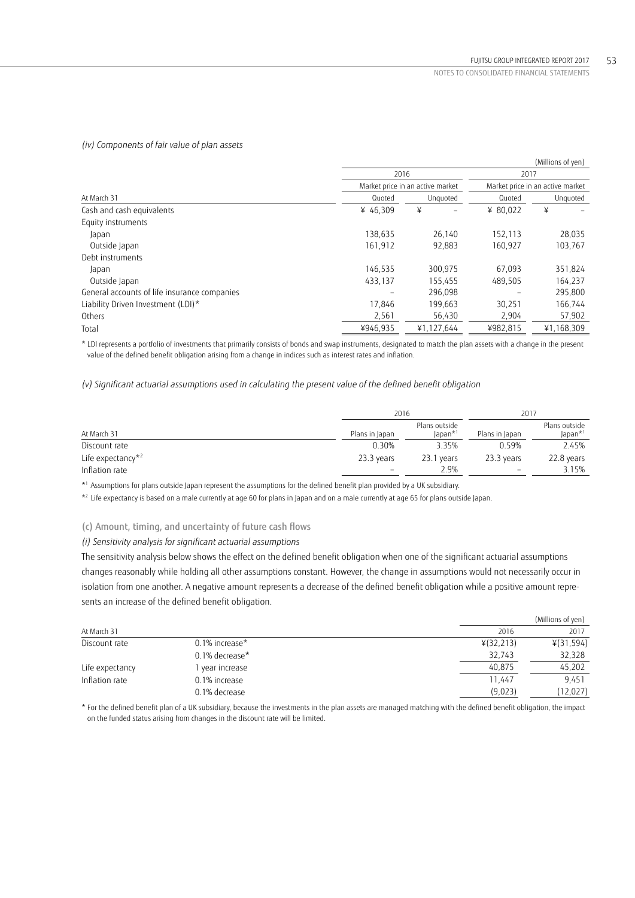*(iv) Components of fair value of plan assets*

(Millions of yen)

| At March 31 | 2016 | | 2017 | |
|---|---|---|---|---|
| | Market price in an active market | | Market price in an active market | |
| | Quoted | Unquoted | Quoted | Unquoted |
| Cash and cash equivalents | ¥ 46,309 | ¥ – | ¥ 80,022 | ¥ – |
| Equity instruments | | | | |
| Japan | 138,635 | 26,140 | 152,113 | 28,035 |
| Outside Japan | 161,912 | 92,883 | 160,927 | 103,767 |
| Debt instruments | | | | |
| Japan | 146,535 | 300,975 | 67,093 | 351,824 |
| Outside Japan | 433,137 | 155,455 | 489,505 | 164,237 |
| General accounts of life insurance companies | – | 296,098 | – | 295,800 |
| Liability Driven Investment (LDI)* | 17,846 | 199,663 | 30,251 | 166,744 |
| Others | 2,561 | 56,430 | 2,904 | 57,902 |
| Total | ¥946,935 | ¥1,127,644 | ¥982,815 | ¥1,168,309 |

* LDI represents a portfolio of investments that primarily consists of bonds and swap instruments, designated to match the plan assets with a change in the present value of the defined benefit obligation arising from a change in indices such as interest rates and inflation.

*(v) Significant actuarial assumptions used in calculating the present value of the defined benefit obligation*

| At March 31 | 2016 | | 2017 | |
|---|---|---|---|---|
| | Plans in Japan | Plans outside Japan*[1] | Plans in Japan | Plans outside Japan*[1] |
| Discount rate | 0.30% | 3.35% | 0.59% | 2.45% |
| Life expectancy*[2] | 23.3 years | 23.1 years | 23.3 years | 22.8 years |
| Inflation rate | – | 2.9% | – | 3.15% |

*[1] Assumptions for plans outside Japan represent the assumptions for the defined benefit plan provided by a UK subsidiary.

*[2] Life expectancy is based on a male currently at age 60 for plans in Japan and on a male currently at age 65 for plans outside Japan.

### (c) Amount, timing, and uncertainty of future cash flows

*(i) Sensitivity analysis for significant actuarial assumptions*

The sensitivity analysis below shows the effect on the defined benefit obligation when one of the significant actuarial assumptions changes reasonably while holding all other assumptions constant. However, the change in assumptions would not necessarily occur in isolation from one another. A negative amount represents a decrease of the defined benefit obligation while a positive amount represents an increase of the defined benefit obligation.

(Millions of yen)

| At March 31 | | 2016 | 2017 |
|---|---|---|---|
| Discount rate | 0.1% increase* | ¥(32,213) | ¥(31,594) |
| | 0.1% decrease* | 32,743 | 32,328 |
| Life expectancy | 1 year increase | 40,875 | 45,202 |
| Inflation rate | 0.1% increase | 11,447 | 9,451 |
| | 0.1% decrease | (9,023) | (12,027) |

* For the defined benefit plan of a UK subsidiary, because the investments in the plan assets are managed matching with the defined benefit obligation, the impact on the funded status arising from changes in the discount rate will be limited.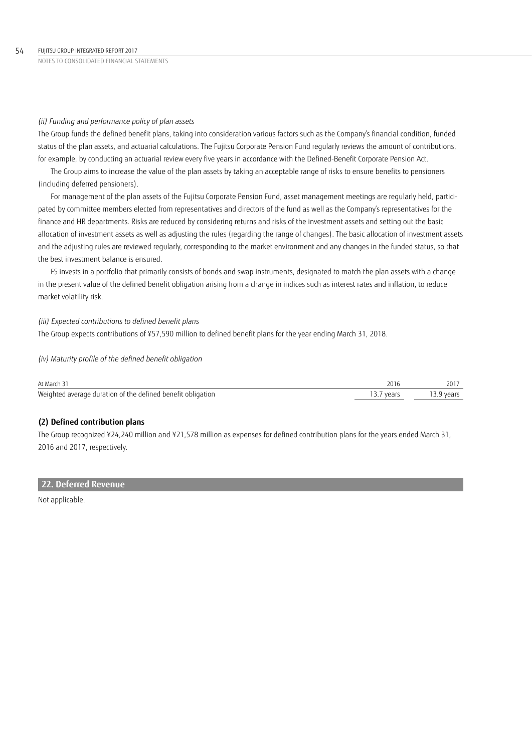*(ii) Funding and performance policy of plan assets*

The Group funds the defined benefit plans, taking into consideration various factors such as the Company's financial condition, funded status of the plan assets, and actuarial calculations. The Fujitsu Corporate Pension Fund regularly reviews the amount of contributions, for example, by conducting an actuarial review every five years in accordance with the Defined-Benefit Corporate Pension Act.

The Group aims to increase the value of the plan assets by taking an acceptable range of risks to ensure benefits to pensioners (including deferred pensioners).

For management of the plan assets of the Fujitsu Corporate Pension Fund, asset management meetings are regularly held, participated by committee members elected from representatives and directors of the fund as well as the Company's representatives for the finance and HR departments. Risks are reduced by considering returns and risks of the investment assets and setting out the basic allocation of investment assets as well as adjusting the rules (regarding the range of changes). The basic allocation of investment assets and the adjusting rules are reviewed regularly, corresponding to the market environment and any changes in the funded status, so that the best investment balance is ensured.

FS invests in a portfolio that primarily consists of bonds and swap instruments, designated to match the plan assets with a change in the present value of the defined benefit obligation arising from a change in indices such as interest rates and inflation, to reduce market volatility risk.

*(iii) Expected contributions to defined benefit plans*

The Group expects contributions of ¥57,590 million to defined benefit plans for the year ending March 31, 2018.

*(iv) Maturity profile of the defined benefit obligation*

| At March 31 | 2016 | 2017 |
|---|---|---|
| Weighted average duration of the defined benefit obligation | 13.7 years | 13.9 years |

### (2) Defined contribution plans

The Group recognized ¥24,240 million and ¥21,578 million as expenses for defined contribution plans for the years ended March 31, 2016 and 2017, respectively.

## 22. Deferred Revenue

Not applicable.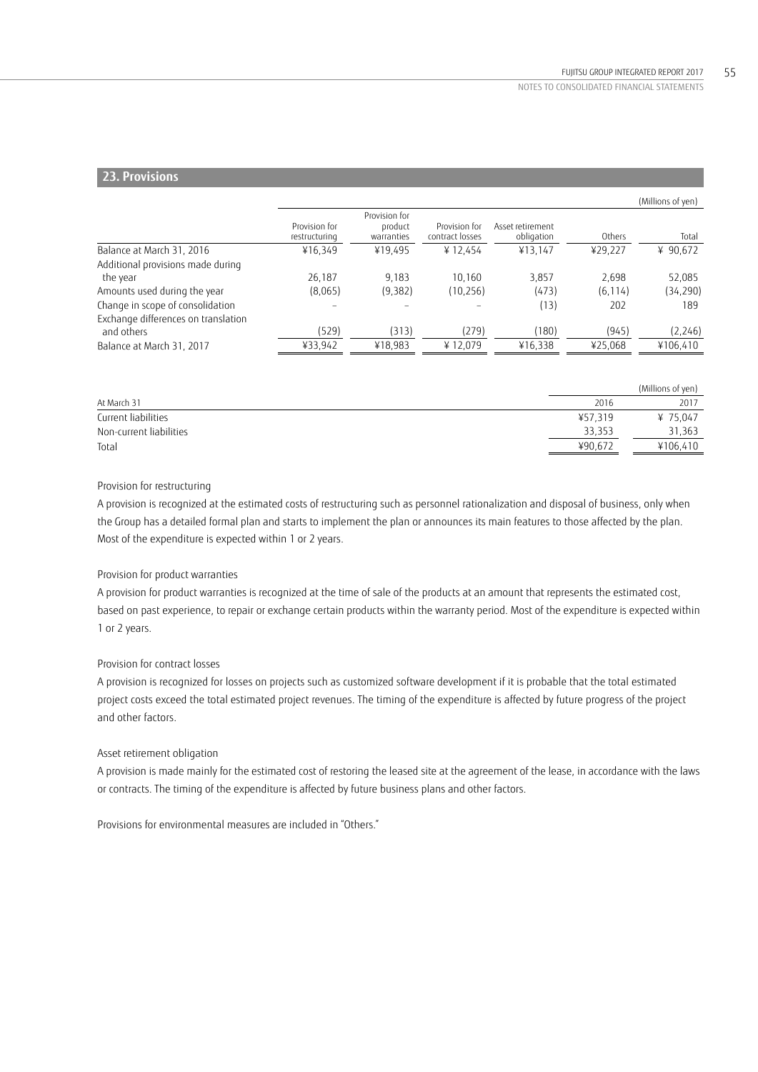## 23. Provisions

(Millions of yen)

| | Provision for restructuring | Provision for product warranties | Provision for contract losses | Asset retirement obligation | Others | Total |
|---|---|---|---|---|---|---|
| Balance at March 31, 2016 | ¥16,349 | ¥19,495 | ¥ 12,454 | ¥13,147 | ¥29,227 | ¥ 90,672 |
| Additional provisions made during the year | 26,187 | 9,183 | 10,160 | 3,857 | 2,698 | 52,085 |
| Amounts used during the year | (8,065) | (9,382) | (10,256) | (473) | (6,114) | (34,290) |
| Change in scope of consolidation | – | – | – | (13) | 202 | 189 |
| Exchange differences on translation and others | (529) | (313) | (279) | (180) | (945) | (2,246) |
| Balance at March 31, 2017 | ¥33,942 | ¥18,983 | ¥ 12,079 | ¥16,338 | ¥25,068 | ¥106,410 |

(Millions of yen)

| At March 31 | 2016 | 2017 |
|---|---|---|
| Current liabilities | ¥57,319 | ¥ 75,047 |
| Non-current liabilities | 33,353 | 31,363 |
| Total | ¥90,672 | ¥106,410 |

Provision for restructuring

A provision is recognized at the estimated costs of restructuring such as personnel rationalization and disposal of business, only when the Group has a detailed formal plan and starts to implement the plan or announces its main features to those affected by the plan. Most of the expenditure is expected within 1 or 2 years.

Provision for product warranties

A provision for product warranties is recognized at the time of sale of the products at an amount that represents the estimated cost, based on past experience, to repair or exchange certain products within the warranty period. Most of the expenditure is expected within 1 or 2 years.

Provision for contract losses

A provision is recognized for losses on projects such as customized software development if it is probable that the total estimated project costs exceed the total estimated project revenues. The timing of the expenditure is affected by future progress of the project and other factors.

Asset retirement obligation

A provision is made mainly for the estimated cost of restoring the leased site at the agreement of the lease, in accordance with the laws or contracts. The timing of the expenditure is affected by future business plans and other factors.

Provisions for environmental measures are included in "Others."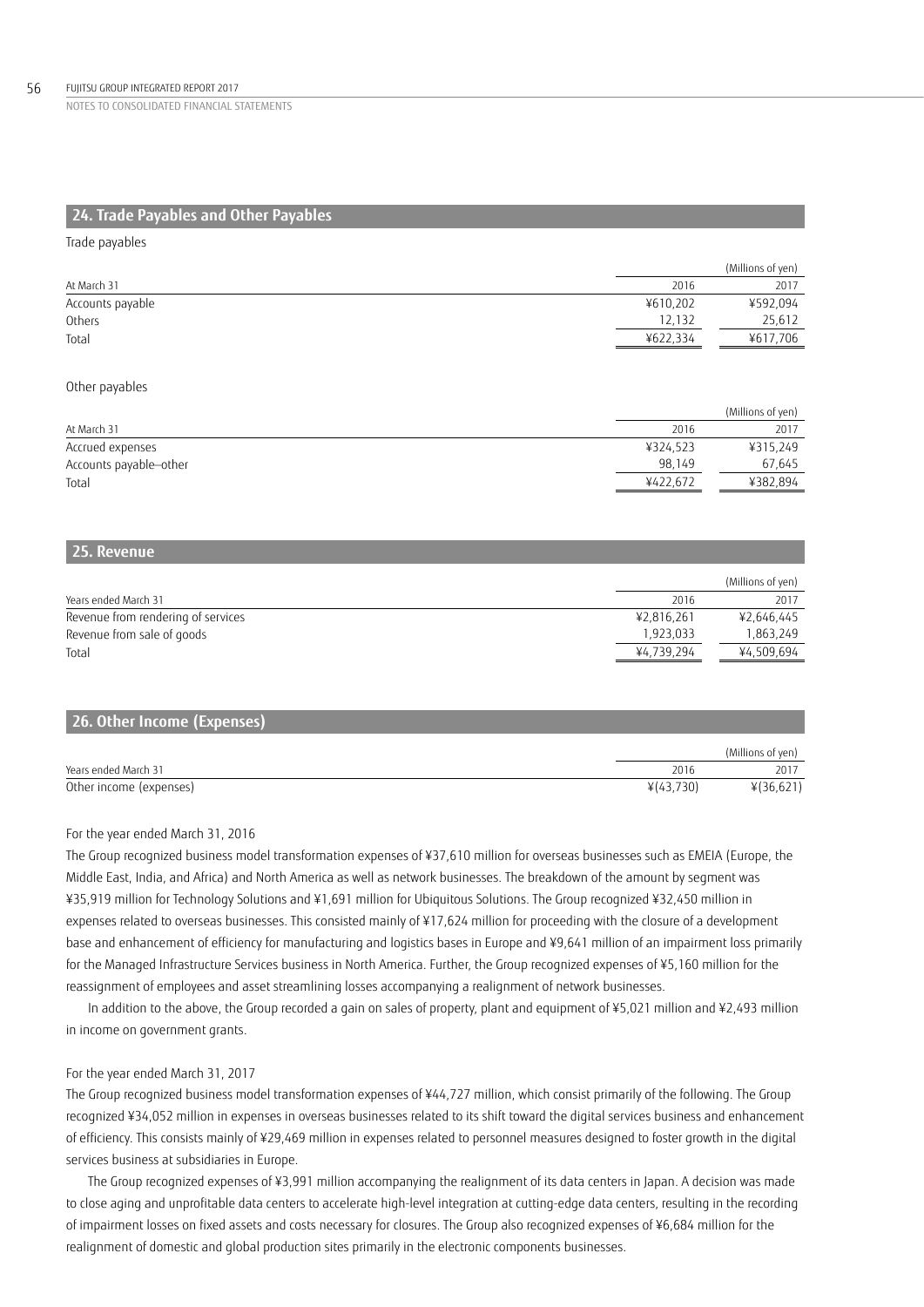## 24. Trade Payables and Other Payables

Trade payables

| | | (Millions of yen) |
|---|---|---|
| At March 31 | 2016 | 2017 |
| Accounts payable | ¥610,202 | ¥592,094 |
| Others | 12,132 | 25,612 |
| Total | ¥622,334 | ¥617,706 |

Other payables

| | | (Millions of yen) |
|---|---|---|
| At March 31 | 2016 | 2017 |
| Accrued expenses | ¥324,523 | ¥315,249 |
| Accounts payable–other | 98,149 | 67,645 |
| Total | ¥422,672 | ¥382,894 |

## 25. Revenue

| | | (Millions of yen) |
|---|---|---|
| Years ended March 31 | 2016 | 2017 |
| Revenue from rendering of services | ¥2,816,261 | ¥2,646,445 |
| Revenue from sale of goods | 1,923,033 | 1,863,249 |
| Total | ¥4,739,294 | ¥4,509,694 |

## 26. Other Income (Expenses)

| | | (Millions of yen) |
|---|---|---|
| Years ended March 31 | 2016 | 2017 |
| Other income (expenses) | ¥(43,730) | ¥(36,621) |

For the year ended March 31, 2016

The Group recognized business model transformation expenses of ¥37,610 million for overseas businesses such as EMEIA (Europe, the Middle East, India, and Africa) and North America as well as network businesses. The breakdown of the amount by segment was ¥35,919 million for Technology Solutions and ¥1,691 million for Ubiquitous Solutions. The Group recognized ¥32,450 million in expenses related to overseas businesses. This consisted mainly of ¥17,624 million for proceeding with the closure of a development base and enhancement of efficiency for manufacturing and logistics bases in Europe and ¥9,641 million of an impairment loss primarily for the Managed Infrastructure Services business in North America. Further, the Group recognized expenses of ¥5,160 million for the reassignment of employees and asset streamlining losses accompanying a realignment of network businesses.

In addition to the above, the Group recorded a gain on sales of property, plant and equipment of ¥5,021 million and ¥2,493 million in income on government grants.

For the year ended March 31, 2017

The Group recognized business model transformation expenses of ¥44,727 million, which consist primarily of the following. The Group recognized ¥34,052 million in expenses in overseas businesses related to its shift toward the digital services business and enhancement of efficiency. This consists mainly of ¥29,469 million in expenses related to personnel measures designed to foster growth in the digital services business at subsidiaries in Europe.

The Group recognized expenses of ¥3,991 million accompanying the realignment of its data centers in Japan. A decision was made to close aging and unprofitable data centers to accelerate high-level integration at cutting-edge data centers, resulting in the recording of impairment losses on fixed assets and costs necessary for closures. The Group also recognized expenses of ¥6,684 million for the realignment of domestic and global production sites primarily in the electronic components businesses.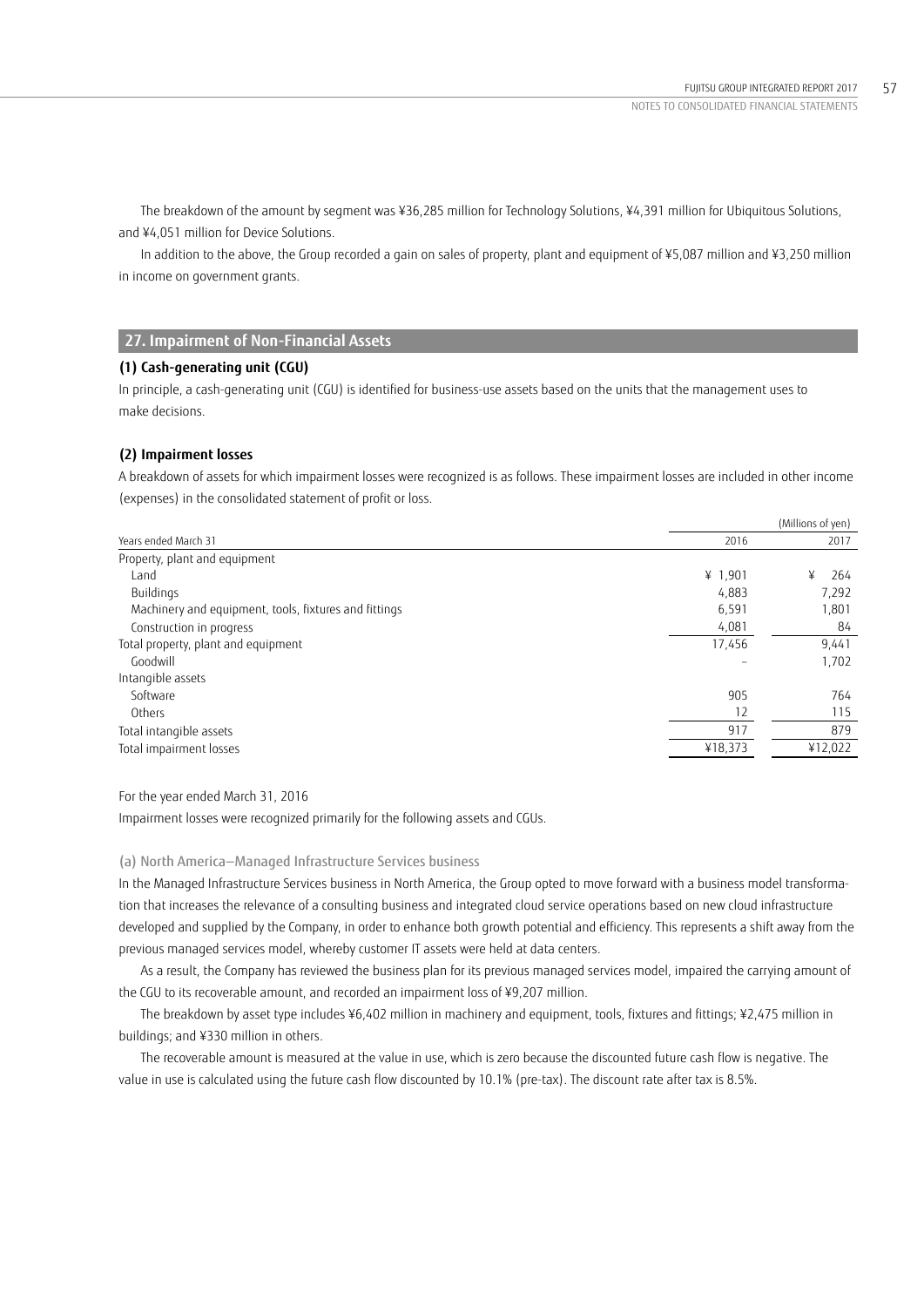The breakdown of the amount by segment was ¥36,285 million for Technology Solutions, ¥4,391 million for Ubiquitous Solutions, and ¥4,051 million for Device Solutions.

In addition to the above, the Group recorded a gain on sales of property, plant and equipment of ¥5,087 million and ¥3,250 million in income on government grants.

## 27. Impairment of Non-Financial Assets

### (1) Cash-generating unit (CGU)

In principle, a cash-generating unit (CGU) is identified for business-use assets based on the units that the management uses to make decisions.

### (2) Impairment losses

A breakdown of assets for which impairment losses were recognized is as follows. These impairment losses are included in other income (expenses) in the consolidated statement of profit or loss.

| | | (Millions of yen) |
|---|---|---|
| Years ended March 31 | 2016 | 2017 |
| Property, plant and equipment | | |
| Land | ¥ 1,901 | ¥ 264 |
| Buildings | 4,883 | 7,292 |
| Machinery and equipment, tools, fixtures and fittings | 6,591 | 1,801 |
| Construction in progress | 4,081 | 84 |
| Total property, plant and equipment | 17,456 | 9,441 |
| Goodwill | – | 1,702 |
| Intangible assets | | |
| Software | 905 | 764 |
| Others | 12 | 115 |
| Total intangible assets | 917 | 879 |
| Total impairment losses | ¥18,373 | ¥12,022 |

For the year ended March 31, 2016

Impairment losses were recognized primarily for the following assets and CGUs.

(a) North America—Managed Infrastructure Services business

In the Managed Infrastructure Services business in North America, the Group opted to move forward with a business model transformation that increases the relevance of a consulting business and integrated cloud service operations based on new cloud infrastructure developed and supplied by the Company, in order to enhance both growth potential and efficiency. This represents a shift away from the previous managed services model, whereby customer IT assets were held at data centers.

As a result, the Company has reviewed the business plan for its previous managed services model, impaired the carrying amount of the CGU to its recoverable amount, and recorded an impairment loss of ¥9,207 million.

The breakdown by asset type includes ¥6,402 million in machinery and equipment, tools, fixtures and fittings; ¥2,475 million in buildings; and ¥330 million in others.

The recoverable amount is measured at the value in use, which is zero because the discounted future cash flow is negative. The value in use is calculated using the future cash flow discounted by 10.1% (pre-tax). The discount rate after tax is 8.5%.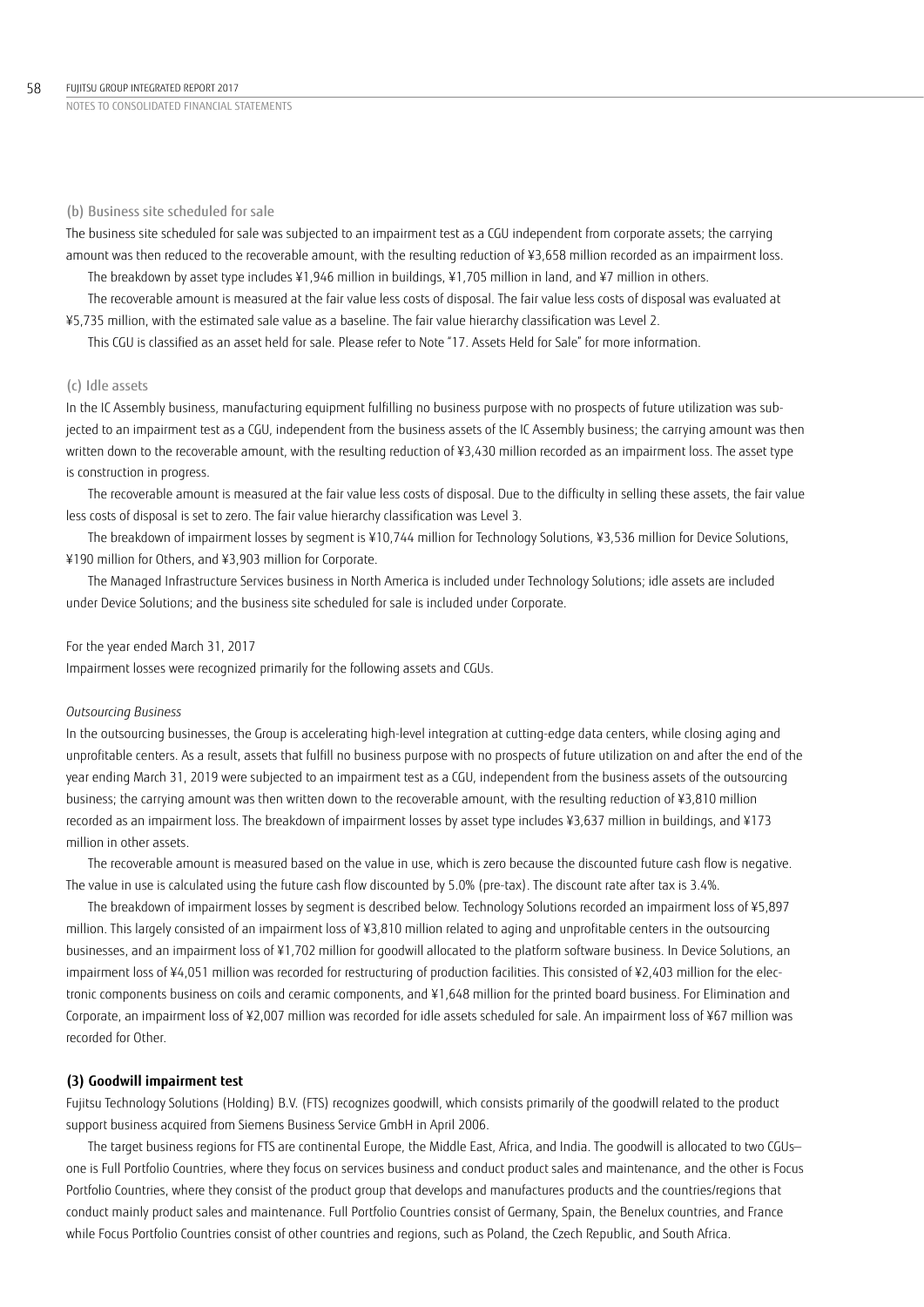(b) Business site scheduled for sale

The business site scheduled for sale was subjected to an impairment test as a CGU independent from corporate assets; the carrying amount was then reduced to the recoverable amount, with the resulting reduction of ¥3,658 million recorded as an impairment loss.

The breakdown by asset type includes ¥1,946 million in buildings, ¥1,705 million in land, and ¥7 million in others.

The recoverable amount is measured at the fair value less costs of disposal. The fair value less costs of disposal was evaluated at ¥5,735 million, with the estimated sale value as a baseline. The fair value hierarchy classification was Level 2.

This CGU is classified as an asset held for sale. Please refer to Note "17. Assets Held for Sale" for more information.

(c) Idle assets

In the IC Assembly business, manufacturing equipment fulfilling no business purpose with no prospects of future utilization was subjected to an impairment test as a CGU, independent from the business assets of the IC Assembly business; the carrying amount was then written down to the recoverable amount, with the resulting reduction of ¥3,430 million recorded as an impairment loss. The asset type is construction in progress.

The recoverable amount is measured at the fair value less costs of disposal. Due to the difficulty in selling these assets, the fair value less costs of disposal is set to zero. The fair value hierarchy classification was Level 3.

The breakdown of impairment losses by segment is ¥10,744 million for Technology Solutions, ¥3,536 million for Device Solutions, ¥190 million for Others, and ¥3,903 million for Corporate.

The Managed Infrastructure Services business in North America is included under Technology Solutions; idle assets are included under Device Solutions; and the business site scheduled for sale is included under Corporate.

For the year ended March 31, 2017

Impairment losses were recognized primarily for the following assets and CGUs.

*Outsourcing Business*

In the outsourcing businesses, the Group is accelerating high-level integration at cutting-edge data centers, while closing aging and unprofitable centers. As a result, assets that fulfill no business purpose with no prospects of future utilization on and after the end of the year ending March 31, 2019 were subjected to an impairment test as a CGU, independent from the business assets of the outsourcing business; the carrying amount was then written down to the recoverable amount, with the resulting reduction of ¥3,810 million recorded as an impairment loss. The breakdown of impairment losses by asset type includes ¥3,637 million in buildings, and ¥173 million in other assets.

The recoverable amount is measured based on the value in use, which is zero because the discounted future cash flow is negative. The value in use is calculated using the future cash flow discounted by 5.0% (pre-tax). The discount rate after tax is 3.4%.

The breakdown of impairment losses by segment is described below. Technology Solutions recorded an impairment loss of ¥5,897 million. This largely consisted of an impairment loss of ¥3,810 million related to aging and unprofitable centers in the outsourcing businesses, and an impairment loss of ¥1,702 million for goodwill allocated to the platform software business. In Device Solutions, an impairment loss of ¥4,051 million was recorded for restructuring of production facilities. This consisted of ¥2,403 million for the electronic components business on coils and ceramic components, and ¥1,648 million for the printed board business. For Elimination and Corporate, an impairment loss of ¥2,007 million was recorded for idle assets scheduled for sale. An impairment loss of ¥67 million was recorded for Other.

**(3) Goodwill impairment test**

Fujitsu Technology Solutions (Holding) B.V. (FTS) recognizes goodwill, which consists primarily of the goodwill related to the product support business acquired from Siemens Business Service GmbH in April 2006.

The target business regions for FTS are continental Europe, the Middle East, Africa, and India. The goodwill is allocated to two CGUs—one is Full Portfolio Countries, where they focus on services business and conduct product sales and maintenance, and the other is Focus Portfolio Countries, where they consist of the product group that develops and manufactures products and the countries/regions that conduct mainly product sales and maintenance. Full Portfolio Countries consist of Germany, Spain, the Benelux countries, and France while Focus Portfolio Countries consist of other countries and regions, such as Poland, the Czech Republic, and South Africa.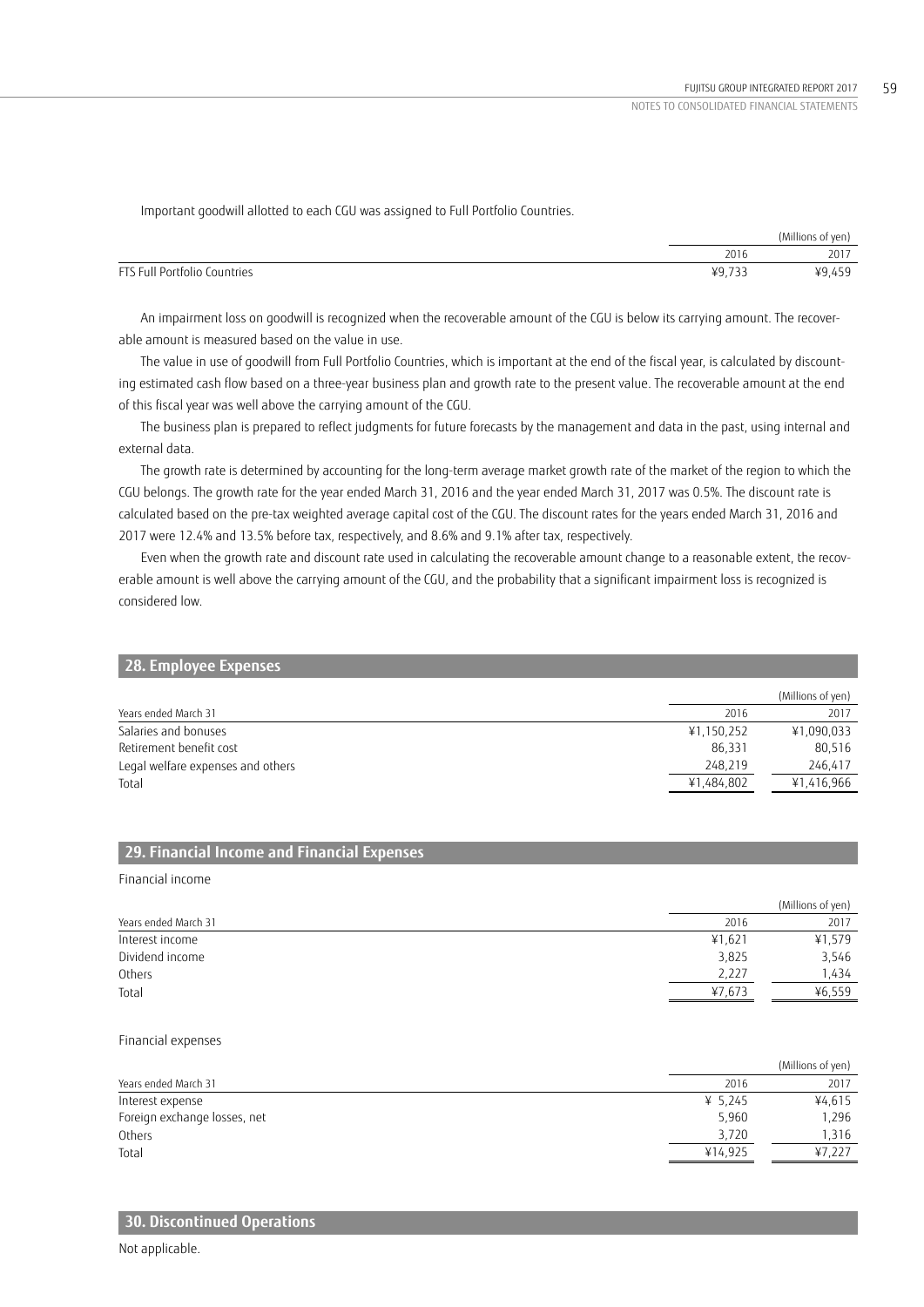Important goodwill allotted to each CGU was assigned to Full Portfolio Countries.

| | 2016 | 2017 |
|---|---|---|
| | | (Millions of yen) |
| FTS Full Portfolio Countries | ¥9,733 | ¥9,459 |

An impairment loss on goodwill is recognized when the recoverable amount of the CGU is below its carrying amount. The recoverable amount is measured based on the value in use.

The value in use of goodwill from Full Portfolio Countries, which is important at the end of the fiscal year, is calculated by discounting estimated cash flow based on a three-year business plan and growth rate to the present value. The recoverable amount at the end of this fiscal year was well above the carrying amount of the CGU.

The business plan is prepared to reflect judgments for future forecasts by the management and data in the past, using internal and external data.

The growth rate is determined by accounting for the long-term average market growth rate of the market of the region to which the CGU belongs. The growth rate for the year ended March 31, 2016 and the year ended March 31, 2017 was 0.5%. The discount rate is calculated based on the pre-tax weighted average capital cost of the CGU. The discount rates for the years ended March 31, 2016 and 2017 were 12.4% and 13.5% before tax, respectively, and 8.6% and 9.1% after tax, respectively.

Even when the growth rate and discount rate used in calculating the recoverable amount change to a reasonable extent, the recoverable amount is well above the carrying amount of the CGU, and the probability that a significant impairment loss is recognized is considered low.

## 28. Employee Expenses

| | | (Millions of yen) |
|---|---|---|
| Years ended March 31 | 2016 | 2017 |
| Salaries and bonuses | ¥1,150,252 | ¥1,090,033 |
| Retirement benefit cost | 86,331 | 80,516 |
| Legal welfare expenses and others | 248,219 | 246,417 |
| Total | ¥1,484,802 | ¥1,416,966 |

## 29. Financial Income and Financial Expenses

Financial income

| | | (Millions of yen) |
|---|---|---|
| Years ended March 31 | 2016 | 2017 |
| Interest income | ¥1,621 | ¥1,579 |
| Dividend income | 3,825 | 3,546 |
| Others | 2,227 | 1,434 |
| Total | ¥7,673 | ¥6,559 |

Financial expenses

| | | (Millions of yen) |
|---|---|---|
| Years ended March 31 | 2016 | 2017 |
| Interest expense | ¥ 5,245 | ¥4,615 |
| Foreign exchange losses, net | 5,960 | 1,296 |
| Others | 3,720 | 1,316 |
| Total | ¥14,925 | ¥7,227 |

## 30. Discontinued Operations

Not applicable.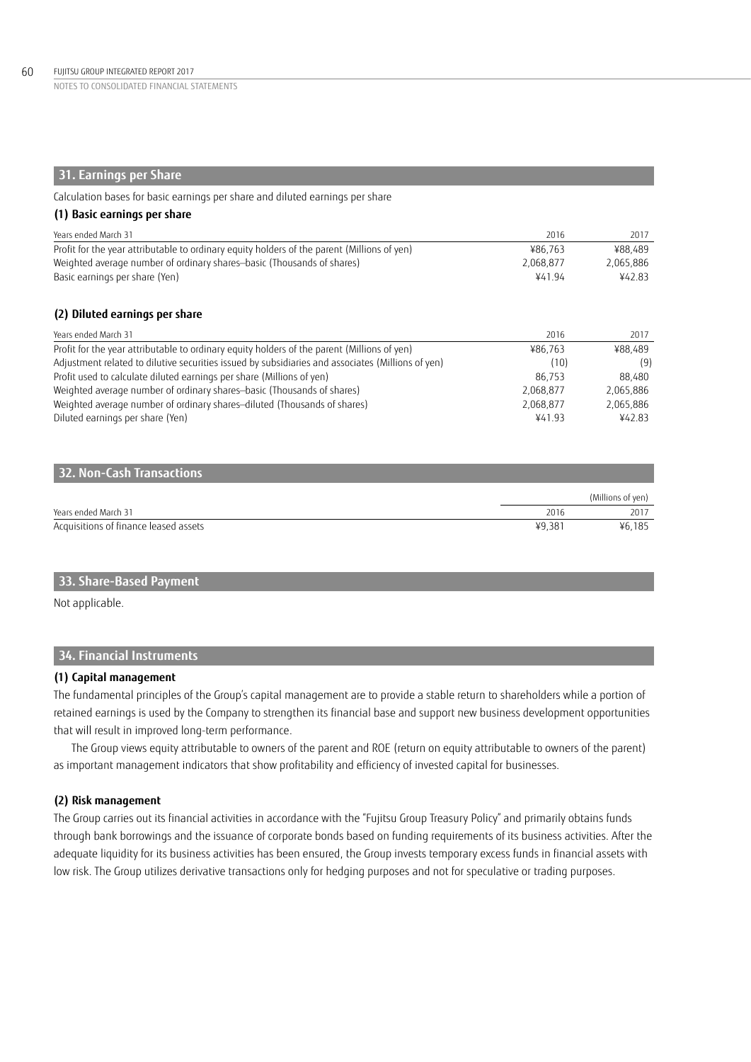## 31. Earnings per Share

Calculation bases for basic earnings per share and diluted earnings per share

### (1) Basic earnings per share

| Years ended March 31 | 2016 | 2017 |
|---|---|---|
| Profit for the year attributable to ordinary equity holders of the parent (Millions of yen) | ¥86,763 | ¥88,489 |
| Weighted average number of ordinary shares–basic (Thousands of shares) | 2,068,877 | 2,065,886 |
| Basic earnings per share (Yen) | ¥41.94 | ¥42.83 |

### (2) Diluted earnings per share

| Years ended March 31 | 2016 | 2017 |
|---|---|---|
| Profit for the year attributable to ordinary equity holders of the parent (Millions of yen) | ¥86,763 | ¥88,489 |
| Adjustment related to dilutive securities issued by subsidiaries and associates (Millions of yen) | (10) | (9) |
| Profit used to calculate diluted earnings per share (Millions of yen) | 86,753 | 88,480 |
| Weighted average number of ordinary shares–basic (Thousands of shares) | 2,068,877 | 2,065,886 |
| Weighted average number of ordinary shares–diluted (Thousands of shares) | 2,068,877 | 2,065,886 |
| Diluted earnings per share (Yen) | ¥41.93 | ¥42.83 |

## 32. Non-Cash Transactions

| | (Millions of yen) | |
|---|---|---|
| Years ended March 31 | 2016 | 2017 |
| Acquisitions of finance leased assets | ¥9,381 | ¥6,185 |

## 33. Share-Based Payment

Not applicable.

## 34. Financial Instruments

### (1) Capital management

The fundamental principles of the Group's capital management are to provide a stable return to shareholders while a portion of retained earnings is used by the Company to strengthen its financial base and support new business development opportunities that will result in improved long-term performance.

The Group views equity attributable to owners of the parent and ROE (return on equity attributable to owners of the parent) as important management indicators that show profitability and efficiency of invested capital for businesses.

### (2) Risk management

The Group carries out its financial activities in accordance with the "Fujitsu Group Treasury Policy" and primarily obtains funds through bank borrowings and the issuance of corporate bonds based on funding requirements of its business activities. After the adequate liquidity for its business activities has been ensured, the Group invests temporary excess funds in financial assets with low risk. The Group utilizes derivative transactions only for hedging purposes and not for speculative or trading purposes.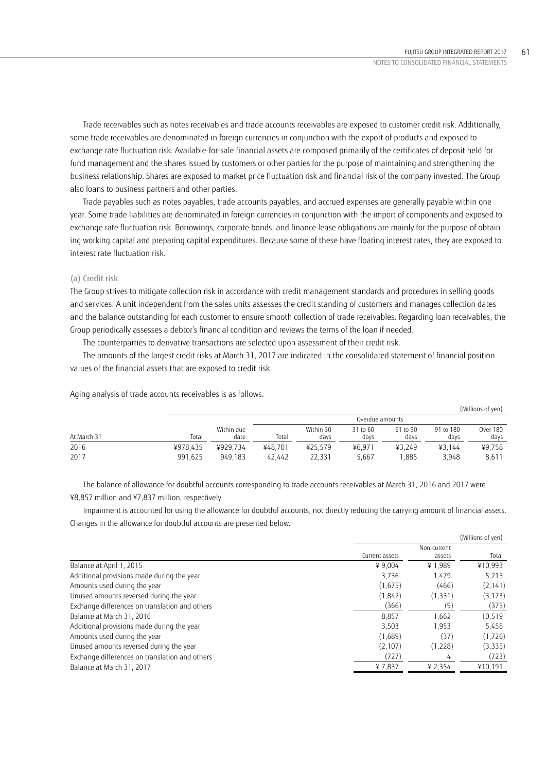Trade receivables such as notes receivables and trade accounts receivables are exposed to customer credit risk. Additionally, some trade receivables are denominated in foreign currencies in conjunction with the export of products and exposed to exchange rate fluctuation risk. Available-for-sale financial assets are composed primarily of the certificates of deposit held for fund management and the shares issued by customers or other parties for the purpose of maintaining and strengthening the business relationship. Shares are exposed to market price fluctuation risk and financial risk of the company invested. The Group also loans to business partners and other parties.

Trade payables such as notes payables, trade accounts payables, and accrued expenses are generally payable within one year. Some trade liabilities are denominated in foreign currencies in conjunction with the import of components and exposed to exchange rate fluctuation risk. Borrowings, corporate bonds, and finance lease obligations are mainly for the purpose of obtaining working capital and preparing capital expenditures. Because some of these have floating interest rates, they are exposed to interest rate fluctuation risk.

### (a) Credit risk

The Group strives to mitigate collection risk in accordance with credit management standards and procedures in selling goods and services. A unit independent from the sales units assesses the credit standing of customers and manages collection dates and the balance outstanding for each customer to ensure smooth collection of trade receivables. Regarding loan receivables, the Group periodically assesses a debtor's financial condition and reviews the terms of the loan if needed.

The counterparties to derivative transactions are selected upon assessment of their credit risk.

The amounts of the largest credit risks at March 31, 2017 are indicated in the consolidated statement of financial position values of the financial assets that are exposed to credit risk.

Aging analysis of trade accounts receivables is as follows.

(Millions of yen)

| | | | Overdue amounts | | | | | |
|---|---|---|---|---|---|---|---|---|
| At March 31 | Total | Within due date | Total | Within 30 days | 31 to 60 days | 61 to 90 days | 91 to 180 days | Over 180 days |
| 2016 | ¥978,435 | ¥929,734 | ¥48,701 | ¥25,579 | ¥6,971 | ¥3,249 | ¥3,144 | ¥9,758 |
| 2017 | 991,625 | 949,183 | 42,442 | 22,331 | 5,667 | 1,885 | 3,948 | 8,611 |

The balance of allowance for doubtful accounts corresponding to trade accounts receivables at March 31, 2016 and 2017 were ¥8,857 million and ¥7,837 million, respectively.

Impairment is accounted for using the allowance for doubtful accounts, not directly reducing the carrying amount of financial assets. Changes in the allowance for doubtful accounts are presented below.

(Millions of yen)

| | Current assets | Non-current assets | Total |
|---|---|---|---|
| Balance at April 1, 2015 | ¥ 9,004 | ¥ 1,989 | ¥10,993 |
| Additional provisions made during the year | 3,736 | 1,479 | 5,215 |
| Amounts used during the year | (1,675) | (466) | (2,141) |
| Unused amounts reversed during the year | (1,842) | (1,331) | (3,173) |
| Exchange differences on translation and others | (366) | (9) | (375) |
| Balance at March 31, 2016 | 8,857 | 1,662 | 10,519 |
| Additional provisions made during the year | 3,503 | 1,953 | 5,456 |
| Amounts used during the year | (1,689) | (37) | (1,726) |
| Unused amounts reversed during the year | (2,107) | (1,228) | (3,335) |
| Exchange differences on translation and others | (727) | 4 | (723) |
| Balance at March 31, 2017 | ¥ 7,837 | ¥ 2,354 | ¥10,191 |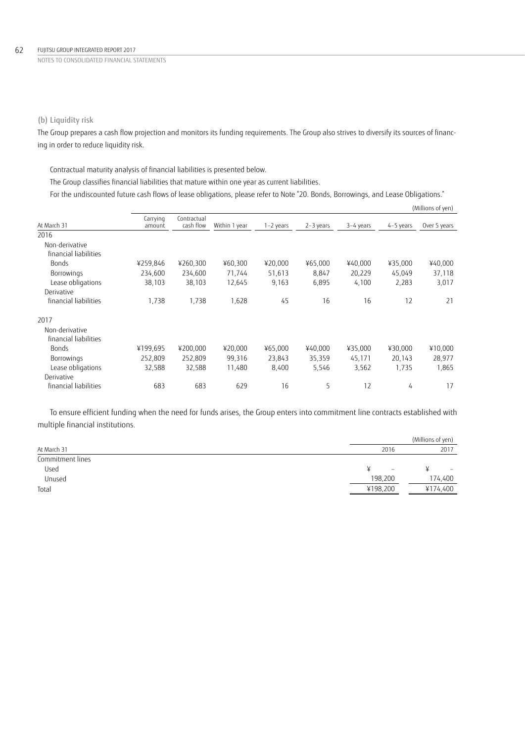### (b) Liquidity risk

The Group prepares a cash flow projection and monitors its funding requirements. The Group also strives to diversify its sources of financing in order to reduce liquidity risk.

Contractual maturity analysis of financial liabilities is presented below.

The Group classifies financial liabilities that mature within one year as current liabilities.

For the undiscounted future cash flows of lease obligations, please refer to Note "20. Bonds, Borrowings, and Lease Obligations."

(Millions of yen)

| At March 31 | Carrying amount | Contractual cash flow | Within 1 year | 1–2 years | 2–3 years | 3–4 years | 4–5 years | Over 5 years |
|---|---|---|---|---|---|---|---|---|
| 2016 | | | | | | | | |
| Non-derivative financial liabilities | | | | | | | | |
| Bonds | ¥259,846 | ¥260,300 | ¥60,300 | ¥20,000 | ¥65,000 | ¥40,000 | ¥35,000 | ¥40,000 |
| Borrowings | 234,600 | 234,600 | 71,744 | 51,613 | 8,847 | 20,229 | 45,049 | 37,118 |
| Lease obligations | 38,103 | 38,103 | 12,645 | 9,163 | 6,895 | 4,100 | 2,283 | 3,017 |
| Derivative financial liabilities | 1,738 | 1,738 | 1,628 | 45 | 16 | 16 | 12 | 21 |
| 2017 | | | | | | | | |
| Non-derivative financial liabilities | | | | | | | | |
| Bonds | ¥199,695 | ¥200,000 | ¥20,000 | ¥65,000 | ¥40,000 | ¥35,000 | ¥30,000 | ¥10,000 |
| Borrowings | 252,809 | 252,809 | 99,316 | 23,843 | 35,359 | 45,171 | 20,143 | 28,977 |
| Lease obligations | 32,588 | 32,588 | 11,480 | 8,400 | 5,546 | 3,562 | 1,735 | 1,865 |
| Derivative financial liabilities | 683 | 683 | 629 | 16 | 5 | 12 | 4 | 17 |

To ensure efficient funding when the need for funds arises, the Group enters into commitment line contracts established with multiple financial institutions.

(Millions of yen)

| At March 31 | 2016 | 2017 |
|---|---|---|
| Commitment lines | | |
| Used | ¥ – | ¥ – |
| Unused | 198,200 | 174,400 |
| Total | ¥198,200 | ¥174,400 |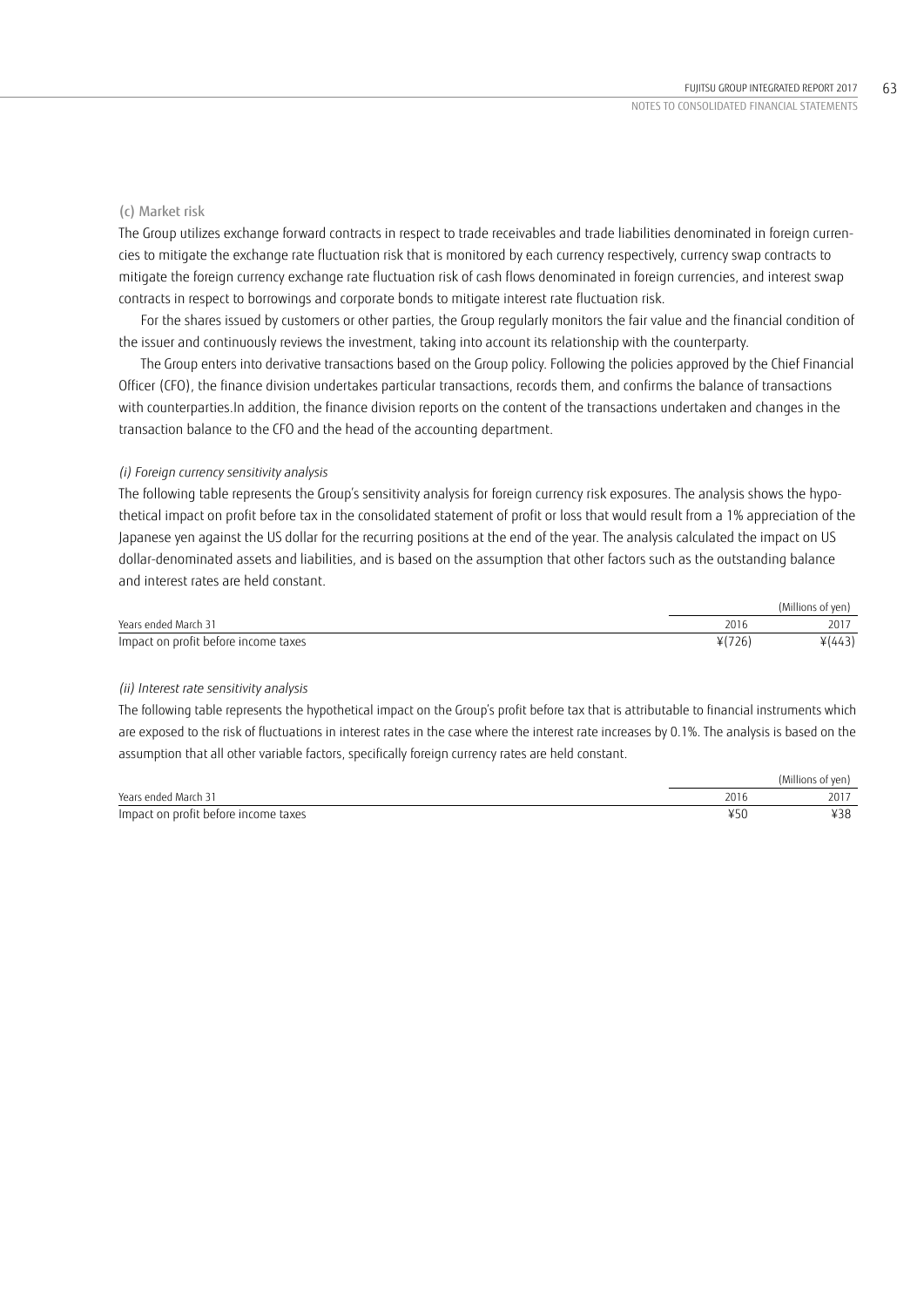### (c) Market risk

The Group utilizes exchange forward contracts in respect to trade receivables and trade liabilities denominated in foreign currencies to mitigate the exchange rate fluctuation risk that is monitored by each currency respectively, currency swap contracts to mitigate the foreign currency exchange rate fluctuation risk of cash flows denominated in foreign currencies, and interest swap contracts in respect to borrowings and corporate bonds to mitigate interest rate fluctuation risk.

For the shares issued by customers or other parties, the Group regularly monitors the fair value and the financial condition of the issuer and continuously reviews the investment, taking into account its relationship with the counterparty.

The Group enters into derivative transactions based on the Group policy. Following the policies approved by the Chief Financial Officer (CFO), the finance division undertakes particular transactions, records them, and confirms the balance of transactions with counterparties.In addition, the finance division reports on the content of the transactions undertaken and changes in the transaction balance to the CFO and the head of the accounting department.

*(i) Foreign currency sensitivity analysis*

The following table represents the Group's sensitivity analysis for foreign currency risk exposures. The analysis shows the hypothetical impact on profit before tax in the consolidated statement of profit or loss that would result from a 1% appreciation of the Japanese yen against the US dollar for the recurring positions at the end of the year. The analysis calculated the impact on US dollar-denominated assets and liabilities, and is based on the assumption that other factors such as the outstanding balance and interest rates are held constant.

| | | (Millions of yen) |
|---|---|---|
| Years ended March 31 | 2016 | 2017 |
| Impact on profit before income taxes | ¥(726) | ¥(443) |

*(ii) Interest rate sensitivity analysis*

The following table represents the hypothetical impact on the Group's profit before tax that is attributable to financial instruments which are exposed to the risk of fluctuations in interest rates in the case where the interest rate increases by 0.1%. The analysis is based on the assumption that all other variable factors, specifically foreign currency rates are held constant.

| | | (Millions of yen) |
|---|---|---|
| Years ended March 31 | 2016 | 2017 |
| Impact on profit before income taxes | ¥50 | ¥38 |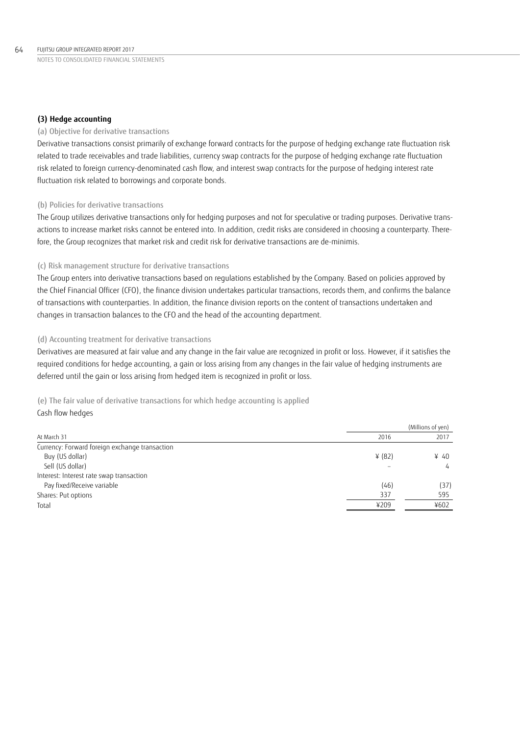### (3) Hedge accounting

(a) Objective for derivative transactions

Derivative transactions consist primarily of exchange forward contracts for the purpose of hedging exchange rate fluctuation risk related to trade receivables and trade liabilities, currency swap contracts for the purpose of hedging exchange rate fluctuation risk related to foreign currency-denominated cash flow, and interest swap contracts for the purpose of hedging interest rate fluctuation risk related to borrowings and corporate bonds.

(b) Policies for derivative transactions

The Group utilizes derivative transactions only for hedging purposes and not for speculative or trading purposes. Derivative transactions to increase market risks cannot be entered into. In addition, credit risks are considered in choosing a counterparty. Therefore, the Group recognizes that market risk and credit risk for derivative transactions are de-minimis.

(c) Risk management structure for derivative transactions

The Group enters into derivative transactions based on regulations established by the Company. Based on policies approved by the Chief Financial Officer (CFO), the finance division undertakes particular transactions, records them, and confirms the balance of transactions with counterparties. In addition, the finance division reports on the content of transactions undertaken and changes in transaction balances to the CFO and the head of the accounting department.

(d) Accounting treatment for derivative transactions

Derivatives are measured at fair value and any change in the fair value are recognized in profit or loss. However, if it satisfies the required conditions for hedge accounting, a gain or loss arising from any changes in the fair value of hedging instruments are deferred until the gain or loss arising from hedged item is recognized in profit or loss.

(e) The fair value of derivative transactions for which hedge accounting is applied

Cash flow hedges

| | | (Millions of yen) |
|---|---|---|
| At March 31 | 2016 | 2017 |
| Currency: Forward foreign exchange transaction | | |
| Buy (US dollar) | ¥ (82) | ¥ 40 |
| Sell (US dollar) | – | 4 |
| Interest: Interest rate swap transaction | | |
| Pay fixed/Receive variable | (46) | (37) |
| Shares: Put options | 337 | 595 |
| Total | ¥209 | ¥602 |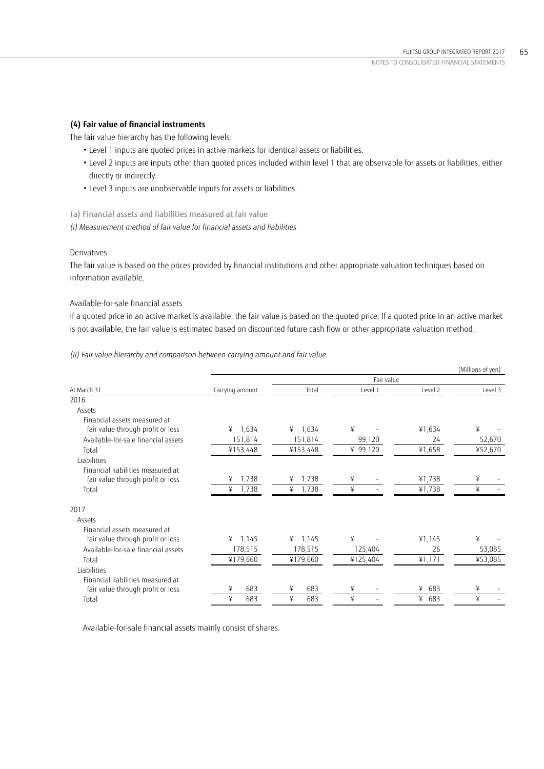### (4) Fair value of financial instruments

The fair value hierarchy has the following levels:

- Level 1 inputs are quoted prices in active markets for identical assets or liabilities.
- Level 2 inputs are inputs other than quoted prices included within level 1 that are observable for assets or liabilities, either directly or indirectly.
- Level 3 inputs are unobservable inputs for assets or liabilities.

(a) Financial assets and liabilities measured at fair value

*(i) Measurement method of fair value for financial assets and liabilities*

Derivatives

The fair value is based on the prices provided by financial institutions and other appropriate valuation techniques based on information available.

Available-for-sale financial assets

If a quoted price in an active market is available, the fair value is based on the quoted price. If a quoted price in an active market is not available, the fair value is estimated based on discounted future cash flow or other appropriate valuation method.

*(ii) Fair value hierarchy and comparison between carrying amount and fair value*

(Millions of yen)

| At March 31 | Carrying amount | Fair value | | | |
|---|---|---|---|---|---|
| | | Total | Level 1 | Level 2 | Level 3 |
| **2016** | | | | | |
| Assets | | | | | |
| Financial assets measured at fair value through profit or loss | ¥ 1,634 | ¥ 1,634 | ¥ – | ¥1,634 | ¥ – |
| Available-for-sale financial assets | 151,814 | 151,814 | 99,120 | 24 | 52,670 |
| Total | ¥153,448 | ¥153,448 | ¥ 99,120 | ¥1,658 | ¥52,670 |
| Liabilities | | | | | |
| Financial liabilities measured at fair value through profit or loss | ¥ 1,738 | ¥ 1,738 | ¥ – | ¥1,738 | ¥ – |
| Total | ¥ 1,738 | ¥ 1,738 | ¥ – | ¥1,738 | ¥ – |
| **2017** | | | | | |
| Assets | | | | | |
| Financial assets measured at fair value through profit or loss | ¥ 1,145 | ¥ 1,145 | ¥ – | ¥1,145 | ¥ – |
| Available-for-sale financial assets | 178,515 | 178,515 | 125,404 | 26 | 53,085 |
| Total | ¥179,660 | ¥179,660 | ¥125,404 | ¥1,171 | ¥53,085 |
| Liabilities | | | | | |
| Financial liabilities measured at fair value through profit or loss | ¥ 683 | ¥ 683 | ¥ – | ¥ 683 | ¥ – |
| Total | ¥ 683 | ¥ 683 | ¥ – | ¥ 683 | ¥ – |

Available-for-sale financial assets mainly consist of shares.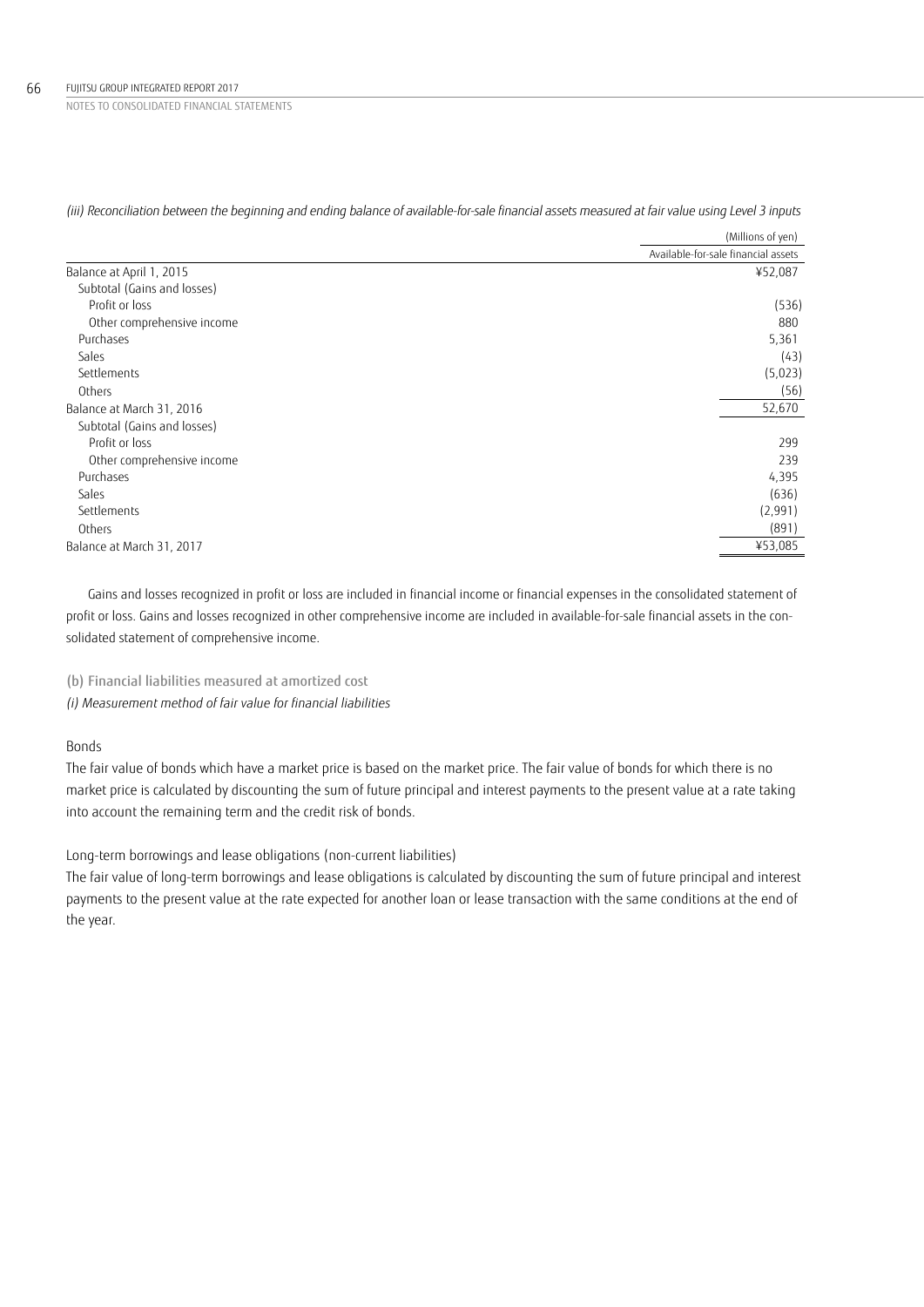*(iii) Reconciliation between the beginning and ending balance of available-for-sale financial assets measured at fair value using Level 3 inputs*

| | (Millions of yen) |
|---|---|
| | Available-for-sale financial assets |
| Balance at April 1, 2015 | ¥52,087 |
| Subtotal (Gains and losses) | |
| Profit or loss | (536) |
| Other comprehensive income | 880 |
| Purchases | 5,361 |
| Sales | (43) |
| Settlements | (5,023) |
| Others | (56) |
| Balance at March 31, 2016 | 52,670 |
| Subtotal (Gains and losses) | |
| Profit or loss | 299 |
| Other comprehensive income | 239 |
| Purchases | 4,395 |
| Sales | (636) |
| Settlements | (2,991) |
| Others | (891) |
| Balance at March 31, 2017 | ¥53,085 |

Gains and losses recognized in profit or loss are included in financial income or financial expenses in the consolidated statement of profit or loss. Gains and losses recognized in other comprehensive income are included in available-for-sale financial assets in the consolidated statement of comprehensive income.

(b) Financial liabilities measured at amortized cost

*(i) Measurement method of fair value for financial liabilities*

Bonds

The fair value of bonds which have a market price is based on the market price. The fair value of bonds for which there is no market price is calculated by discounting the sum of future principal and interest payments to the present value at a rate taking into account the remaining term and the credit risk of bonds.

Long-term borrowings and lease obligations (non-current liabilities)

The fair value of long-term borrowings and lease obligations is calculated by discounting the sum of future principal and interest payments to the present value at the rate expected for another loan or lease transaction with the same conditions at the end of the year.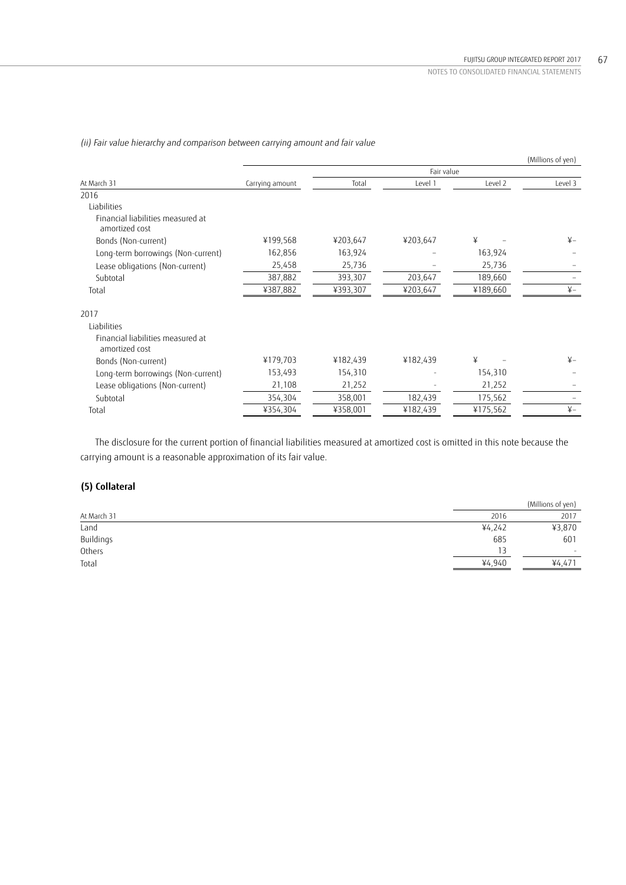*(ii) Fair value hierarchy and comparison between carrying amount and fair value*

(Millions of yen)

| At March 31 | Carrying amount | Fair value | | | |
|---|---|---|---|---|---|
| | | Total | Level 1 | Level 2 | Level 3 |
| 2016 | | | | | |
| Liabilities | | | | | |
| Financial liabilities measured at amortized cost | | | | | |
| Bonds (Non-current) | ¥199,568 | ¥203,647 | ¥203,647 | ¥ – | ¥– |
| Long-term borrowings (Non-current) | 162,856 | 163,924 | – | 163,924 | – |
| Lease obligations (Non-current) | 25,458 | 25,736 | – | 25,736 | – |
| Subtotal | 387,882 | 393,307 | 203,647 | 189,660 | – |
| Total | ¥387,882 | ¥393,307 | ¥203,647 | ¥189,660 | ¥– |
| 2017 | | | | | |
| Liabilities | | | | | |
| Financial liabilities measured at amortized cost | | | | | |
| Bonds (Non-current) | ¥179,703 | ¥182,439 | ¥182,439 | ¥ – | ¥– |
| Long-term borrowings (Non-current) | 153,493 | 154,310 | - | 154,310 | – |
| Lease obligations (Non-current) | 21,108 | 21,252 | - | 21,252 | – |
| Subtotal | 354,304 | 358,001 | 182,439 | 175,562 | – |
| Total | ¥354,304 | ¥358,001 | ¥182,439 | ¥175,562 | ¥– |

The disclosure for the current portion of financial liabilities measured at amortized cost is omitted in this note because the carrying amount is a reasonable approximation of its fair value.

## (5) Collateral

(Millions of yen)

| At March 31 | 2016 | 2017 |
|---|---|---|
| Land | ¥4,242 | ¥3,870 |
| Buildings | 685 | 601 |
| Others | 13 | - |
| Total | ¥4,940 | ¥4,471 |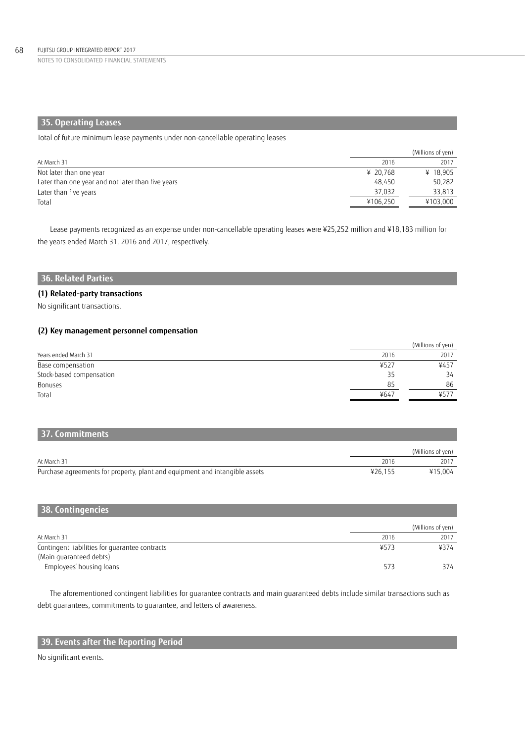## 35. Operating Leases

Total of future minimum lease payments under non-cancellable operating leases

| | | (Millions of yen) |
|---|---|---|
| At March 31 | 2016 | 2017 |
| Not later than one year | ¥ 20,768 | ¥ 18,905 |
| Later than one year and not later than five years | 48,450 | 50,282 |
| Later than five years | 37,032 | 33,813 |
| Total | ¥106,250 | ¥103,000 |

Lease payments recognized as an expense under non-cancellable operating leases were ¥25,252 million and ¥18,183 million for the years ended March 31, 2016 and 2017, respectively.

## 36. Related Parties

### (1) Related-party transactions

No significant transactions.

### (2) Key management personnel compensation

| | | (Millions of yen) |
|---|---|---|
| Years ended March 31 | 2016 | 2017 |
| Base compensation | ¥527 | ¥457 |
| Stock-based compensation | 35 | 34 |
| Bonuses | 85 | 86 |
| Total | ¥647 | ¥577 |

## 37. Commitments

| | | (Millions of yen) |
|---|---|---|
| At March 31 | 2016 | 2017 |
| Purchase agreements for property, plant and equipment and intangible assets | ¥26,155 | ¥15,004 |

## 38. Contingencies

| | | (Millions of yen) |
|---|---|---|
| At March 31 | 2016 | 2017 |
| Contingent liabilities for guarantee contracts | ¥573 | ¥374 |
| (Main guaranteed debts) | | |
| Employees' housing loans | 573 | 374 |

The aforementioned contingent liabilities for guarantee contracts and main guaranteed debts include similar transactions such as debt guarantees, commitments to guarantee, and letters of awareness.

## 39. Events after the Reporting Period

No significant events.